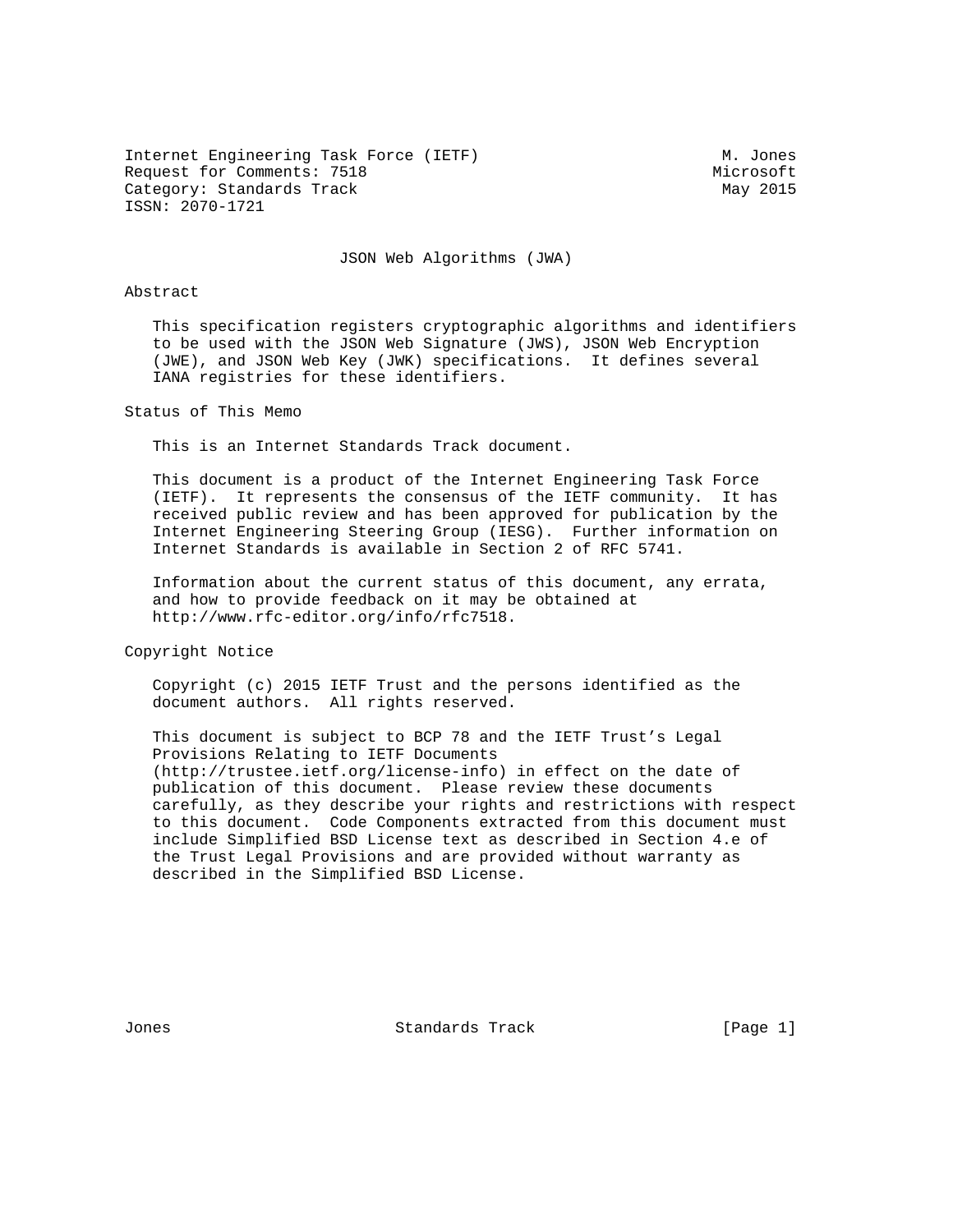Internet Engineering Task Force (IETF) M. Jones
Request for Comments: 7518 Microsoft
Category: Standards Track May 2015
ISSN: 2070-1721

# JSON Web Algorithms (JWA)

## Abstract

This specification registers cryptographic algorithms and identifiers to be used with the JSON Web Signature (JWS), JSON Web Encryption (JWE), and JSON Web Key (JWK) specifications. It defines several IANA registries for these identifiers.

## Status of This Memo

This is an Internet Standards Track document.

This document is a product of the Internet Engineering Task Force (IETF). It represents the consensus of the IETF community. It has received public review and has been approved for publication by the Internet Engineering Steering Group (IESG). Further information on Internet Standards is available in Section 2 of RFC 5741.

Information about the current status of this document, any errata, and how to provide feedback on it may be obtained at http://www.rfc-editor.org/info/rfc7518.

## Copyright Notice

Copyright (c) 2015 IETF Trust and the persons identified as the document authors. All rights reserved.

This document is subject to BCP 78 and the IETF Trust's Legal Provisions Relating to IETF Documents (http://trustee.ietf.org/license-info) in effect on the date of publication of this document. Please review these documents carefully, as they describe your rights and restrictions with respect to this document. Code Components extracted from this document must include Simplified BSD License text as described in Section 4.e of the Trust Legal Provisions and are provided without warranty as described in the Simplified BSD License.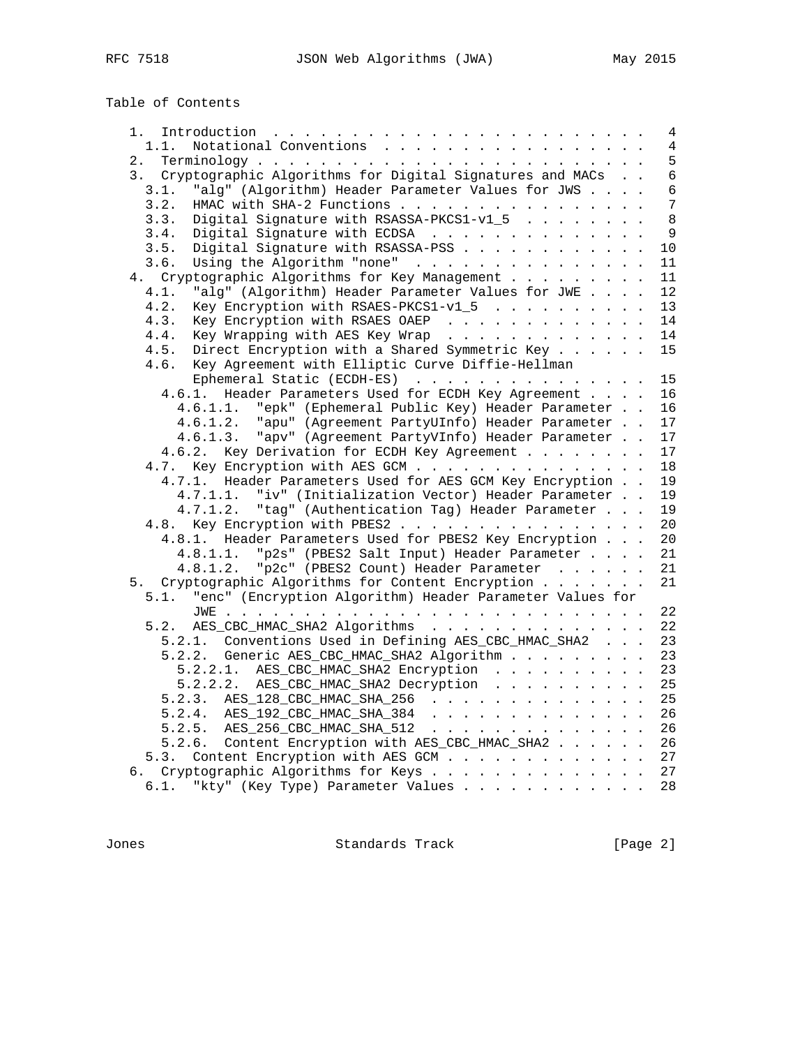Table of Contents

```
   1.  Introduction . . . . . . . . . . . . . . . . . . . . . . . .   4
     1.1.  Notational Conventions . . . . . . . . . . . . . . . . .   4
   2.  Terminology . . . . . . . . . . . . . . . . . . . . . . . . .   5
   3.  Cryptographic Algorithms for Digital Signatures and MACs  . .   6
     3.1.  "alg" (Algorithm) Header Parameter Values for JWS . . . .   6
     3.2.  HMAC with SHA-2 Functions . . . . . . . . . . . . . . . .   7
     3.3.  Digital Signature with RSASSA-PKCS1-v1_5  . . . . . . . .   8
     3.4.  Digital Signature with ECDSA  . . . . . . . . . . . . . .   9
     3.5.  Digital Signature with RSASSA-PSS . . . . . . . . . . . .  10
     3.6.  Using the Algorithm "none"  . . . . . . . . . . . . . . .  11
   4.  Cryptographic Algorithms for Key Management . . . . . . . . .  11
     4.1.  "alg" (Algorithm) Header Parameter Values for JWE . . . .  12
     4.2.  Key Encryption with RSAES-PKCS1-v1_5  . . . . . . . . . .  13
     4.3.  Key Encryption with RSAES OAEP  . . . . . . . . . . . . .  14
     4.4.  Key Wrapping with AES Key Wrap  . . . . . . . . . . . . .  14
     4.5.  Direct Encryption with a Shared Symmetric Key . . . . . .  15
     4.6.  Key Agreement with Elliptic Curve Diffie-Hellman
           Ephemeral Static (ECDH-ES)  . . . . . . . . . . . . . . .  15
       4.6.1.  Header Parameters Used for ECDH Key Agreement . . . .  16
         4.6.1.1.  "epk" (Ephemeral Public Key) Header Parameter . .  16
         4.6.1.2.  "apu" (Agreement PartyUInfo) Header Parameter . .  17
         4.6.1.3.  "apv" (Agreement PartyVInfo) Header Parameter . .  17
       4.6.2.  Key Derivation for ECDH Key Agreement . . . . . . . .  17
     4.7.  Key Encryption with AES GCM . . . . . . . . . . . . . . .  18
       4.7.1.  Header Parameters Used for AES GCM Key Encryption . .  19
         4.7.1.1.  "iv" (Initialization Vector) Header Parameter . .  19
         4.7.1.2.  "tag" (Authentication Tag) Header Parameter . . .  19
     4.8.  Key Encryption with PBES2 . . . . . . . . . . . . . . . .  20
       4.8.1.  Header Parameters Used for PBES2 Key Encryption . . .  20
         4.8.1.1.  "p2s" (PBES2 Salt Input) Header Parameter . . . .  21
         4.8.1.2.  "p2c" (PBES2 Count) Header Parameter  . . . . . .  21
   5.  Cryptographic Algorithms for Content Encryption . . . . . . .  21
     5.1.  "enc" (Encryption Algorithm) Header Parameter Values for
           JWE . . . . . . . . . . . . . . . . . . . . . . . . . . .  22
     5.2.  AES_CBC_HMAC_SHA2 Algorithms  . . . . . . . . . . . . . .  22
       5.2.1.  Conventions Used in Defining AES_CBC_HMAC_SHA2  . . .  23
       5.2.2.  Generic AES_CBC_HMAC_SHA2 Algorithm . . . . . . . . .  23
         5.2.2.1.  AES_CBC_HMAC_SHA2 Encryption  . . . . . . . . . .  23
         5.2.2.2.  AES_CBC_HMAC_SHA2 Decryption  . . . . . . . . . .  25
       5.2.3.  AES_128_CBC_HMAC_SHA_256  . . . . . . . . . . . . . .  25
       5.2.4.  AES_192_CBC_HMAC_SHA_384  . . . . . . . . . . . . . .  26
       5.2.5.  AES_256_CBC_HMAC_SHA_512  . . . . . . . . . . . . . .  26
       5.2.6.  Content Encryption with AES_CBC_HMAC_SHA2 . . . . . .  26
     5.3.  Content Encryption with AES GCM . . . . . . . . . . . . .  27
   6.  Cryptographic Algorithms for Keys . . . . . . . . . . . . . .  27
     6.1.  "kty" (Key Type) Parameter Values . . . . . . . . . . . .  28
```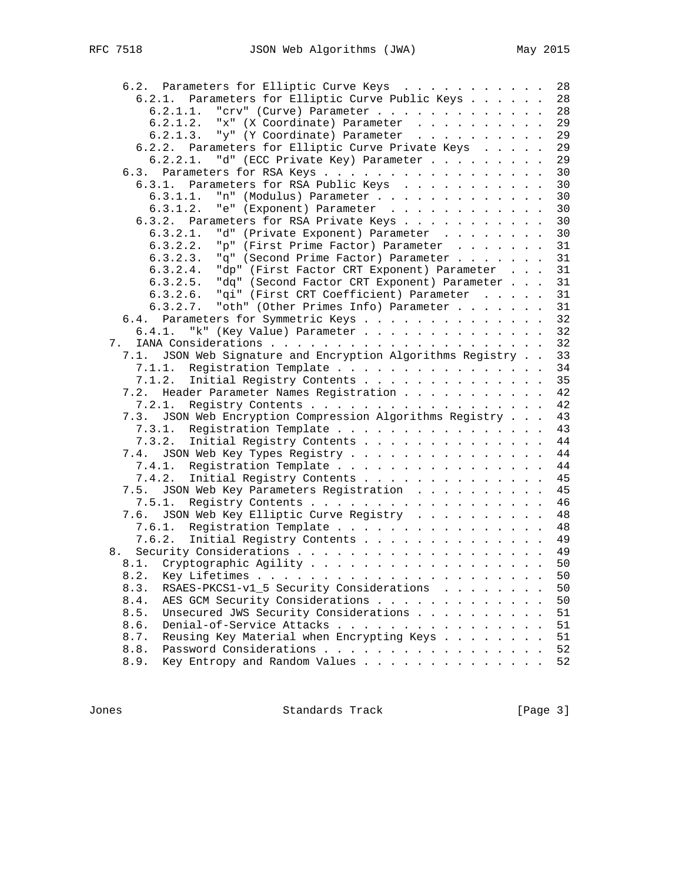```
      6.2.  Parameters for Elliptic Curve Keys . . . . . . . . . . .  28
        6.2.1.  Parameters for Elliptic Curve Public Keys . . . . . .  28
          6.2.1.1.  "crv" (Curve) Parameter . . . . . . . . . . . . .  28
          6.2.1.2.  "x" (X Coordinate) Parameter  . . . . . . . . . .  29
          6.2.1.3.  "y" (Y Coordinate) Parameter  . . . . . . . . . .  29
        6.2.2.  Parameters for Elliptic Curve Private Keys  . . . . .  29
          6.2.2.1.  "d" (ECC Private Key) Parameter . . . . . . . . .  29
      6.3.  Parameters for RSA Keys . . . . . . . . . . . . . . . . .  30
        6.3.1.  Parameters for RSA Public Keys  . . . . . . . . . . .  30
          6.3.1.1.  "n" (Modulus) Parameter . . . . . . . . . . . . .  30
          6.3.1.2.  "e" (Exponent) Parameter  . . . . . . . . . . . .  30
        6.3.2.  Parameters for RSA Private Keys . . . . . . . . . . .  30
          6.3.2.1.  "d" (Private Exponent) Parameter  . . . . . . . .  30
          6.3.2.2.  "p" (First Prime Factor) Parameter  . . . . . . .  31
          6.3.2.3.  "q" (Second Prime Factor) Parameter . . . . . . .  31
          6.3.2.4.  "dp" (First Factor CRT Exponent) Parameter  . . .  31
          6.3.2.5.  "dq" (Second Factor CRT Exponent) Parameter . . .  31
          6.3.2.6.  "qi" (First CRT Coefficient) Parameter  . . . . .  31
          6.3.2.7.  "oth" (Other Primes Info) Parameter . . . . . . .  31
      6.4.  Parameters for Symmetric Keys . . . . . . . . . . . . . .  32
        6.4.1.  "k" (Key Value) Parameter . . . . . . . . . . . . . .  32
   7.  IANA Considerations . . . . . . . . . . . . . . . . . . . . .  32
      7.1.  JSON Web Signature and Encryption Algorithms Registry . .  33
        7.1.1.  Registration Template . . . . . . . . . . . . . . . .  34
        7.1.2.  Initial Registry Contents . . . . . . . . . . . . . .  35
      7.2.  Header Parameter Names Registration . . . . . . . . . . .  42
        7.2.1.  Registry Contents . . . . . . . . . . . . . . . . . .  42
      7.3.  JSON Web Encryption Compression Algorithms Registry . . .  43
        7.3.1.  Registration Template . . . . . . . . . . . . . . . .  43
        7.3.2.  Initial Registry Contents . . . . . . . . . . . . . .  44
      7.4.  JSON Web Key Types Registry . . . . . . . . . . . . . . .  44
        7.4.1.  Registration Template . . . . . . . . . . . . . . . .  44
        7.4.2.  Initial Registry Contents . . . . . . . . . . . . . .  45
      7.5.  JSON Web Key Parameters Registration  . . . . . . . . . .  45
        7.5.1.  Registry Contents . . . . . . . . . . . . . . . . . .  46
      7.6.  JSON Web Key Elliptic Curve Registry  . . . . . . . . . .  48
        7.6.1.  Registration Template . . . . . . . . . . . . . . . .  48
        7.6.2.  Initial Registry Contents . . . . . . . . . . . . . .  49
   8.  Security Considerations . . . . . . . . . . . . . . . . . . .  49
      8.1.  Cryptographic Agility . . . . . . . . . . . . . . . . . .  50
      8.2.  Key Lifetimes . . . . . . . . . . . . . . . . . . . . . .  50
      8.3.  RSAES-PKCS1-v1_5 Security Considerations  . . . . . . . .  50
      8.4.  AES GCM Security Considerations . . . . . . . . . . . . .  50
      8.5.  Unsecured JWS Security Considerations . . . . . . . . . .  51
      8.6.  Denial-of-Service Attacks . . . . . . . . . . . . . . . .  51
      8.7.  Reusing Key Material when Encrypting Keys . . . . . . . .  51
      8.8.  Password Considerations . . . . . . . . . . . . . . . . .  52
      8.9.  Key Entropy and Random Values . . . . . . . . . . . . . .  52
```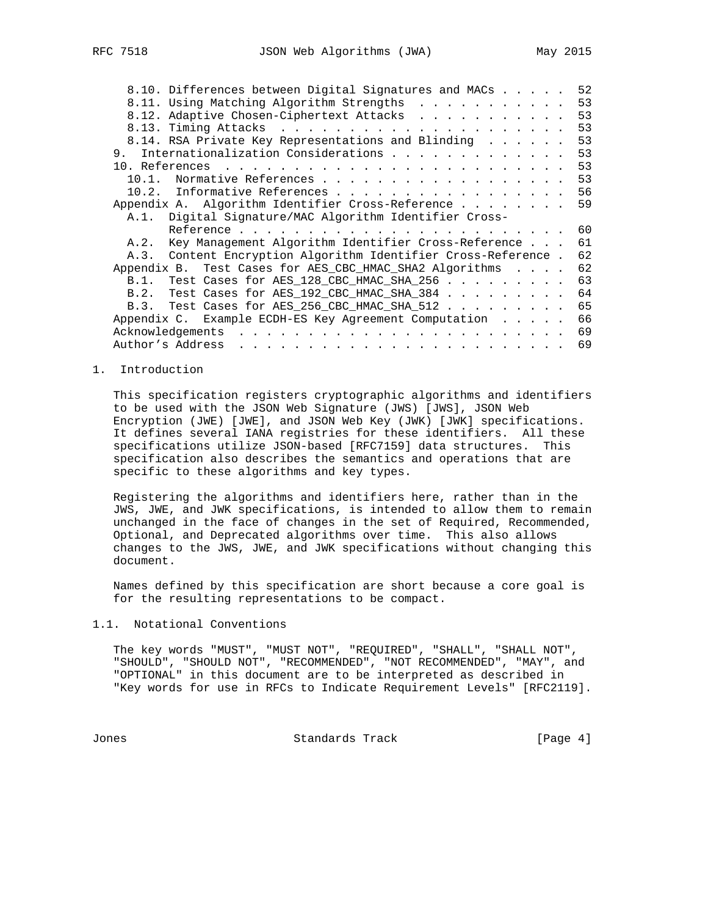8.10. Differences between Digital Signatures and MACs . . . . . 52
8.11. Using Matching Algorithm Strengths . . . . . . . . . . . 53
8.12. Adaptive Chosen-Ciphertext Attacks . . . . . . . . . . . 53
8.13. Timing Attacks . . . . . . . . . . . . . . . . . . . . . 53
8.14. RSA Private Key Representations and Blinding . . . . . . 53
9. Internationalization Considerations . . . . . . . . . . . . . 53
10. References . . . . . . . . . . . . . . . . . . . . . . . . . 53
10.1. Normative References . . . . . . . . . . . . . . . . . . 53
10.2. Informative References . . . . . . . . . . . . . . . . . 56
Appendix A. Algorithm Identifier Cross-Reference . . . . . . . . 59
A.1. Digital Signature/MAC Algorithm Identifier Cross-Reference . . . . . . . . . . . . . . . . . . . . . . . . 60
A.2. Key Management Algorithm Identifier Cross-Reference . . . 61
A.3. Content Encryption Algorithm Identifier Cross-Reference . 62
Appendix B. Test Cases for AES_CBC_HMAC_SHA2 Algorithms . . . . 62
B.1. Test Cases for AES_128_CBC_HMAC_SHA_256 . . . . . . . . . 63
B.2. Test Cases for AES_192_CBC_HMAC_SHA_384 . . . . . . . . . 64
B.3. Test Cases for AES_256_CBC_HMAC_SHA_512 . . . . . . . . . 65
Appendix C. Example ECDH-ES Key Agreement Computation . . . . . 66
Acknowledgements . . . . . . . . . . . . . . . . . . . . . . . . 69
Author's Address . . . . . . . . . . . . . . . . . . . . . . . . 69

# 1. Introduction

This specification registers cryptographic algorithms and identifiers to be used with the JSON Web Signature (JWS) [JWS], JSON Web Encryption (JWE) [JWE], and JSON Web Key (JWK) [JWK] specifications. It defines several IANA registries for these identifiers. All these specifications utilize JSON-based [RFC7159] data structures. This specification also describes the semantics and operations that are specific to these algorithms and key types.

Registering the algorithms and identifiers here, rather than in the JWS, JWE, and JWK specifications, is intended to allow them to remain unchanged in the face of changes in the set of Required, Recommended, Optional, and Deprecated algorithms over time. This also allows changes to the JWS, JWE, and JWK specifications without changing this document.

Names defined by this specification are short because a core goal is for the resulting representations to be compact.

## 1.1. Notational Conventions

The key words "MUST", "MUST NOT", "REQUIRED", "SHALL", "SHALL NOT", "SHOULD", "SHOULD NOT", "RECOMMENDED", "NOT RECOMMENDED", "MAY", and "OPTIONAL" in this document are to be interpreted as described in "Key words for use in RFCs to Indicate Requirement Levels" [RFC2119].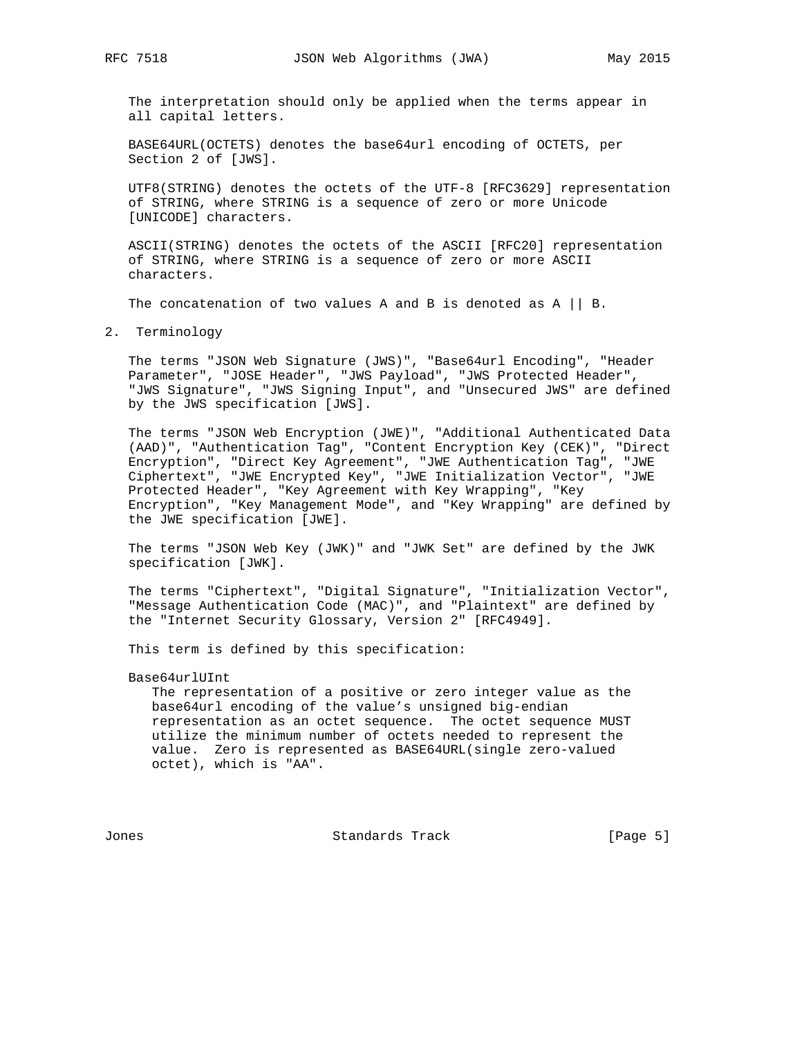The interpretation should only be applied when the terms appear in all capital letters.

BASE64URL(OCTETS) denotes the base64url encoding of OCTETS, per Section 2 of [JWS].

UTF8(STRING) denotes the octets of the UTF-8 [RFC3629] representation of STRING, where STRING is a sequence of zero or more Unicode [UNICODE] characters.

ASCII(STRING) denotes the octets of the ASCII [RFC20] representation of STRING, where STRING is a sequence of zero or more ASCII characters.

The concatenation of two values A and B is denoted as A || B.

## 2. Terminology

The terms "JSON Web Signature (JWS)", "Base64url Encoding", "Header Parameter", "JOSE Header", "JWS Payload", "JWS Protected Header", "JWS Signature", "JWS Signing Input", and "Unsecured JWS" are defined by the JWS specification [JWS].

The terms "JSON Web Encryption (JWE)", "Additional Authenticated Data (AAD)", "Authentication Tag", "Content Encryption Key (CEK)", "Direct Encryption", "Direct Key Agreement", "JWE Authentication Tag", "JWE Ciphertext", "JWE Encrypted Key", "JWE Initialization Vector", "JWE Protected Header", "Key Agreement with Key Wrapping", "Key Encryption", "Key Management Mode", and "Key Wrapping" are defined by the JWE specification [JWE].

The terms "JSON Web Key (JWK)" and "JWK Set" are defined by the JWK specification [JWK].

The terms "Ciphertext", "Digital Signature", "Initialization Vector", "Message Authentication Code (MAC)", and "Plaintext" are defined by the "Internet Security Glossary, Version 2" [RFC4949].

This term is defined by this specification:

Base64urlUInt
: The representation of a positive or zero integer value as the base64url encoding of the value's unsigned big-endian representation as an octet sequence. The octet sequence MUST utilize the minimum number of octets needed to represent the value. Zero is represented as BASE64URL(single zero-valued octet), which is "AA".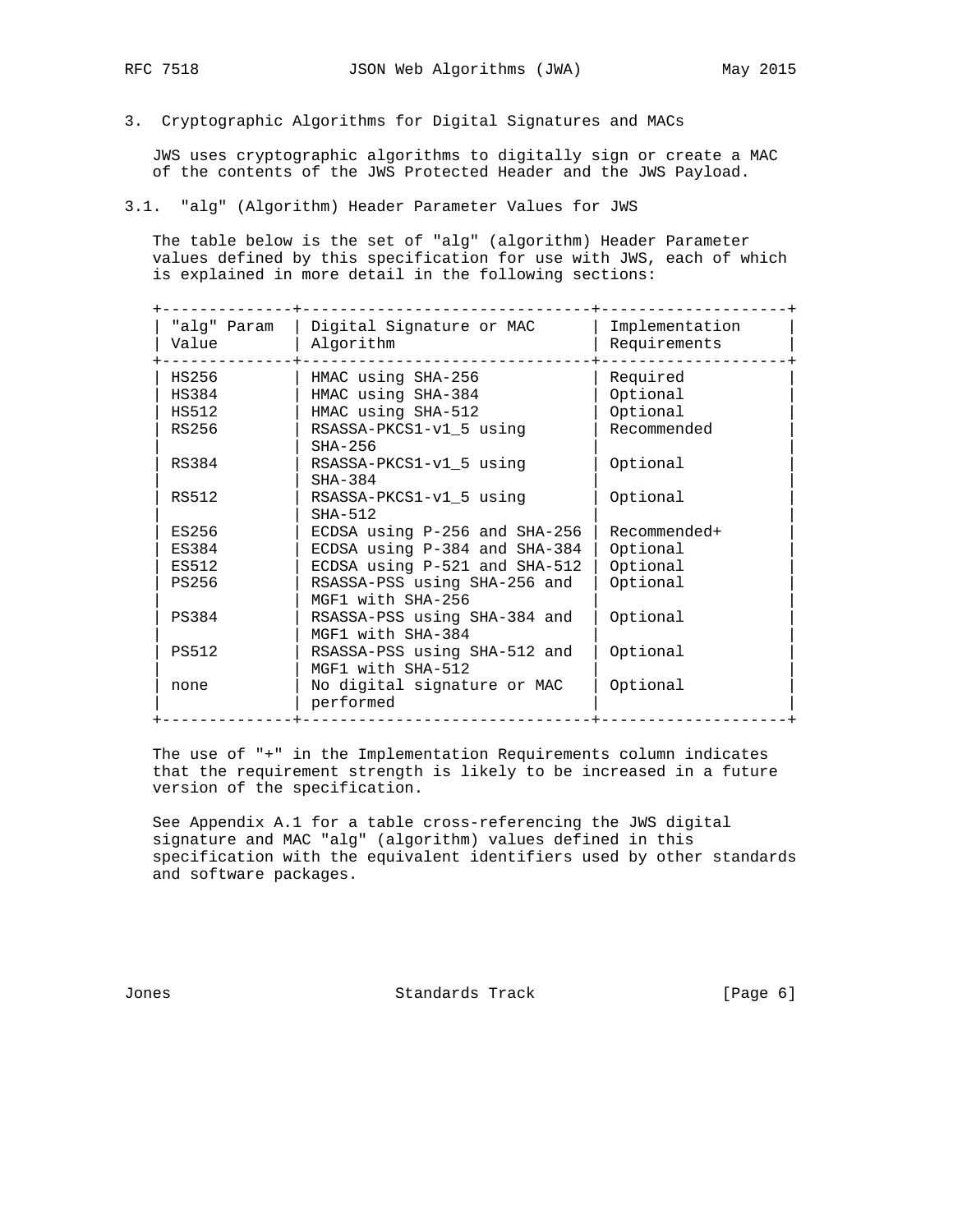## 3. Cryptographic Algorithms for Digital Signatures and MACs

JWS uses cryptographic algorithms to digitally sign or create a MAC of the contents of the JWS Protected Header and the JWS Payload.

### 3.1. "alg" (Algorithm) Header Parameter Values for JWS

The table below is the set of "alg" (algorithm) Header Parameter values defined by this specification for use with JWS, each of which is explained in more detail in the following sections:

| "alg" Param Value | Digital Signature or MAC Algorithm | Implementation Requirements |
|---|---|---|
| HS256 | HMAC using SHA-256 | Required |
| HS384 | HMAC using SHA-384 | Optional |
| HS512 | HMAC using SHA-512 | Optional |
| RS256 | RSASSA-PKCS1-v1_5 using SHA-256 | Recommended |
| RS384 | RSASSA-PKCS1-v1_5 using SHA-384 | Optional |
| RS512 | RSASSA-PKCS1-v1_5 using SHA-512 | Optional |
| ES256 | ECDSA using P-256 and SHA-256 | Recommended+ |
| ES384 | ECDSA using P-384 and SHA-384 | Optional |
| ES512 | ECDSA using P-521 and SHA-512 | Optional |
| PS256 | RSASSA-PSS using SHA-256 and MGF1 with SHA-256 | Optional |
| PS384 | RSASSA-PSS using SHA-384 and MGF1 with SHA-384 | Optional |
| PS512 | RSASSA-PSS using SHA-512 and MGF1 with SHA-512 | Optional |
| none | No digital signature or MAC performed | Optional |

The use of "+" in the Implementation Requirements column indicates that the requirement strength is likely to be increased in a future version of the specification.

See Appendix A.1 for a table cross-referencing the JWS digital signature and MAC "alg" (algorithm) values defined in this specification with the equivalent identifiers used by other standards and software packages.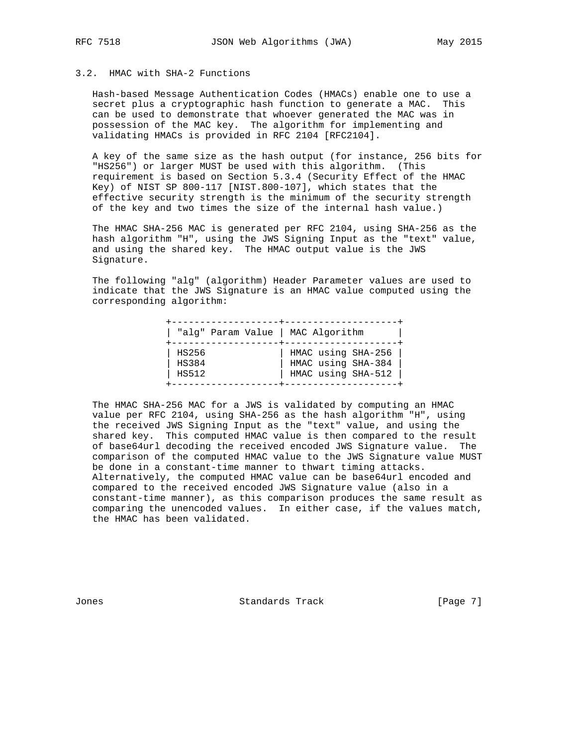### 3.2. HMAC with SHA-2 Functions

Hash-based Message Authentication Codes (HMACs) enable one to use a secret plus a cryptographic hash function to generate a MAC. This can be used to demonstrate that whoever generated the MAC was in possession of the MAC key. The algorithm for implementing and validating HMACs is provided in RFC 2104 [RFC2104].

A key of the same size as the hash output (for instance, 256 bits for "HS256") or larger MUST be used with this algorithm. (This requirement is based on Section 5.3.4 (Security Effect of the HMAC Key) of NIST SP 800-117 [NIST.800-107], which states that the effective security strength is the minimum of the security strength of the key and two times the size of the internal hash value.)

The HMAC SHA-256 MAC is generated per RFC 2104, using SHA-256 as the hash algorithm "H", using the JWS Signing Input as the "text" value, and using the shared key. The HMAC output value is the JWS Signature.

The following "alg" (algorithm) Header Parameter values are used to indicate that the JWS Signature is an HMAC value computed using the corresponding algorithm:

| "alg" Param Value | MAC Algorithm |
| --- | --- |
| HS256 | HMAC using SHA-256 |
| HS384 | HMAC using SHA-384 |
| HS512 | HMAC using SHA-512 |

The HMAC SHA-256 MAC for a JWS is validated by computing an HMAC value per RFC 2104, using SHA-256 as the hash algorithm "H", using the received JWS Signing Input as the "text" value, and using the shared key. This computed HMAC value is then compared to the result of base64url decoding the received encoded JWS Signature value. The comparison of the computed HMAC value to the JWS Signature value MUST be done in a constant-time manner to thwart timing attacks. Alternatively, the computed HMAC value can be base64url encoded and compared to the received encoded JWS Signature value (also in a constant-time manner), as this comparison produces the same result as comparing the unencoded values. In either case, if the values match, the HMAC has been validated.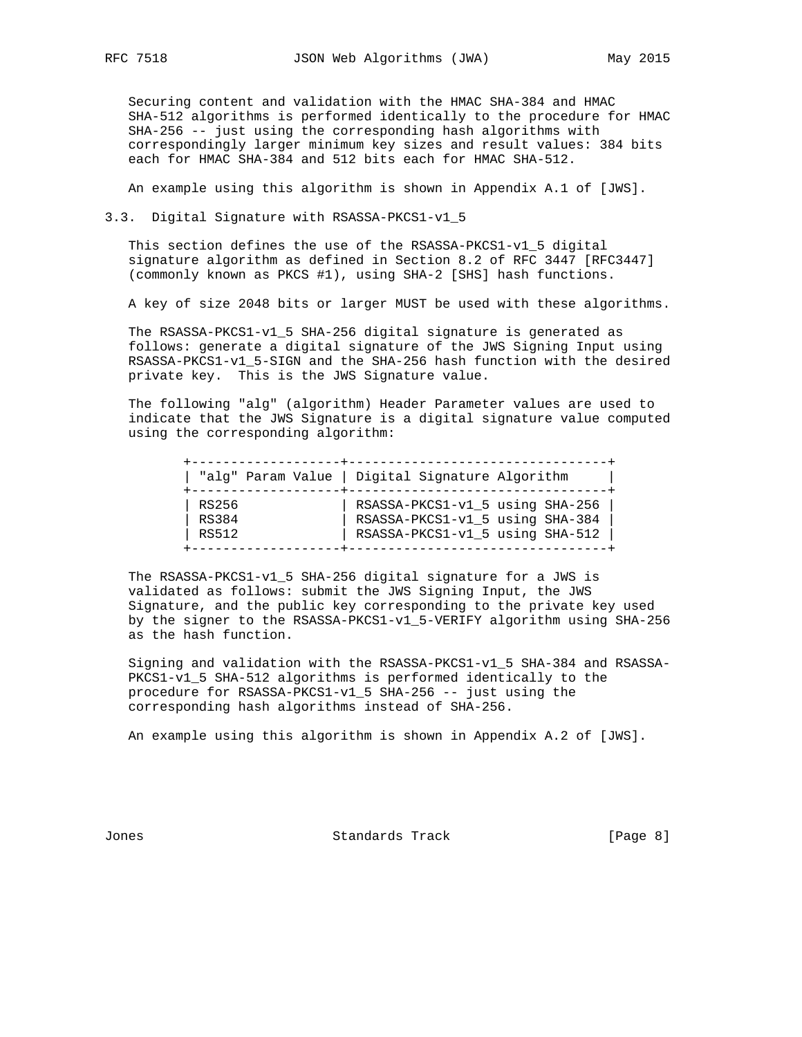Securing content and validation with the HMAC SHA-384 and HMAC SHA-512 algorithms is performed identically to the procedure for HMAC SHA-256 -- just using the corresponding hash algorithms with correspondingly larger minimum key sizes and result values: 384 bits each for HMAC SHA-384 and 512 bits each for HMAC SHA-512.

An example using this algorithm is shown in Appendix A.1 of [JWS].

### 3.3. Digital Signature with RSASSA-PKCS1-v1_5

This section defines the use of the RSASSA-PKCS1-v1_5 digital signature algorithm as defined in Section 8.2 of RFC 3447 [RFC3447] (commonly known as PKCS #1), using SHA-2 [SHS] hash functions.

A key of size 2048 bits or larger MUST be used with these algorithms.

The RSASSA-PKCS1-v1_5 SHA-256 digital signature is generated as follows: generate a digital signature of the JWS Signing Input using RSASSA-PKCS1-v1_5-SIGN and the SHA-256 hash function with the desired private key. This is the JWS Signature value.

The following "alg" (algorithm) Header Parameter values are used to indicate that the JWS Signature is a digital signature value computed using the corresponding algorithm:

| "alg" Param Value | Digital Signature Algorithm |
|---|---|
| RS256 | RSASSA-PKCS1-v1_5 using SHA-256 |
| RS384 | RSASSA-PKCS1-v1_5 using SHA-384 |
| RS512 | RSASSA-PKCS1-v1_5 using SHA-512 |

The RSASSA-PKCS1-v1_5 SHA-256 digital signature for a JWS is validated as follows: submit the JWS Signing Input, the JWS Signature, and the public key corresponding to the private key used by the signer to the RSASSA-PKCS1-v1_5-VERIFY algorithm using SHA-256 as the hash function.

Signing and validation with the RSASSA-PKCS1-v1_5 SHA-384 and RSASSA-PKCS1-v1_5 SHA-512 algorithms is performed identically to the procedure for RSASSA-PKCS1-v1_5 SHA-256 -- just using the corresponding hash algorithms instead of SHA-256.

An example using this algorithm is shown in Appendix A.2 of [JWS].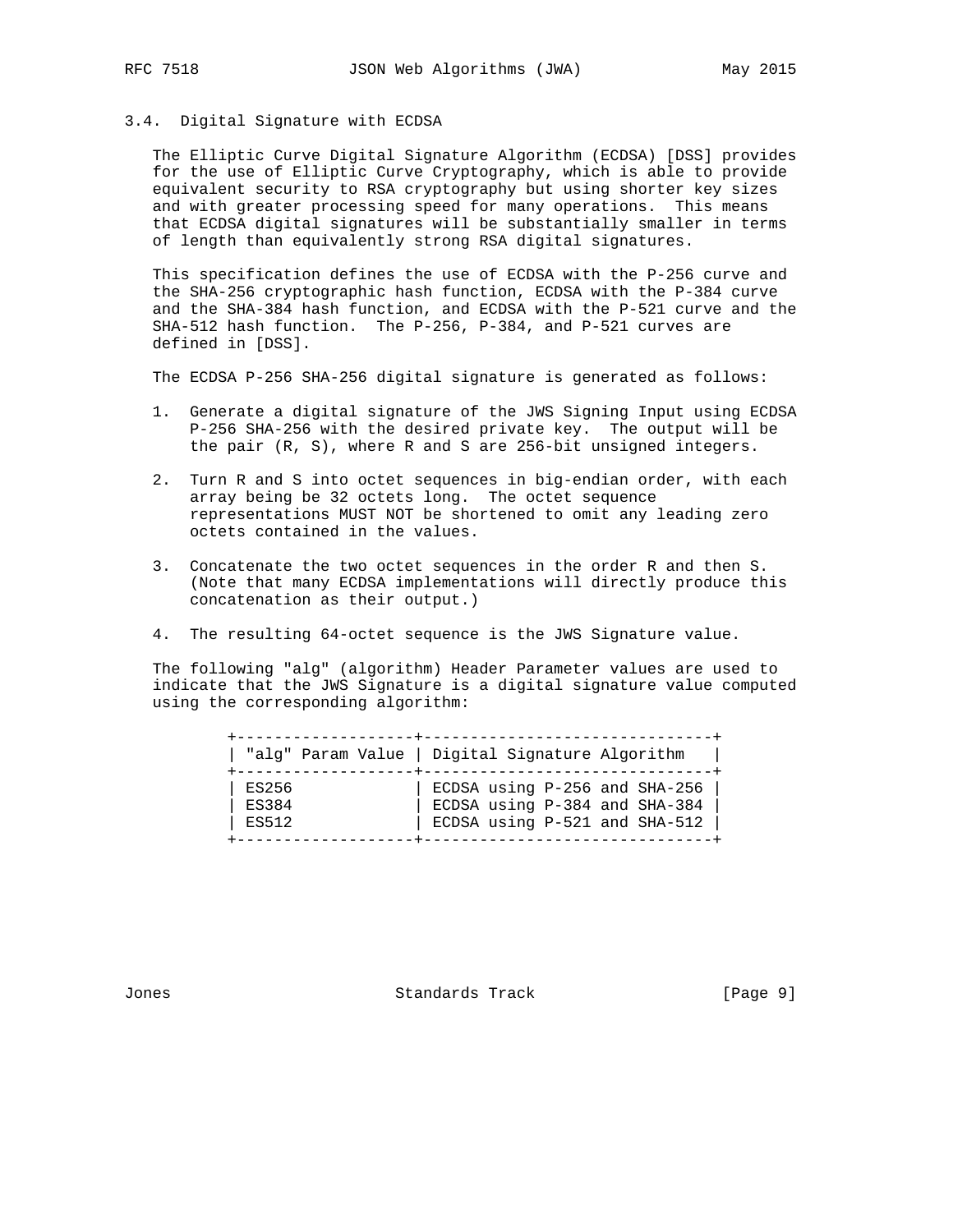### 3.4. Digital Signature with ECDSA

The Elliptic Curve Digital Signature Algorithm (ECDSA) [DSS] provides for the use of Elliptic Curve Cryptography, which is able to provide equivalent security to RSA cryptography but using shorter key sizes and with greater processing speed for many operations. This means that ECDSA digital signatures will be substantially smaller in terms of length than equivalently strong RSA digital signatures.

This specification defines the use of ECDSA with the P-256 curve and the SHA-256 cryptographic hash function, ECDSA with the P-384 curve and the SHA-384 hash function, and ECDSA with the P-521 curve and the SHA-512 hash function. The P-256, P-384, and P-521 curves are defined in [DSS].

The ECDSA P-256 SHA-256 digital signature is generated as follows:

1. Generate a digital signature of the JWS Signing Input using ECDSA P-256 SHA-256 with the desired private key. The output will be the pair (R, S), where R and S are 256-bit unsigned integers.

2. Turn R and S into octet sequences in big-endian order, with each array being be 32 octets long. The octet sequence representations MUST NOT be shortened to omit any leading zero octets contained in the values.

3. Concatenate the two octet sequences in the order R and then S. (Note that many ECDSA implementations will directly produce this concatenation as their output.)

4. The resulting 64-octet sequence is the JWS Signature value.

The following "alg" (algorithm) Header Parameter values are used to indicate that the JWS Signature is a digital signature value computed using the corresponding algorithm:

| "alg" Param Value | Digital Signature Algorithm |
| --- | --- |
| ES256 | ECDSA using P-256 and SHA-256 |
| ES384 | ECDSA using P-384 and SHA-384 |
| ES512 | ECDSA using P-521 and SHA-512 |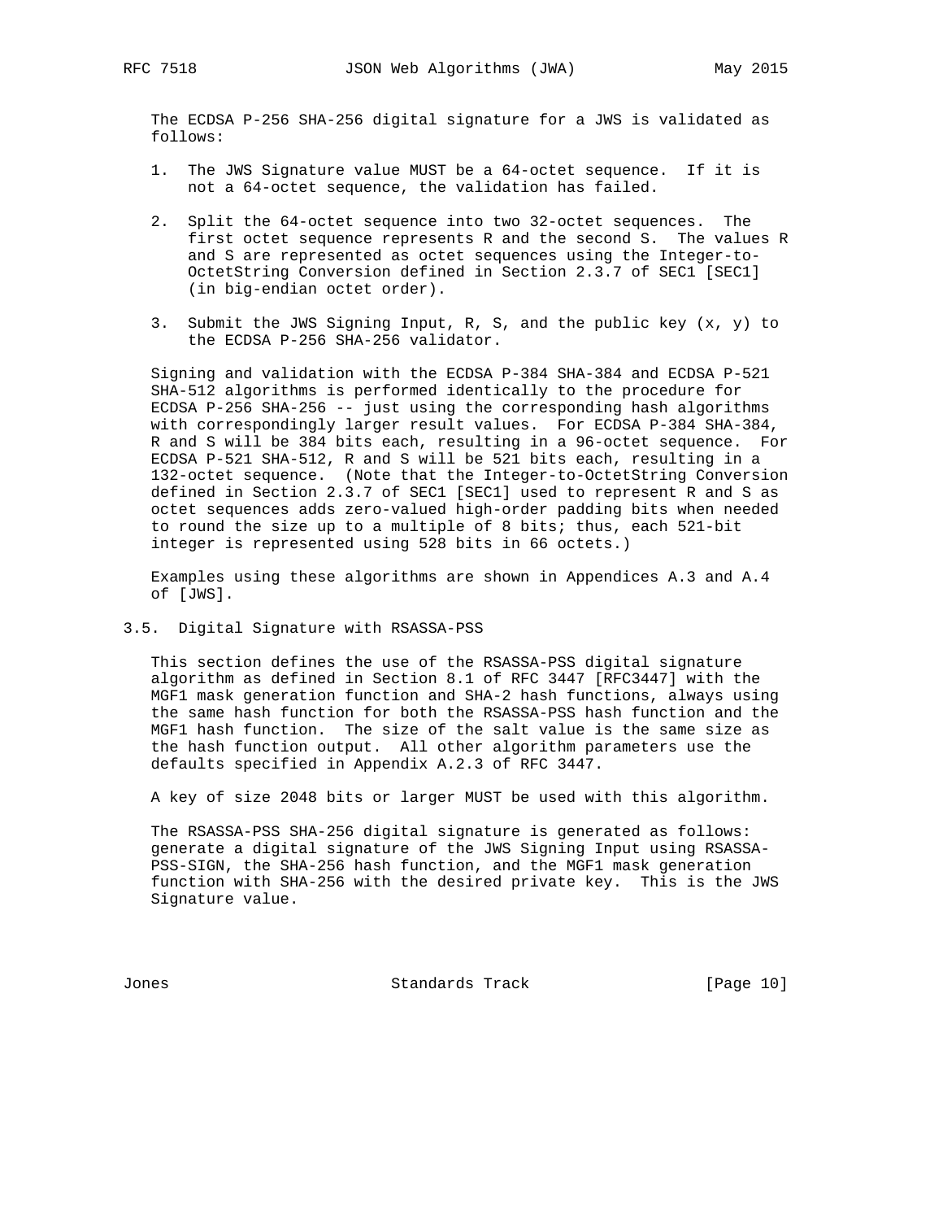The ECDSA P-256 SHA-256 digital signature for a JWS is validated as follows:

1. The JWS Signature value MUST be a 64-octet sequence. If it is not a 64-octet sequence, the validation has failed.

2. Split the 64-octet sequence into two 32-octet sequences. The first octet sequence represents R and the second S. The values R and S are represented as octet sequences using the Integer-to-OctetString Conversion defined in Section 2.3.7 of SEC1 [SEC1] (in big-endian octet order).

3. Submit the JWS Signing Input, R, S, and the public key (x, y) to the ECDSA P-256 SHA-256 validator.

Signing and validation with the ECDSA P-384 SHA-384 and ECDSA P-521 SHA-512 algorithms is performed identically to the procedure for ECDSA P-256 SHA-256 -- just using the corresponding hash algorithms with correspondingly larger result values. For ECDSA P-384 SHA-384, R and S will be 384 bits each, resulting in a 96-octet sequence. For ECDSA P-521 SHA-512, R and S will be 521 bits each, resulting in a 132-octet sequence. (Note that the Integer-to-OctetString Conversion defined in Section 2.3.7 of SEC1 [SEC1] used to represent R and S as octet sequences adds zero-valued high-order padding bits when needed to round the size up to a multiple of 8 bits; thus, each 521-bit integer is represented using 528 bits in 66 octets.)

Examples using these algorithms are shown in Appendices A.3 and A.4 of [JWS].

## 3.5. Digital Signature with RSASSA-PSS

This section defines the use of the RSASSA-PSS digital signature algorithm as defined in Section 8.1 of RFC 3447 [RFC3447] with the MGF1 mask generation function and SHA-2 hash functions, always using the same hash function for both the RSASSA-PSS hash function and the MGF1 hash function. The size of the salt value is the same size as the hash function output. All other algorithm parameters use the defaults specified in Appendix A.2.3 of RFC 3447.

A key of size 2048 bits or larger MUST be used with this algorithm.

The RSASSA-PSS SHA-256 digital signature is generated as follows: generate a digital signature of the JWS Signing Input using RSASSA-PSS-SIGN, the SHA-256 hash function, and the MGF1 mask generation function with SHA-256 with the desired private key. This is the JWS Signature value.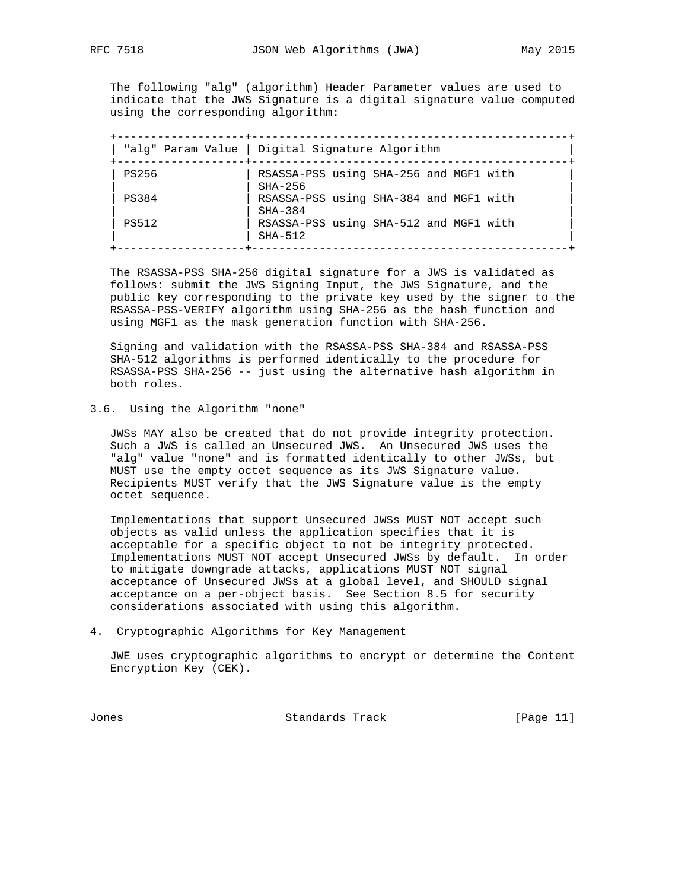The following "alg" (algorithm) Header Parameter values are used to indicate that the JWS Signature is a digital signature value computed using the corresponding algorithm:

| "alg" Param Value | Digital Signature Algorithm |
|---|---|
| PS256 | RSASSA-PSS using SHA-256 and MGF1 with SHA-256 |
| PS384 | RSASSA-PSS using SHA-384 and MGF1 with SHA-384 |
| PS512 | RSASSA-PSS using SHA-512 and MGF1 with SHA-512 |

The RSASSA-PSS SHA-256 digital signature for a JWS is validated as follows: submit the JWS Signing Input, the JWS Signature, and the public key corresponding to the private key used by the signer to the RSASSA-PSS-VERIFY algorithm using SHA-256 as the hash function and using MGF1 as the mask generation function with SHA-256.

Signing and validation with the RSASSA-PSS SHA-384 and RSASSA-PSS SHA-512 algorithms is performed identically to the procedure for RSASSA-PSS SHA-256 -- just using the alternative hash algorithm in both roles.

### 3.6. Using the Algorithm "none"

JWSs MAY also be created that do not provide integrity protection. Such a JWS is called an Unsecured JWS. An Unsecured JWS uses the "alg" value "none" and is formatted identically to other JWSs, but MUST use the empty octet sequence as its JWS Signature value. Recipients MUST verify that the JWS Signature value is the empty octet sequence.

Implementations that support Unsecured JWSs MUST NOT accept such objects as valid unless the application specifies that it is acceptable for a specific object to not be integrity protected. Implementations MUST NOT accept Unsecured JWSs by default. In order to mitigate downgrade attacks, applications MUST NOT signal acceptance of Unsecured JWSs at a global level, and SHOULD signal acceptance on a per-object basis. See Section 8.5 for security considerations associated with using this algorithm.

## 4. Cryptographic Algorithms for Key Management

JWE uses cryptographic algorithms to encrypt or determine the Content Encryption Key (CEK).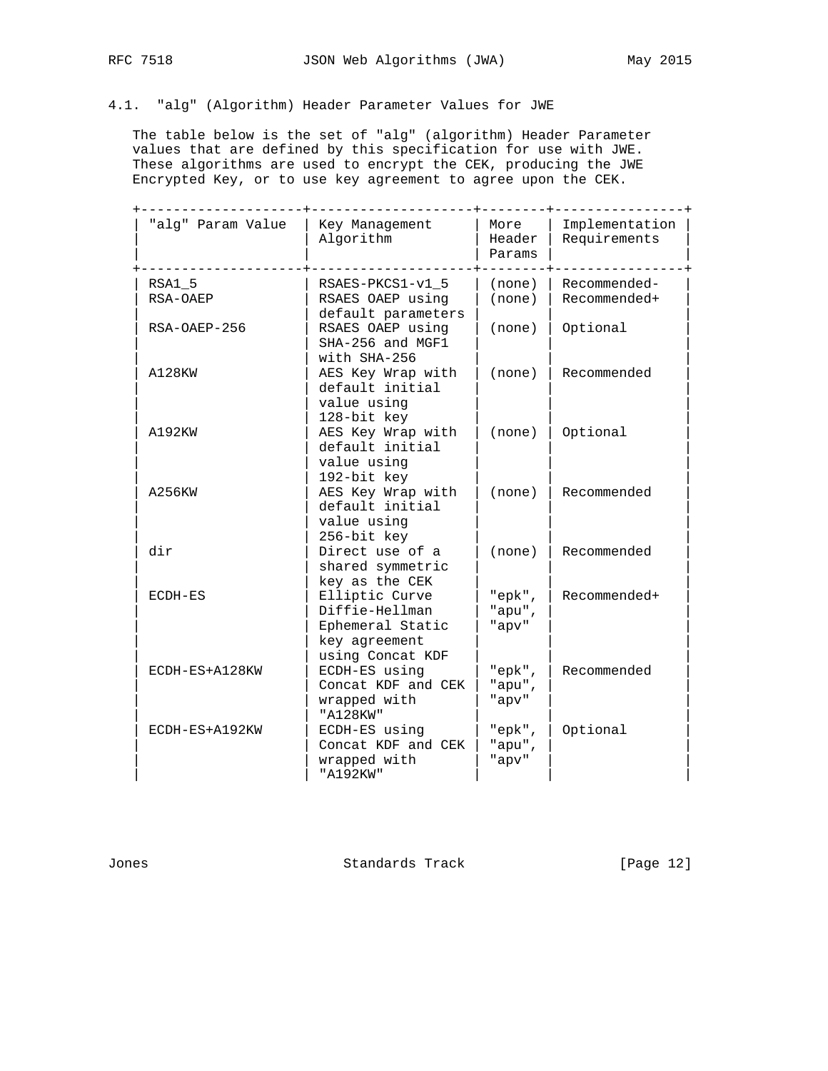### 4.1. "alg" (Algorithm) Header Parameter Values for JWE

The table below is the set of "alg" (algorithm) Header Parameter values that are defined by this specification for use with JWE. These algorithms are used to encrypt the CEK, producing the JWE Encrypted Key, or to use key agreement to agree upon the CEK.

| "alg" Param Value | Key Management Algorithm | More Header Params | Implementation Requirements |
|---|---|---|---|
| RSA1_5 | RSAES-PKCS1-v1_5 | (none) | Recommended- |
| RSA-OAEP | RSAES OAEP using default parameters | (none) | Recommended+ |
| RSA-OAEP-256 | RSAES OAEP using SHA-256 and MGF1 with SHA-256 | (none) | Optional |
| A128KW | AES Key Wrap with default initial value using 128-bit key | (none) | Recommended |
| A192KW | AES Key Wrap with default initial value using 192-bit key | (none) | Optional |
| A256KW | AES Key Wrap with default initial value using 256-bit key | (none) | Recommended |
| dir | Direct use of a shared symmetric key as the CEK | (none) | Recommended |
| ECDH-ES | Elliptic Curve Diffie-Hellman Ephemeral Static key agreement using Concat KDF | "epk", "apu", "apv" | Recommended+ |
| ECDH-ES+A128KW | ECDH-ES using Concat KDF and CEK wrapped with "A128KW" | "epk", "apu", "apv" | Recommended |
| ECDH-ES+A192KW | ECDH-ES using Concat KDF and CEK wrapped with "A192KW" | "epk", "apu", "apv" | Optional |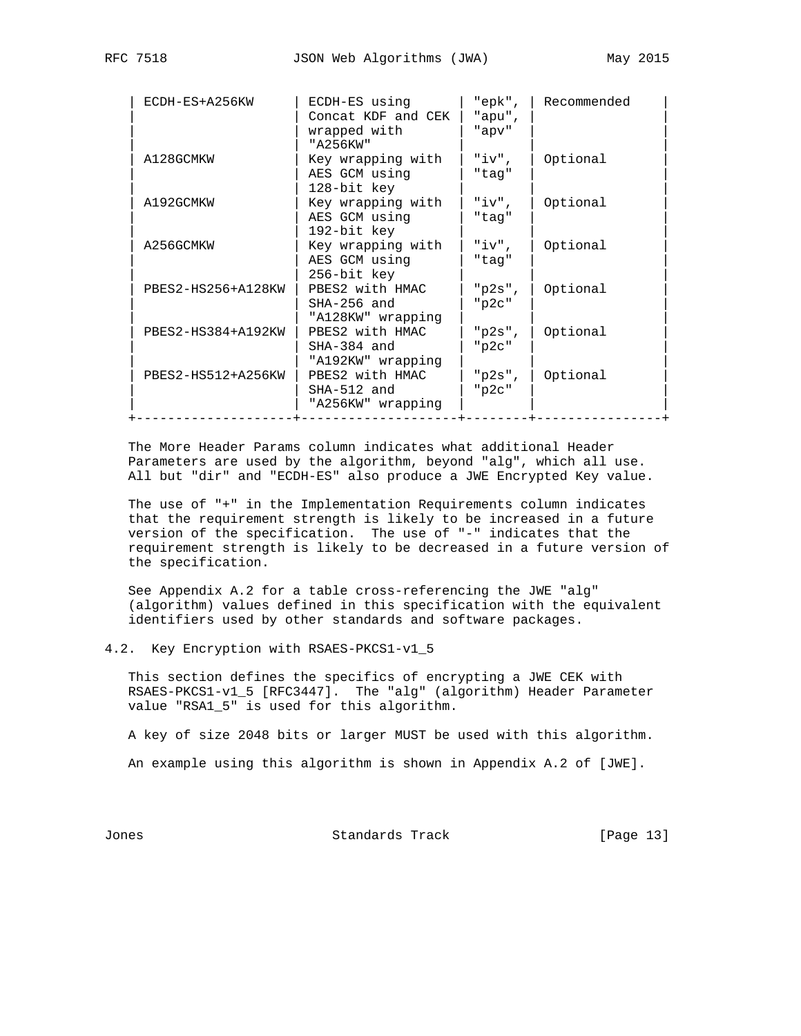| "alg" Param Value | Key Management Algorithm | More Header Params | Implementation Requirements |
|---|---|---|---|
| ECDH-ES+A256KW | ECDH-ES using Concat KDF and CEK wrapped with "A256KW" | "epk", "apu", "apv" | Recommended |
| A128GCMKW | Key wrapping with AES GCM using 128-bit key | "iv", "tag" | Optional |
| A192GCMKW | Key wrapping with AES GCM using 192-bit key | "iv", "tag" | Optional |
| A256GCMKW | Key wrapping with AES GCM using 256-bit key | "iv", "tag" | Optional |
| PBES2-HS256+A128KW | PBES2 with HMAC SHA-256 and "A128KW" wrapping | "p2s", "p2c" | Optional |
| PBES2-HS384+A192KW | PBES2 with HMAC SHA-384 and "A192KW" wrapping | "p2s", "p2c" | Optional |
| PBES2-HS512+A256KW | PBES2 with HMAC SHA-512 and "A256KW" wrapping | "p2s", "p2c" | Optional |

The More Header Params column indicates what additional Header Parameters are used by the algorithm, beyond "alg", which all use. All but "dir" and "ECDH-ES" also produce a JWE Encrypted Key value.

The use of "+" in the Implementation Requirements column indicates that the requirement strength is likely to be increased in a future version of the specification. The use of "-" indicates that the requirement strength is likely to be decreased in a future version of the specification.

See Appendix A.2 for a table cross-referencing the JWE "alg" (algorithm) values defined in this specification with the equivalent identifiers used by other standards and software packages.

## 4.2. Key Encryption with RSAES-PKCS1-v1_5

This section defines the specifics of encrypting a JWE CEK with RSAES-PKCS1-v1_5 [RFC3447]. The "alg" (algorithm) Header Parameter value "RSA1_5" is used for this algorithm.

A key of size 2048 bits or larger MUST be used with this algorithm.

An example using this algorithm is shown in Appendix A.2 of [JWE].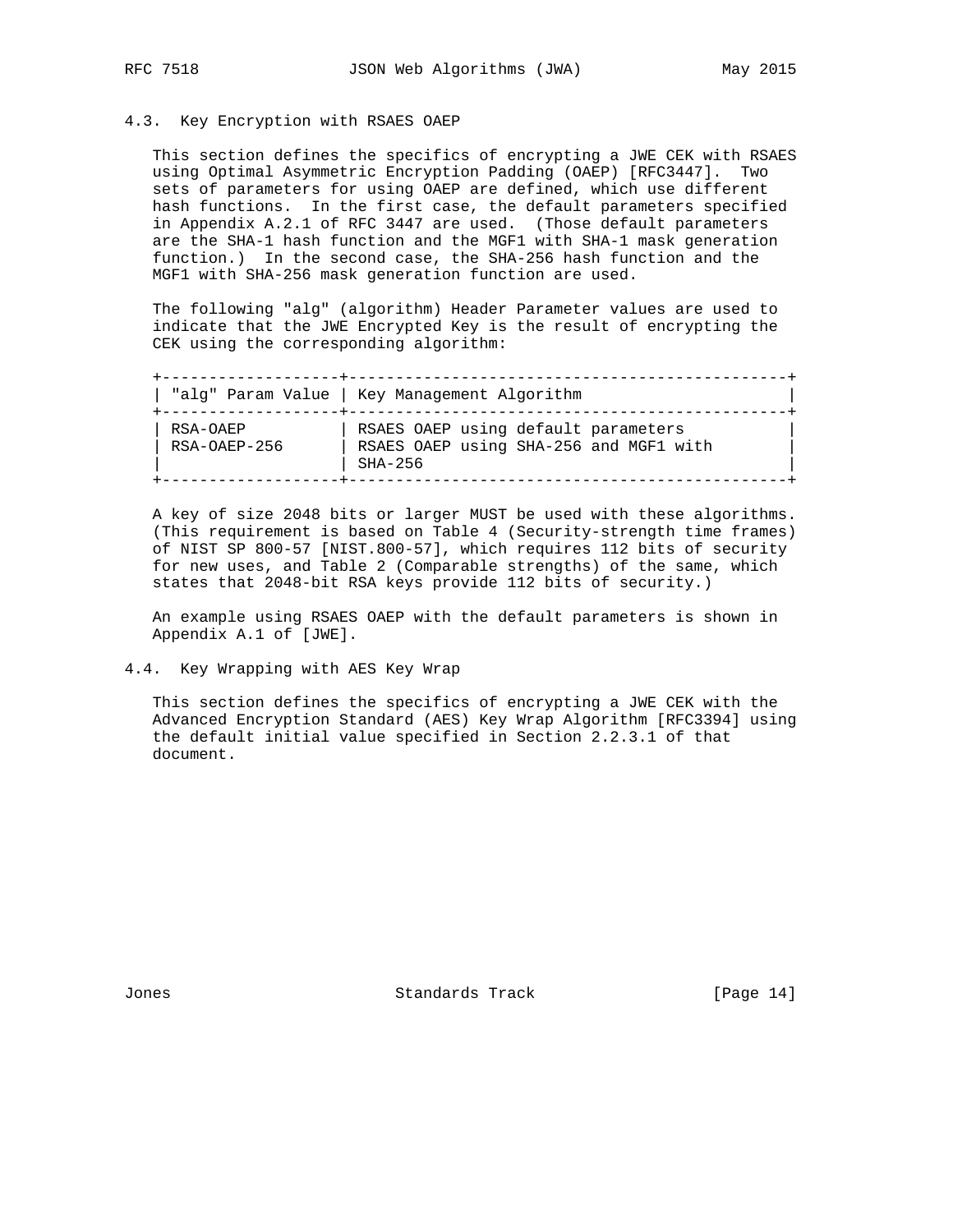### 4.3. Key Encryption with RSAES OAEP

This section defines the specifics of encrypting a JWE CEK with RSAES using Optimal Asymmetric Encryption Padding (OAEP) [RFC3447]. Two sets of parameters for using OAEP are defined, which use different hash functions. In the first case, the default parameters specified in Appendix A.2.1 of RFC 3447 are used. (Those default parameters are the SHA-1 hash function and the MGF1 with SHA-1 mask generation function.) In the second case, the SHA-256 hash function and the MGF1 with SHA-256 mask generation function are used.

The following "alg" (algorithm) Header Parameter values are used to indicate that the JWE Encrypted Key is the result of encrypting the CEK using the corresponding algorithm:

| "alg" Param Value | Key Management Algorithm |
| --- | --- |
| RSA-OAEP | RSAES OAEP using default parameters |
| RSA-OAEP-256 | RSAES OAEP using SHA-256 and MGF1 with SHA-256 |

A key of size 2048 bits or larger MUST be used with these algorithms. (This requirement is based on Table 4 (Security-strength time frames) of NIST SP 800-57 [NIST.800-57], which requires 112 bits of security for new uses, and Table 2 (Comparable strengths) of the same, which states that 2048-bit RSA keys provide 112 bits of security.)

An example using RSAES OAEP with the default parameters is shown in Appendix A.1 of [JWE].

### 4.4. Key Wrapping with AES Key Wrap

This section defines the specifics of encrypting a JWE CEK with the Advanced Encryption Standard (AES) Key Wrap Algorithm [RFC3394] using the default initial value specified in Section 2.2.3.1 of that document.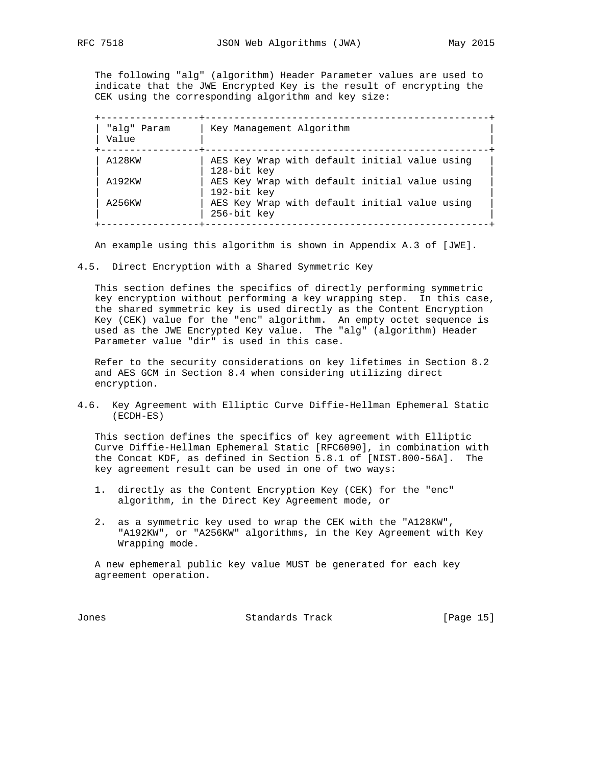The following "alg" (algorithm) Header Parameter values are used to indicate that the JWE Encrypted Key is the result of encrypting the CEK using the corresponding algorithm and key size:

| "alg" Param Value | Key Management Algorithm |
|---|---|
| A128KW | AES Key Wrap with default initial value using 128-bit key |
| A192KW | AES Key Wrap with default initial value using 192-bit key |
| A256KW | AES Key Wrap with default initial value using 256-bit key |

An example using this algorithm is shown in Appendix A.3 of [JWE].

### 4.5. Direct Encryption with a Shared Symmetric Key

This section defines the specifics of directly performing symmetric key encryption without performing a key wrapping step. In this case, the shared symmetric key is used directly as the Content Encryption Key (CEK) value for the "enc" algorithm. An empty octet sequence is used as the JWE Encrypted Key value. The "alg" (algorithm) Header Parameter value "dir" is used in this case.

Refer to the security considerations on key lifetimes in Section 8.2 and AES GCM in Section 8.4 when considering utilizing direct encryption.

### 4.6. Key Agreement with Elliptic Curve Diffie-Hellman Ephemeral Static (ECDH-ES)

This section defines the specifics of key agreement with Elliptic Curve Diffie-Hellman Ephemeral Static [RFC6090], in combination with the Concat KDF, as defined in Section 5.8.1 of [NIST.800-56A]. The key agreement result can be used in one of two ways:

1. directly as the Content Encryption Key (CEK) for the "enc" algorithm, in the Direct Key Agreement mode, or

2. as a symmetric key used to wrap the CEK with the "A128KW", "A192KW", or "A256KW" algorithms, in the Key Agreement with Key Wrapping mode.

A new ephemeral public key value MUST be generated for each key agreement operation.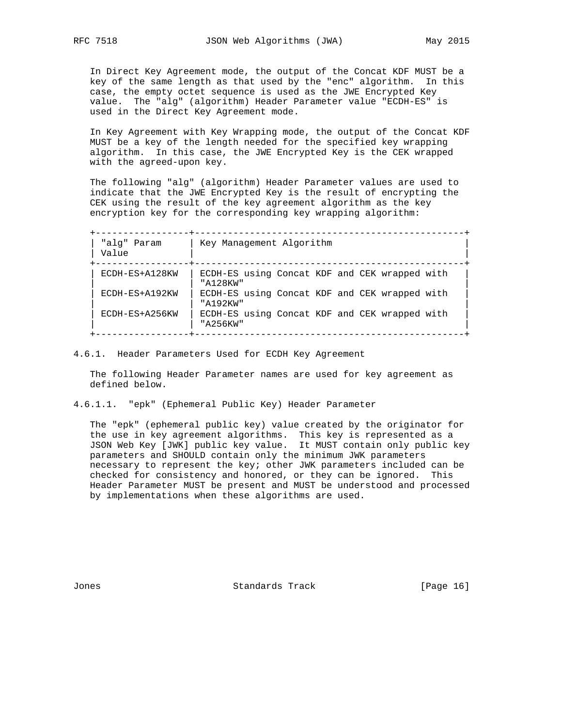In Direct Key Agreement mode, the output of the Concat KDF MUST be a key of the same length as that used by the "enc" algorithm. In this case, the empty octet sequence is used as the JWE Encrypted Key value. The "alg" (algorithm) Header Parameter value "ECDH-ES" is used in the Direct Key Agreement mode.

In Key Agreement with Key Wrapping mode, the output of the Concat KDF MUST be a key of the length needed for the specified key wrapping algorithm. In this case, the JWE Encrypted Key is the CEK wrapped with the agreed-upon key.

The following "alg" (algorithm) Header Parameter values are used to indicate that the JWE Encrypted Key is the result of encrypting the CEK using the result of the key agreement algorithm as the key encryption key for the corresponding key wrapping algorithm:

| "alg" Param Value | Key Management Algorithm |
|---|---|
| ECDH-ES+A128KW | ECDH-ES using Concat KDF and CEK wrapped with "A128KW" |
| ECDH-ES+A192KW | ECDH-ES using Concat KDF and CEK wrapped with "A192KW" |
| ECDH-ES+A256KW | ECDH-ES using Concat KDF and CEK wrapped with "A256KW" |

#### 4.6.1. Header Parameters Used for ECDH Key Agreement

The following Header Parameter names are used for key agreement as defined below.

##### 4.6.1.1. "epk" (Ephemeral Public Key) Header Parameter

The "epk" (ephemeral public key) value created by the originator for the use in key agreement algorithms. This key is represented as a JSON Web Key [JWK] public key value. It MUST contain only public key parameters and SHOULD contain only the minimum JWK parameters necessary to represent the key; other JWK parameters included can be checked for consistency and honored, or they can be ignored. This Header Parameter MUST be present and MUST be understood and processed by implementations when these algorithms are used.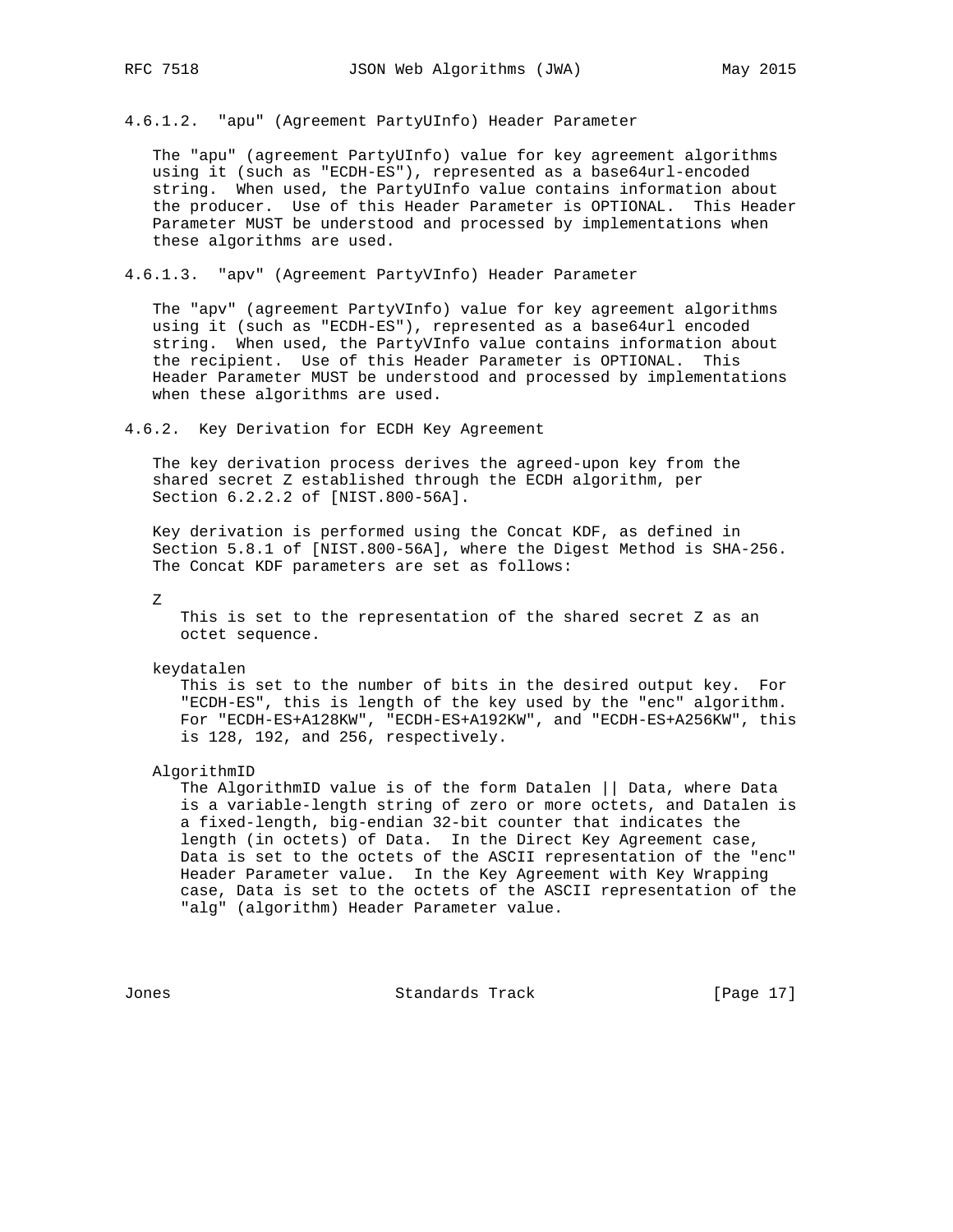#### 4.6.1.2. "apu" (Agreement PartyUInfo) Header Parameter

The "apu" (agreement PartyUInfo) value for key agreement algorithms using it (such as "ECDH-ES"), represented as a base64url-encoded string. When used, the PartyUInfo value contains information about the producer. Use of this Header Parameter is OPTIONAL. This Header Parameter MUST be understood and processed by implementations when these algorithms are used.

#### 4.6.1.3. "apv" (Agreement PartyVInfo) Header Parameter

The "apv" (agreement PartyVInfo) value for key agreement algorithms using it (such as "ECDH-ES"), represented as a base64url encoded string. When used, the PartyVInfo value contains information about the recipient. Use of this Header Parameter is OPTIONAL. This Header Parameter MUST be understood and processed by implementations when these algorithms are used.

### 4.6.2. Key Derivation for ECDH Key Agreement

The key derivation process derives the agreed-upon key from the shared secret Z established through the ECDH algorithm, per Section 6.2.2.2 of [NIST.800-56A].

Key derivation is performed using the Concat KDF, as defined in Section 5.8.1 of [NIST.800-56A], where the Digest Method is SHA-256. The Concat KDF parameters are set as follows:

Z
: This is set to the representation of the shared secret Z as an octet sequence.

keydatalen
: This is set to the number of bits in the desired output key. For "ECDH-ES", this is length of the key used by the "enc" algorithm. For "ECDH-ES+A128KW", "ECDH-ES+A192KW", and "ECDH-ES+A256KW", this is 128, 192, and 256, respectively.

AlgorithmID
: The AlgorithmID value is of the form Datalen || Data, where Data is a variable-length string of zero or more octets, and Datalen is a fixed-length, big-endian 32-bit counter that indicates the length (in octets) of Data. In the Direct Key Agreement case, Data is set to the octets of the ASCII representation of the "enc" Header Parameter value. In the Key Agreement with Key Wrapping case, Data is set to the octets of the ASCII representation of the "alg" (algorithm) Header Parameter value.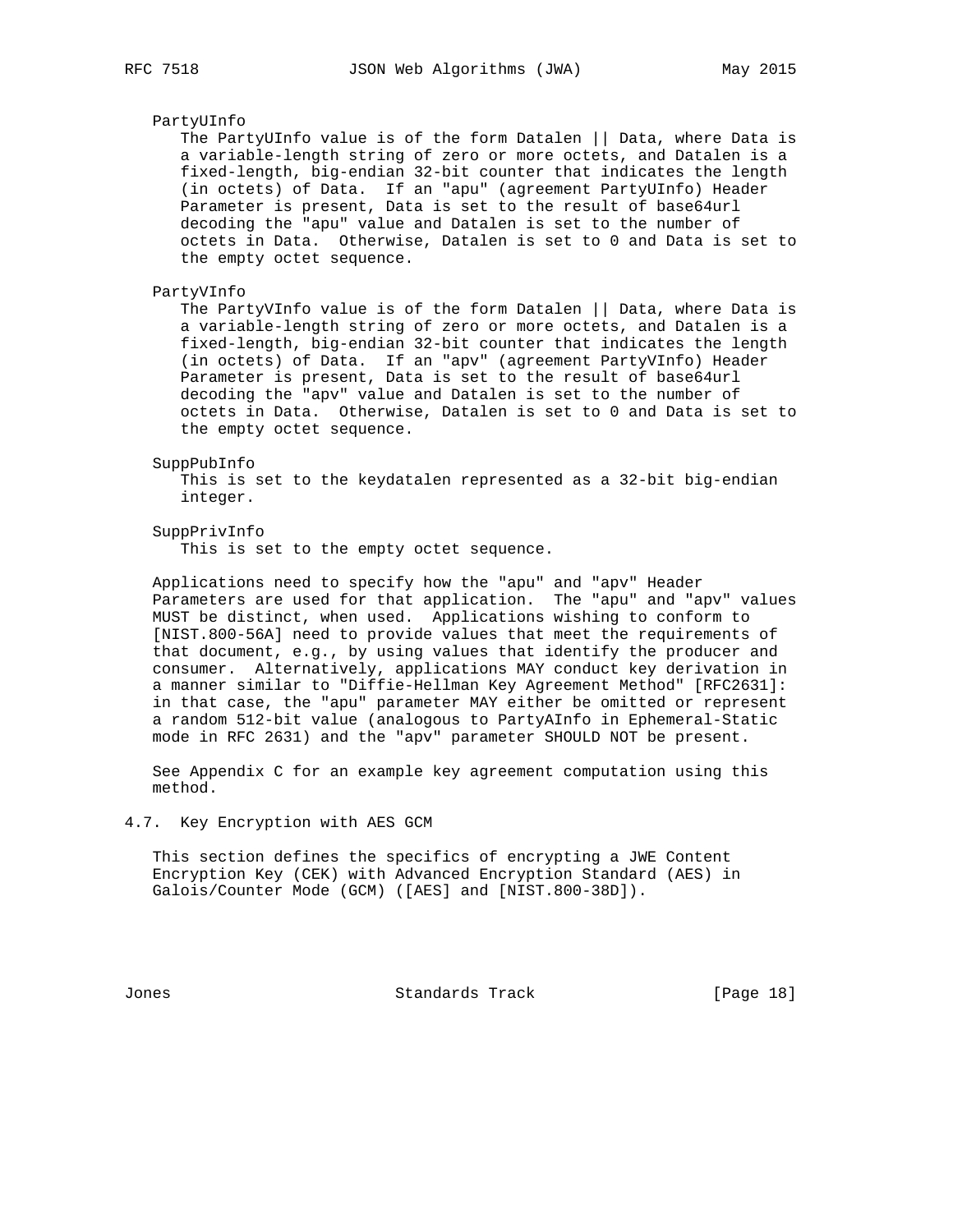PartyUInfo

The PartyUInfo value is of the form Datalen || Data, where Data is a variable-length string of zero or more octets, and Datalen is a fixed-length, big-endian 32-bit counter that indicates the length (in octets) of Data. If an "apu" (agreement PartyUInfo) Header Parameter is present, Data is set to the result of base64url decoding the "apu" value and Datalen is set to the number of octets in Data. Otherwise, Datalen is set to 0 and Data is set to the empty octet sequence.

PartyVInfo

The PartyVInfo value is of the form Datalen || Data, where Data is a variable-length string of zero or more octets, and Datalen is a fixed-length, big-endian 32-bit counter that indicates the length (in octets) of Data. If an "apv" (agreement PartyVInfo) Header Parameter is present, Data is set to the result of base64url decoding the "apv" value and Datalen is set to the number of octets in Data. Otherwise, Datalen is set to 0 and Data is set to the empty octet sequence.

SuppPubInfo

This is set to the keydatalen represented as a 32-bit big-endian integer.

SuppPrivInfo

This is set to the empty octet sequence.

Applications need to specify how the "apu" and "apv" Header Parameters are used for that application. The "apu" and "apv" values MUST be distinct, when used. Applications wishing to conform to [NIST.800-56A] need to provide values that meet the requirements of that document, e.g., by using values that identify the producer and consumer. Alternatively, applications MAY conduct key derivation in a manner similar to "Diffie-Hellman Key Agreement Method" [RFC2631]: in that case, the "apu" parameter MAY either be omitted or represent a random 512-bit value (analogous to PartyAInfo in Ephemeral-Static mode in RFC 2631) and the "apv" parameter SHOULD NOT be present.

See Appendix C for an example key agreement computation using this method.

## 4.7. Key Encryption with AES GCM

This section defines the specifics of encrypting a JWE Content Encryption Key (CEK) with Advanced Encryption Standard (AES) in Galois/Counter Mode (GCM) ([AES] and [NIST.800-38D]).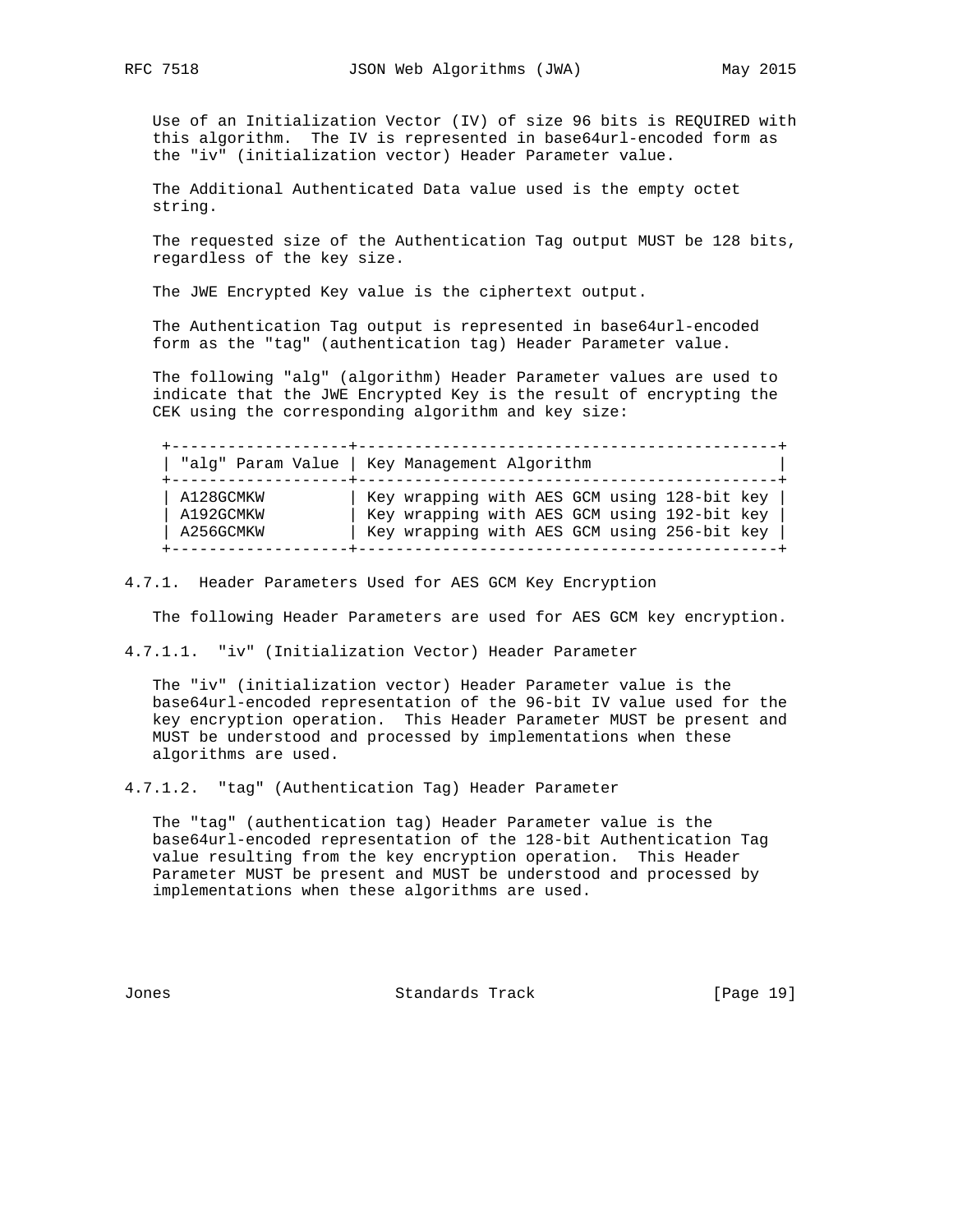Use of an Initialization Vector (IV) of size 96 bits is REQUIRED with this algorithm. The IV is represented in base64url-encoded form as the "iv" (initialization vector) Header Parameter value.

The Additional Authenticated Data value used is the empty octet string.

The requested size of the Authentication Tag output MUST be 128 bits, regardless of the key size.

The JWE Encrypted Key value is the ciphertext output.

The Authentication Tag output is represented in base64url-encoded form as the "tag" (authentication tag) Header Parameter value.

The following "alg" (algorithm) Header Parameter values are used to indicate that the JWE Encrypted Key is the result of encrypting the CEK using the corresponding algorithm and key size:

| "alg" Param Value | Key Management Algorithm |
| --- | --- |
| A128GCMKW | Key wrapping with AES GCM using 128-bit key |
| A192GCMKW | Key wrapping with AES GCM using 192-bit key |
| A256GCMKW | Key wrapping with AES GCM using 256-bit key |

### 4.7.1. Header Parameters Used for AES GCM Key Encryption

The following Header Parameters are used for AES GCM key encryption.

#### 4.7.1.1. "iv" (Initialization Vector) Header Parameter

The "iv" (initialization vector) Header Parameter value is the base64url-encoded representation of the 96-bit IV value used for the key encryption operation. This Header Parameter MUST be present and MUST be understood and processed by implementations when these algorithms are used.

#### 4.7.1.2. "tag" (Authentication Tag) Header Parameter

The "tag" (authentication tag) Header Parameter value is the base64url-encoded representation of the 128-bit Authentication Tag value resulting from the key encryption operation. This Header Parameter MUST be present and MUST be understood and processed by implementations when these algorithms are used.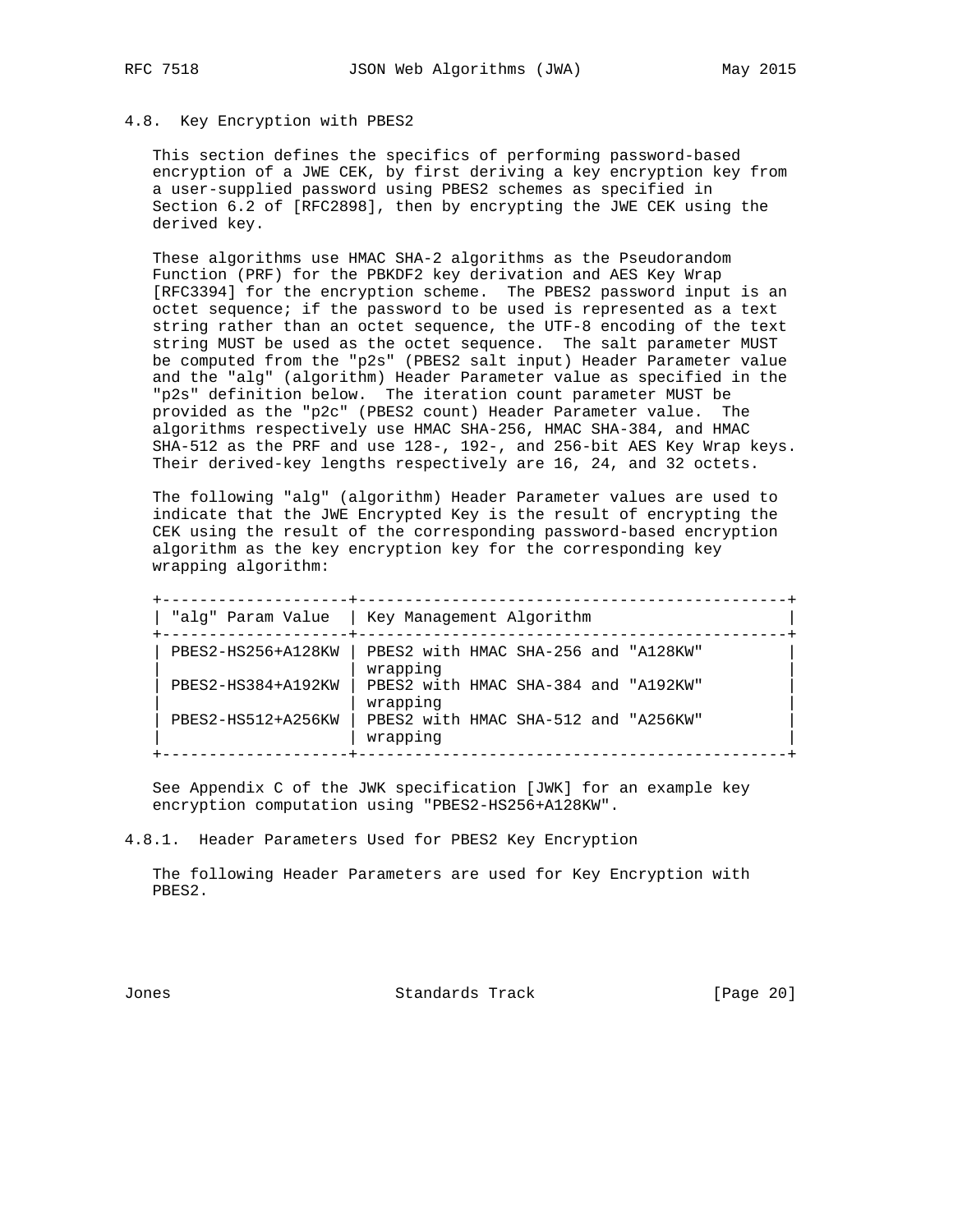### 4.8. Key Encryption with PBES2

This section defines the specifics of performing password-based encryption of a JWE CEK, by first deriving a key encryption key from a user-supplied password using PBES2 schemes as specified in Section 6.2 of [RFC2898], then by encrypting the JWE CEK using the derived key.

These algorithms use HMAC SHA-2 algorithms as the Pseudorandom Function (PRF) for the PBKDF2 key derivation and AES Key Wrap [RFC3394] for the encryption scheme. The PBES2 password input is an octet sequence; if the password to be used is represented as a text string rather than an octet sequence, the UTF-8 encoding of the text string MUST be used as the octet sequence. The salt parameter MUST be computed from the "p2s" (PBES2 salt input) Header Parameter value and the "alg" (algorithm) Header Parameter value as specified in the "p2s" definition below. The iteration count parameter MUST be provided as the "p2c" (PBES2 count) Header Parameter value. The algorithms respectively use HMAC SHA-256, HMAC SHA-384, and HMAC SHA-512 as the PRF and use 128-, 192-, and 256-bit AES Key Wrap keys. Their derived-key lengths respectively are 16, 24, and 32 octets.

The following "alg" (algorithm) Header Parameter values are used to indicate that the JWE Encrypted Key is the result of encrypting the CEK using the result of the corresponding password-based encryption algorithm as the key encryption key for the corresponding key wrapping algorithm:

| "alg" Param Value | Key Management Algorithm |
|---|---|
| PBES2-HS256+A128KW | PBES2 with HMAC SHA-256 and "A128KW" wrapping |
| PBES2-HS384+A192KW | PBES2 with HMAC SHA-384 and "A192KW" wrapping |
| PBES2-HS512+A256KW | PBES2 with HMAC SHA-512 and "A256KW" wrapping |

See Appendix C of the JWK specification [JWK] for an example key encryption computation using "PBES2-HS256+A128KW".

#### 4.8.1. Header Parameters Used for PBES2 Key Encryption

The following Header Parameters are used for Key Encryption with PBES2.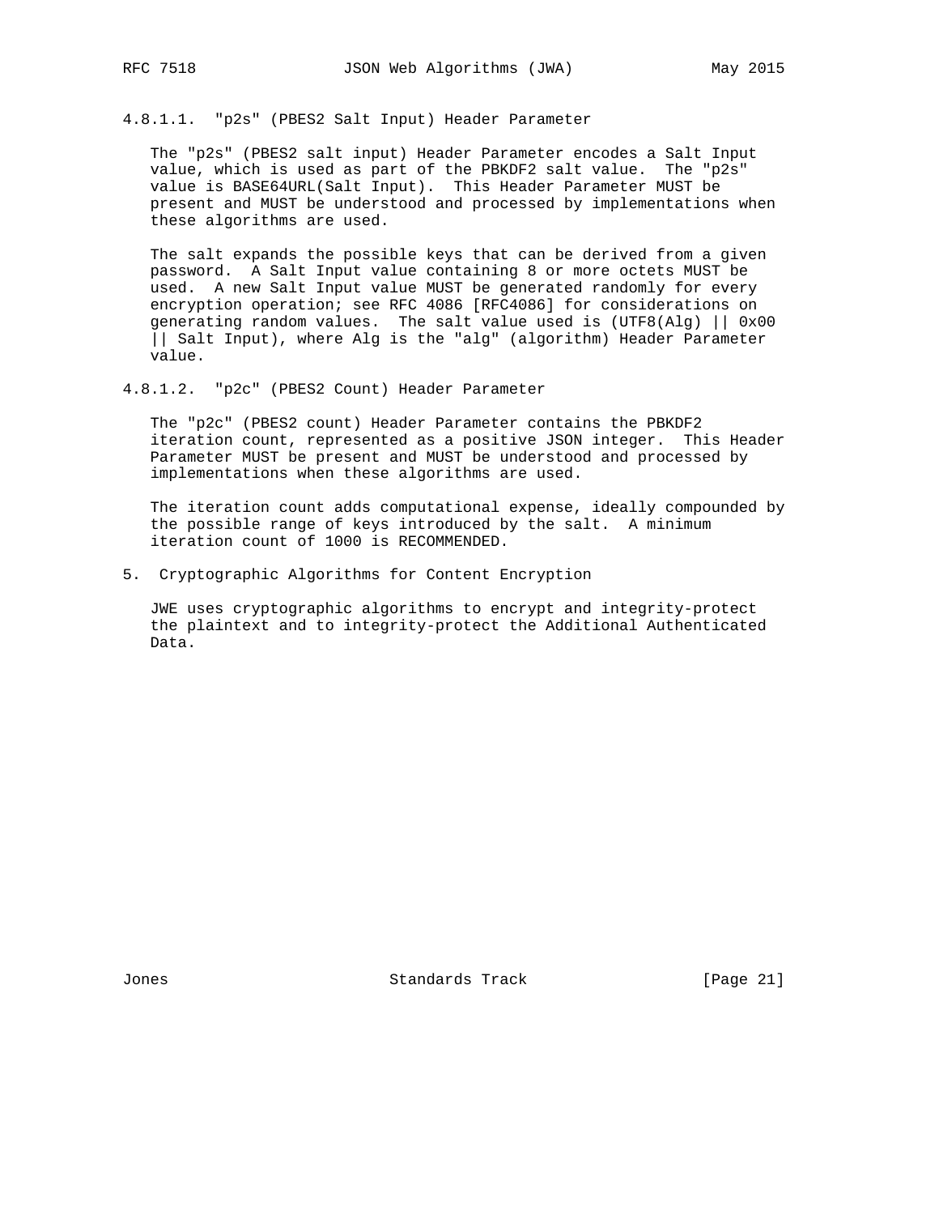#### 4.8.1.1. "p2s" (PBES2 Salt Input) Header Parameter

The "p2s" (PBES2 salt input) Header Parameter encodes a Salt Input value, which is used as part of the PBKDF2 salt value. The "p2s" value is BASE64URL(Salt Input). This Header Parameter MUST be present and MUST be understood and processed by implementations when these algorithms are used.

The salt expands the possible keys that can be derived from a given password. A Salt Input value containing 8 or more octets MUST be used. A new Salt Input value MUST be generated randomly for every encryption operation; see RFC 4086 [RFC4086] for considerations on generating random values. The salt value used is (UTF8(Alg) || 0x00 || Salt Input), where Alg is the "alg" (algorithm) Header Parameter value.

#### 4.8.1.2. "p2c" (PBES2 Count) Header Parameter

The "p2c" (PBES2 count) Header Parameter contains the PBKDF2 iteration count, represented as a positive JSON integer. This Header Parameter MUST be present and MUST be understood and processed by implementations when these algorithms are used.

The iteration count adds computational expense, ideally compounded by the possible range of keys introduced by the salt. A minimum iteration count of 1000 is RECOMMENDED.

## 5. Cryptographic Algorithms for Content Encryption

JWE uses cryptographic algorithms to encrypt and integrity-protect the plaintext and to integrity-protect the Additional Authenticated Data.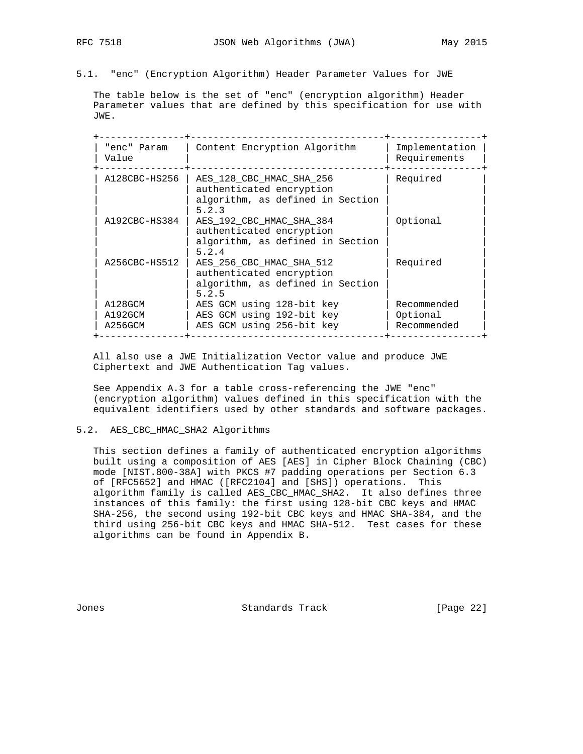## 5.1. "enc" (Encryption Algorithm) Header Parameter Values for JWE

The table below is the set of "enc" (encryption algorithm) Header Parameter values that are defined by this specification for use with JWE.

| "enc" Param Value | Content Encryption Algorithm | Implementation Requirements |
| --- | --- | --- |
| A128CBC-HS256 | AES_128_CBC_HMAC_SHA_256 authenticated encryption algorithm, as defined in Section 5.2.3 | Required |
| A192CBC-HS384 | AES_192_CBC_HMAC_SHA_384 authenticated encryption algorithm, as defined in Section 5.2.4 | Optional |
| A256CBC-HS512 | AES_256_CBC_HMAC_SHA_512 authenticated encryption algorithm, as defined in Section 5.2.5 | Required |
| A128GCM | AES GCM using 128-bit key | Recommended |
| A192GCM | AES GCM using 192-bit key | Optional |
| A256GCM | AES GCM using 256-bit key | Recommended |

All also use a JWE Initialization Vector value and produce JWE Ciphertext and JWE Authentication Tag values.

See Appendix A.3 for a table cross-referencing the JWE "enc" (encryption algorithm) values defined in this specification with the equivalent identifiers used by other standards and software packages.

## 5.2. AES_CBC_HMAC_SHA2 Algorithms

This section defines a family of authenticated encryption algorithms built using a composition of AES [AES] in Cipher Block Chaining (CBC) mode [NIST.800-38A] with PKCS #7 padding operations per Section 6.3 of [RFC5652] and HMAC ([RFC2104] and [SHS]) operations. This algorithm family is called AES_CBC_HMAC_SHA2. It also defines three instances of this family: the first using 128-bit CBC keys and HMAC SHA-256, the second using 192-bit CBC keys and HMAC SHA-384, and the third using 256-bit CBC keys and HMAC SHA-512. Test cases for these algorithms can be found in Appendix B.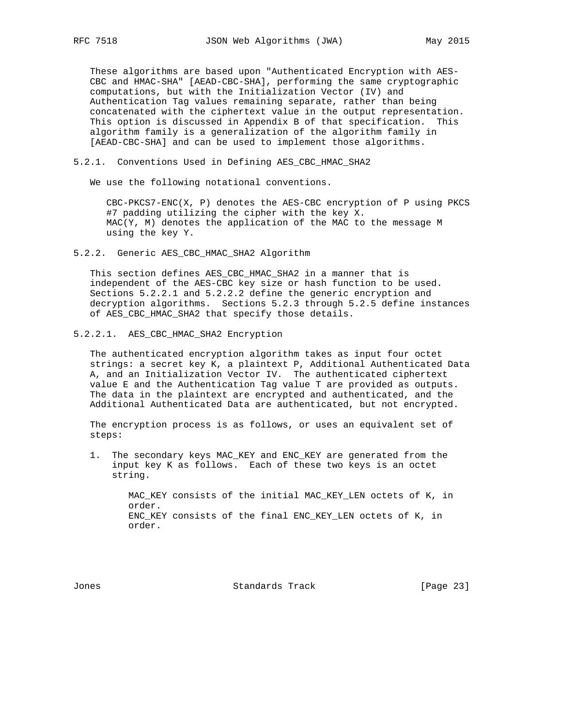These algorithms are based upon "Authenticated Encryption with AES-CBC and HMAC-SHA" [AEAD-CBC-SHA], performing the same cryptographic computations, but with the Initialization Vector (IV) and Authentication Tag values remaining separate, rather than being concatenated with the ciphertext value in the output representation. This option is discussed in Appendix B of that specification. This algorithm family is a generalization of the algorithm family in [AEAD-CBC-SHA] and can be used to implement those algorithms.

### 5.2.1. Conventions Used in Defining AES_CBC_HMAC_SHA2

We use the following notational conventions.

CBC-PKCS7-ENC(X, P) denotes the AES-CBC encryption of P using PKCS #7 padding utilizing the cipher with the key X.
MAC(Y, M) denotes the application of the MAC to the message M using the key Y.

### 5.2.2. Generic AES_CBC_HMAC_SHA2 Algorithm

This section defines AES_CBC_HMAC_SHA2 in a manner that is independent of the AES-CBC key size or hash function to be used. Sections 5.2.2.1 and 5.2.2.2 define the generic encryption and decryption algorithms. Sections 5.2.3 through 5.2.5 define instances of AES_CBC_HMAC_SHA2 that specify those details.

#### 5.2.2.1. AES_CBC_HMAC_SHA2 Encryption

The authenticated encryption algorithm takes as input four octet strings: a secret key K, a plaintext P, Additional Authenticated Data A, and an Initialization Vector IV. The authenticated ciphertext value E and the Authentication Tag value T are provided as outputs. The data in the plaintext are encrypted and authenticated, and the Additional Authenticated Data are authenticated, but not encrypted.

The encryption process is as follows, or uses an equivalent set of steps:

1. The secondary keys MAC_KEY and ENC_KEY are generated from the input key K as follows. Each of these two keys is an octet string.

   MAC_KEY consists of the initial MAC_KEY_LEN octets of K, in order.
   ENC_KEY consists of the final ENC_KEY_LEN octets of K, in order.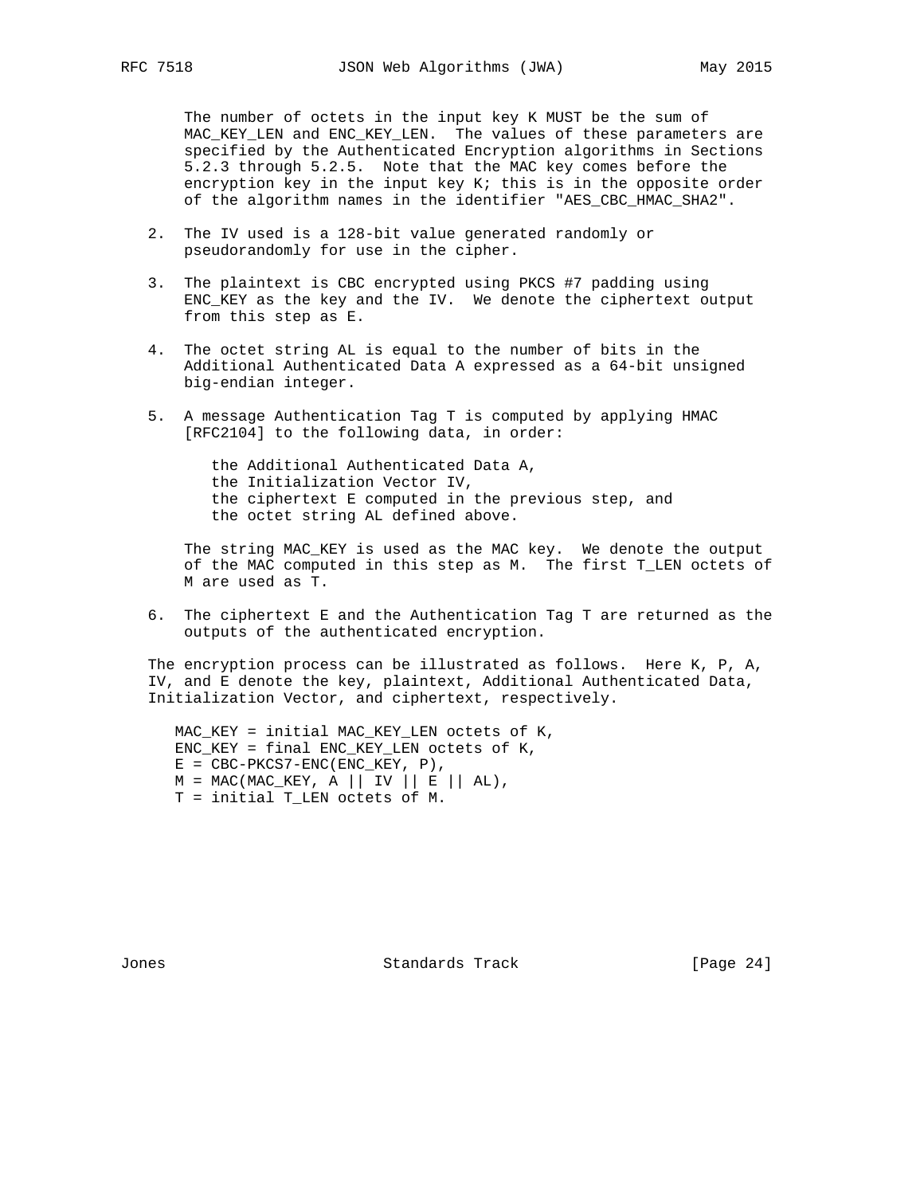The number of octets in the input key K MUST be the sum of MAC_KEY_LEN and ENC_KEY_LEN. The values of these parameters are specified by the Authenticated Encryption algorithms in Sections 5.2.3 through 5.2.5. Note that the MAC key comes before the encryption key in the input key K; this is in the opposite order of the algorithm names in the identifier "AES_CBC_HMAC_SHA2".

2. The IV used is a 128-bit value generated randomly or pseudorandomly for use in the cipher.

3. The plaintext is CBC encrypted using PKCS #7 padding using ENC_KEY as the key and the IV. We denote the ciphertext output from this step as E.

4. The octet string AL is equal to the number of bits in the Additional Authenticated Data A expressed as a 64-bit unsigned big-endian integer.

5. A message Authentication Tag T is computed by applying HMAC [RFC2104] to the following data, in order:

   the Additional Authenticated Data A,
   the Initialization Vector IV,
   the ciphertext E computed in the previous step, and
   the octet string AL defined above.

   The string MAC_KEY is used as the MAC key. We denote the output of the MAC computed in this step as M. The first T_LEN octets of M are used as T.

6. The ciphertext E and the Authentication Tag T are returned as the outputs of the authenticated encryption.

The encryption process can be illustrated as follows. Here K, P, A, IV, and E denote the key, plaintext, Additional Authenticated Data, Initialization Vector, and ciphertext, respectively.

```
MAC_KEY = initial MAC_KEY_LEN octets of K,
ENC_KEY = final ENC_KEY_LEN octets of K,
E = CBC-PKCS7-ENC(ENC_KEY, P),
M = MAC(MAC_KEY, A || IV || E || AL),
T = initial T_LEN octets of M.
```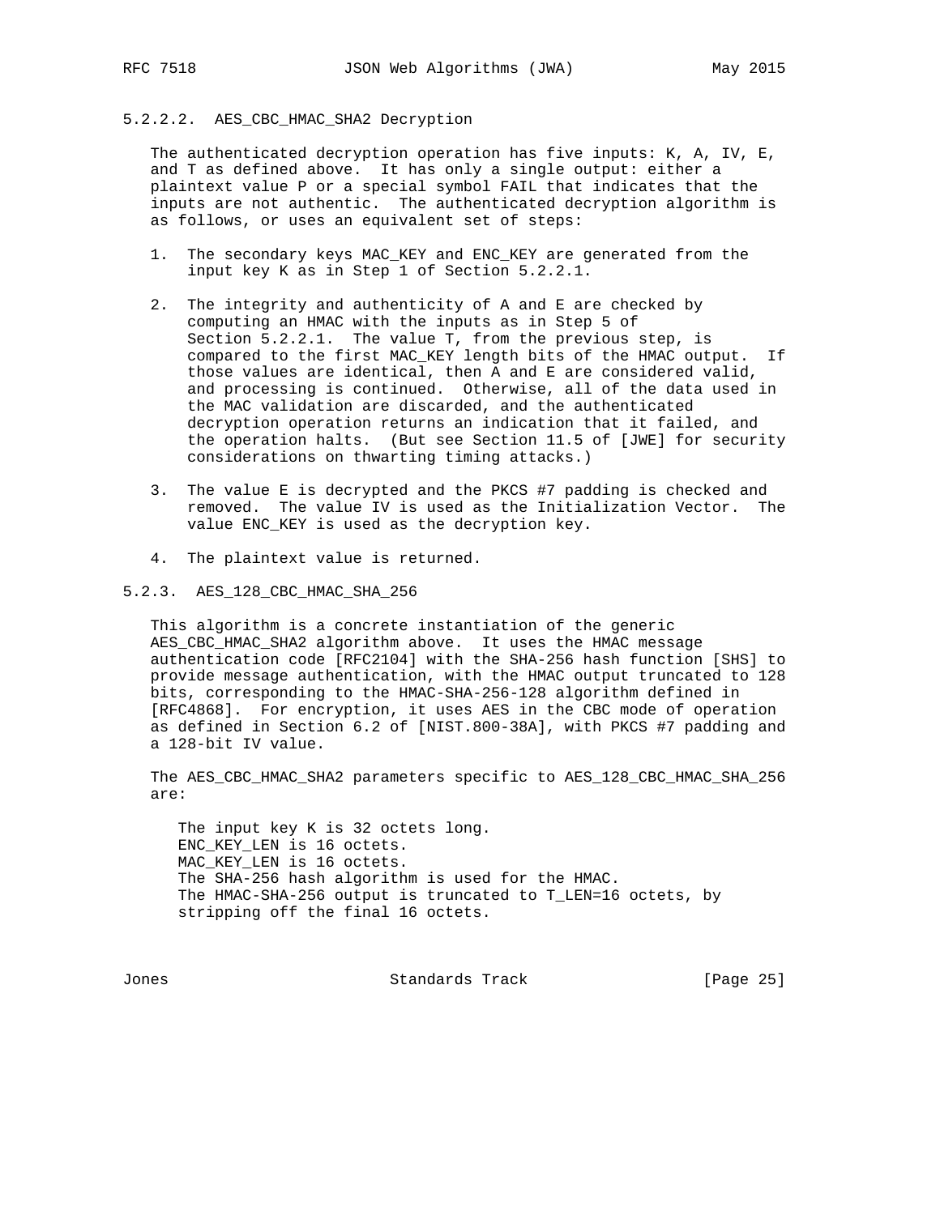#### 5.2.2.2. AES_CBC_HMAC_SHA2 Decryption

The authenticated decryption operation has five inputs: K, A, IV, E, and T as defined above. It has only a single output: either a plaintext value P or a special symbol FAIL that indicates that the inputs are not authentic. The authenticated decryption algorithm is as follows, or uses an equivalent set of steps:

1. The secondary keys MAC_KEY and ENC_KEY are generated from the input key K as in Step 1 of Section 5.2.2.1.

2. The integrity and authenticity of A and E are checked by computing an HMAC with the inputs as in Step 5 of Section 5.2.2.1. The value T, from the previous step, is compared to the first MAC_KEY length bits of the HMAC output. If those values are identical, then A and E are considered valid, and processing is continued. Otherwise, all of the data used in the MAC validation are discarded, and the authenticated decryption operation returns an indication that it failed, and the operation halts. (But see Section 11.5 of [JWE] for security considerations on thwarting timing attacks.)

3. The value E is decrypted and the PKCS #7 padding is checked and removed. The value IV is used as the Initialization Vector. The value ENC_KEY is used as the decryption key.

4. The plaintext value is returned.

### 5.2.3. AES_128_CBC_HMAC_SHA_256

This algorithm is a concrete instantiation of the generic AES_CBC_HMAC_SHA2 algorithm above. It uses the HMAC message authentication code [RFC2104] with the SHA-256 hash function [SHS] to provide message authentication, with the HMAC output truncated to 128 bits, corresponding to the HMAC-SHA-256-128 algorithm defined in [RFC4868]. For encryption, it uses AES in the CBC mode of operation as defined in Section 6.2 of [NIST.800-38A], with PKCS #7 padding and a 128-bit IV value.

The AES_CBC_HMAC_SHA2 parameters specific to AES_128_CBC_HMAC_SHA_256 are:

The input key K is 32 octets long.
ENC_KEY_LEN is 16 octets.
MAC_KEY_LEN is 16 octets.
The SHA-256 hash algorithm is used for the HMAC.
The HMAC-SHA-256 output is truncated to T_LEN=16 octets, by stripping off the final 16 octets.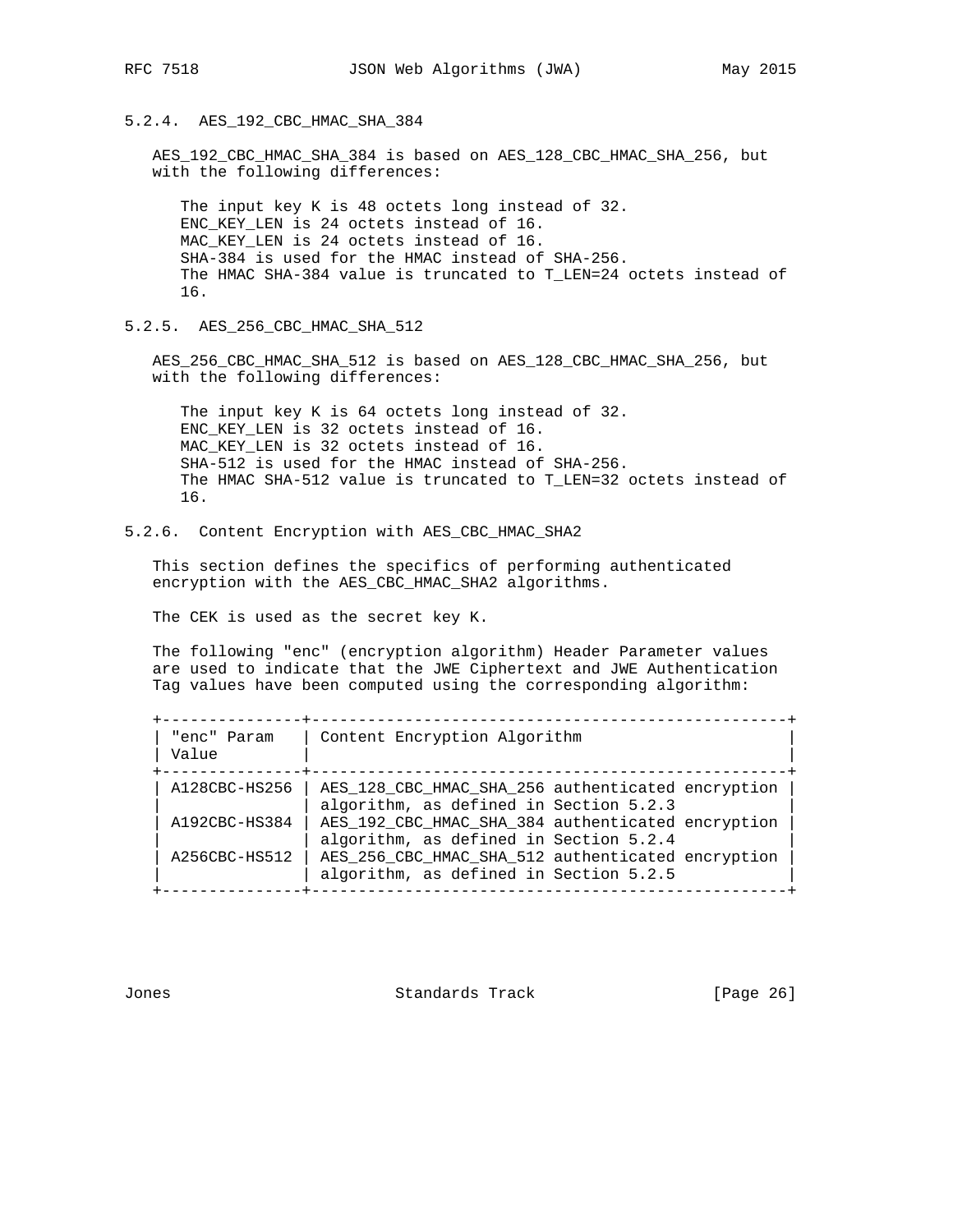### 5.2.4. AES_192_CBC_HMAC_SHA_384

AES_192_CBC_HMAC_SHA_384 is based on AES_128_CBC_HMAC_SHA_256, but with the following differences:

The input key K is 48 octets long instead of 32.
ENC_KEY_LEN is 24 octets instead of 16.
MAC_KEY_LEN is 24 octets instead of 16.
SHA-384 is used for the HMAC instead of SHA-256.
The HMAC SHA-384 value is truncated to T_LEN=24 octets instead of 16.

### 5.2.5. AES_256_CBC_HMAC_SHA_512

AES_256_CBC_HMAC_SHA_512 is based on AES_128_CBC_HMAC_SHA_256, but with the following differences:

The input key K is 64 octets long instead of 32.
ENC_KEY_LEN is 32 octets instead of 16.
MAC_KEY_LEN is 32 octets instead of 16.
SHA-512 is used for the HMAC instead of SHA-256.
The HMAC SHA-512 value is truncated to T_LEN=32 octets instead of 16.

### 5.2.6. Content Encryption with AES_CBC_HMAC_SHA2

This section defines the specifics of performing authenticated encryption with the AES_CBC_HMAC_SHA2 algorithms.

The CEK is used as the secret key K.

The following "enc" (encryption algorithm) Header Parameter values are used to indicate that the JWE Ciphertext and JWE Authentication Tag values have been computed using the corresponding algorithm:

| "enc" Param Value | Content Encryption Algorithm |
|---|---|
| A128CBC-HS256 | AES_128_CBC_HMAC_SHA_256 authenticated encryption algorithm, as defined in Section 5.2.3 |
| A192CBC-HS384 | AES_192_CBC_HMAC_SHA_384 authenticated encryption algorithm, as defined in Section 5.2.4 |
| A256CBC-HS512 | AES_256_CBC_HMAC_SHA_512 authenticated encryption algorithm, as defined in Section 5.2.5 |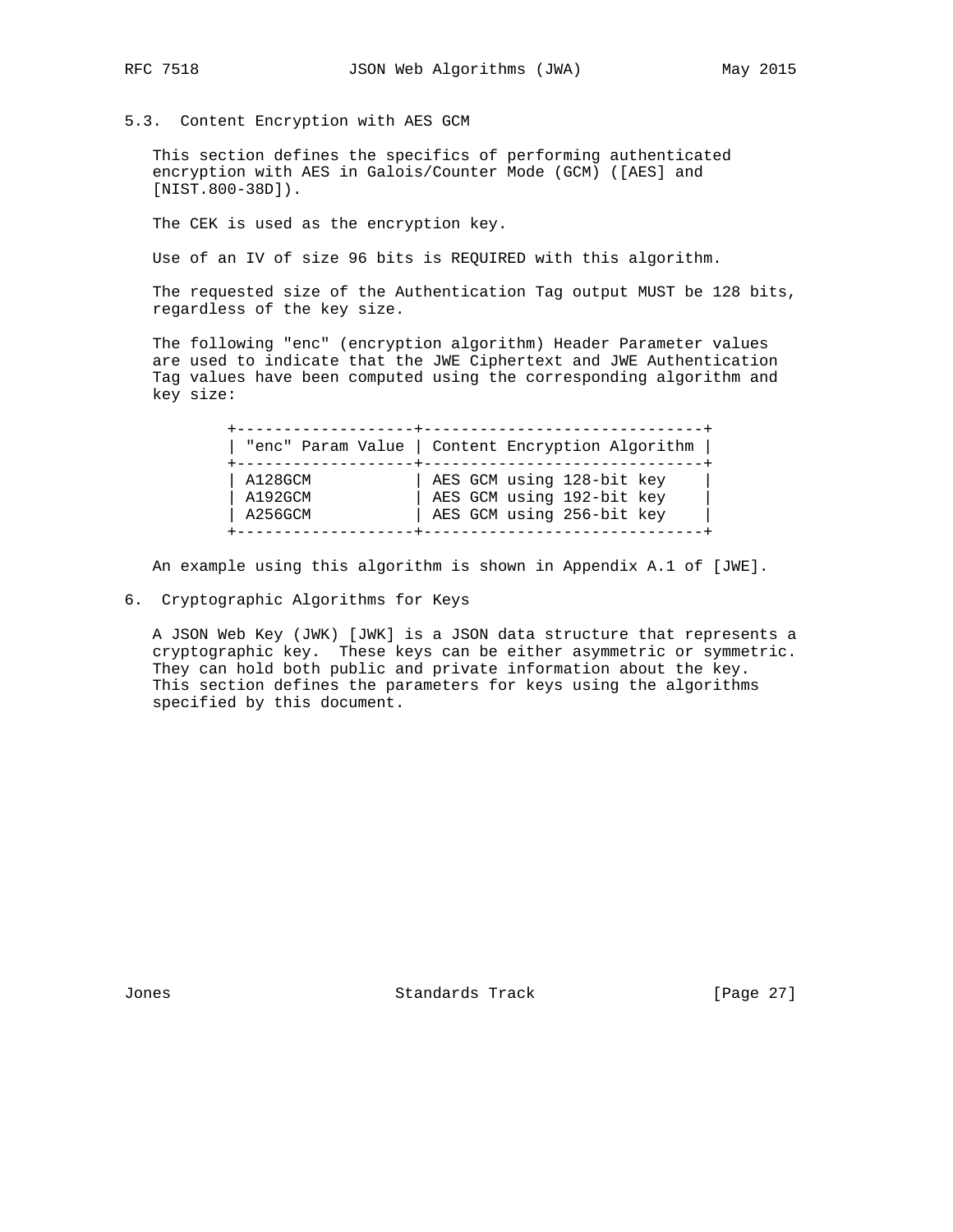### 5.3. Content Encryption with AES GCM

This section defines the specifics of performing authenticated encryption with AES in Galois/Counter Mode (GCM) ([AES] and [NIST.800-38D]).

The CEK is used as the encryption key.

Use of an IV of size 96 bits is REQUIRED with this algorithm.

The requested size of the Authentication Tag output MUST be 128 bits, regardless of the key size.

The following "enc" (encryption algorithm) Header Parameter values are used to indicate that the JWE Ciphertext and JWE Authentication Tag values have been computed using the corresponding algorithm and key size:

| "enc" Param Value | Content Encryption Algorithm |
|---|---|
| A128GCM | AES GCM using 128-bit key |
| A192GCM | AES GCM using 192-bit key |
| A256GCM | AES GCM using 256-bit key |

An example using this algorithm is shown in Appendix A.1 of [JWE].

## 6. Cryptographic Algorithms for Keys

A JSON Web Key (JWK) [JWK] is a JSON data structure that represents a cryptographic key. These keys can be either asymmetric or symmetric. They can hold both public and private information about the key. This section defines the parameters for keys using the algorithms specified by this document.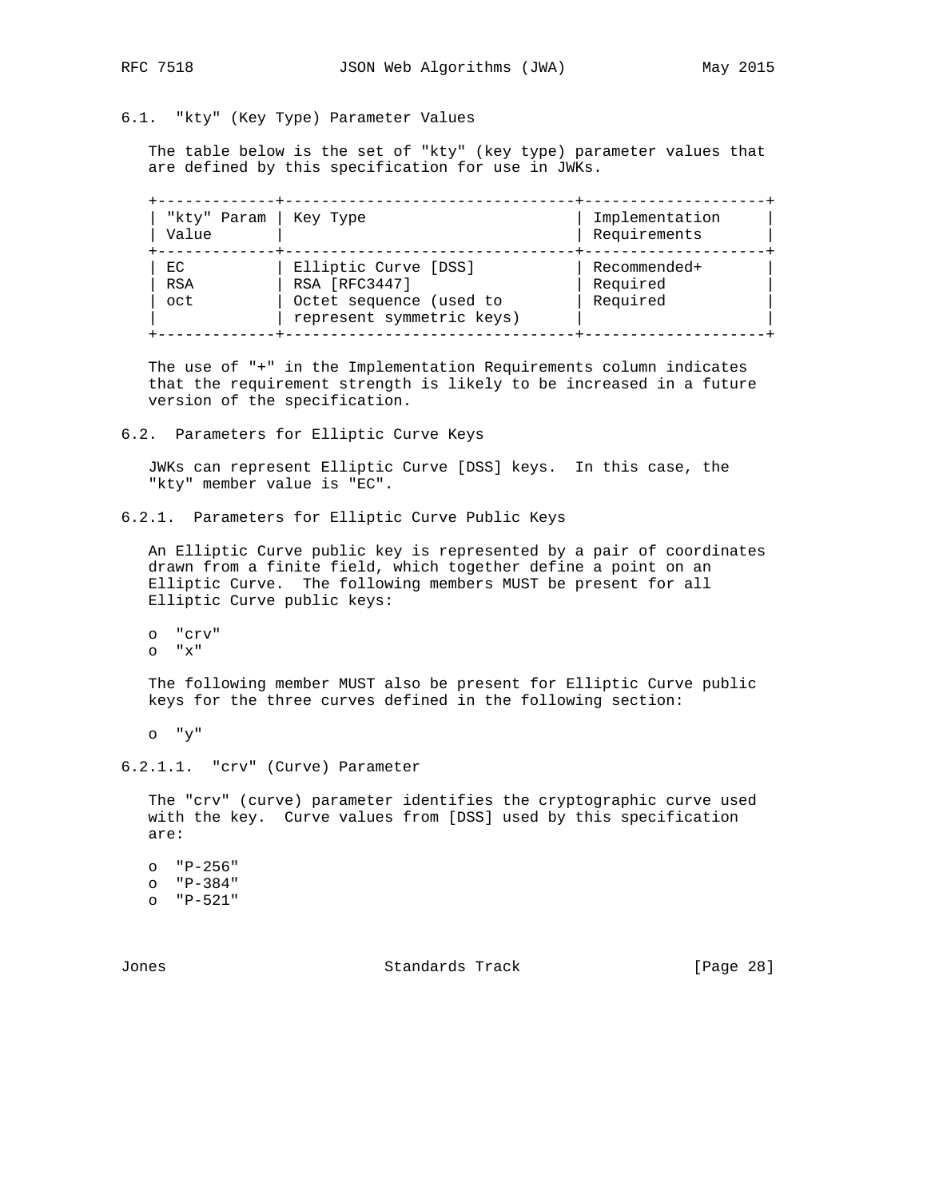### 6.1. "kty" (Key Type) Parameter Values

The table below is the set of "kty" (key type) parameter values that are defined by this specification for use in JWKs.

| "kty" Param Value | Key Type | Implementation Requirements |
|---|---|---|
| EC | Elliptic Curve [DSS] | Recommended+ |
| RSA | RSA [RFC3447] | Required |
| oct | Octet sequence (used to represent symmetric keys) | Required |

The use of "+" in the Implementation Requirements column indicates that the requirement strength is likely to be increased in a future version of the specification.

### 6.2. Parameters for Elliptic Curve Keys

JWKs can represent Elliptic Curve [DSS] keys. In this case, the "kty" member value is "EC".

#### 6.2.1. Parameters for Elliptic Curve Public Keys

An Elliptic Curve public key is represented by a pair of coordinates drawn from a finite field, which together define a point on an Elliptic Curve. The following members MUST be present for all Elliptic Curve public keys:

- "crv"
- "x"

The following member MUST also be present for Elliptic Curve public keys for the three curves defined in the following section:

- "y"

##### 6.2.1.1. "crv" (Curve) Parameter

The "crv" (curve) parameter identifies the cryptographic curve used with the key. Curve values from [DSS] used by this specification are:

- "P-256"
- "P-384"
- "P-521"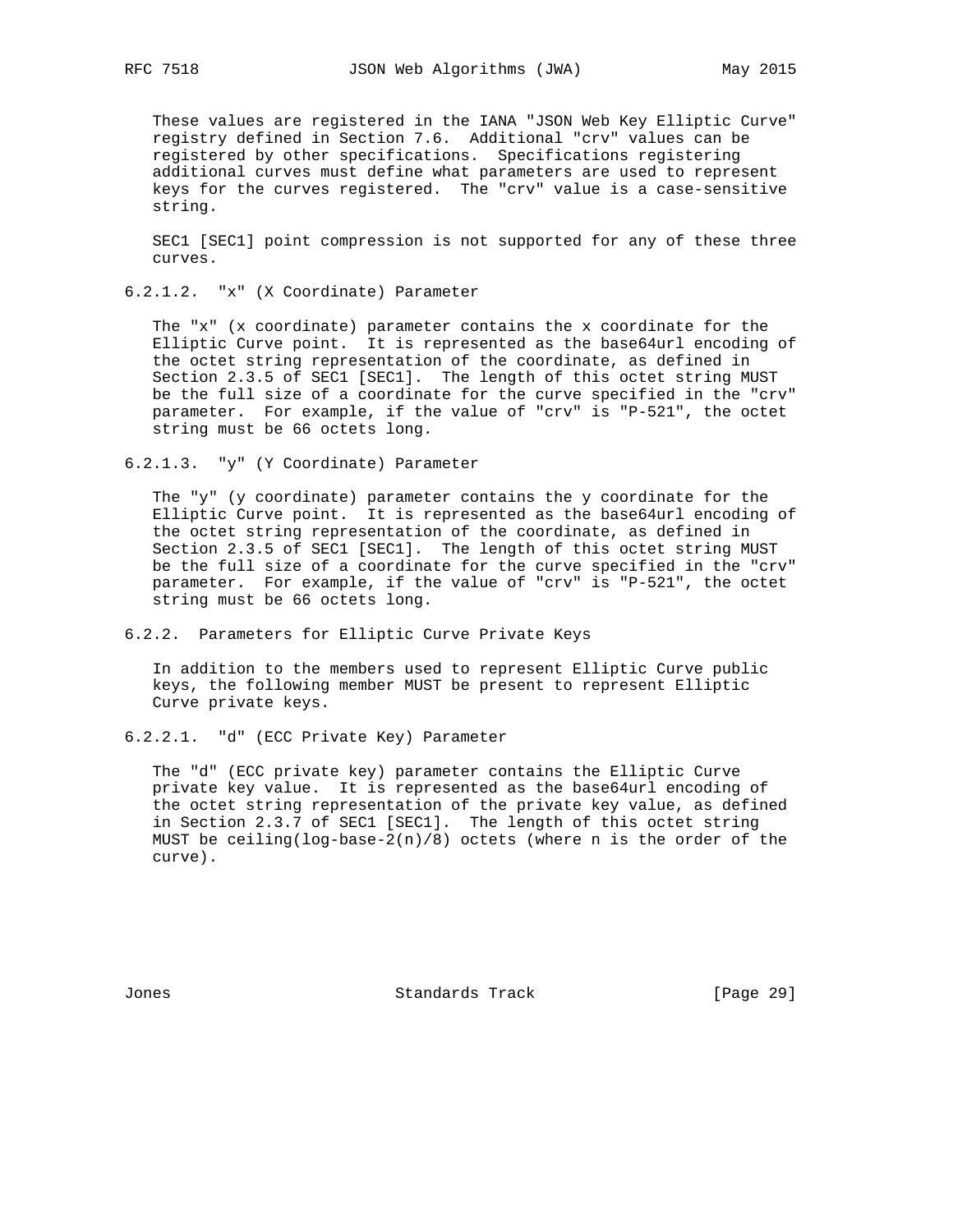These values are registered in the IANA "JSON Web Key Elliptic Curve" registry defined in Section 7.6. Additional "crv" values can be registered by other specifications. Specifications registering additional curves must define what parameters are used to represent keys for the curves registered. The "crv" value is a case-sensitive string.

SEC1 [SEC1] point compression is not supported for any of these three curves.

#### 6.2.1.2. "x" (X Coordinate) Parameter

The "x" (x coordinate) parameter contains the x coordinate for the Elliptic Curve point. It is represented as the base64url encoding of the octet string representation of the coordinate, as defined in Section 2.3.5 of SEC1 [SEC1]. The length of this octet string MUST be the full size of a coordinate for the curve specified in the "crv" parameter. For example, if the value of "crv" is "P-521", the octet string must be 66 octets long.

#### 6.2.1.3. "y" (Y Coordinate) Parameter

The "y" (y coordinate) parameter contains the y coordinate for the Elliptic Curve point. It is represented as the base64url encoding of the octet string representation of the coordinate, as defined in Section 2.3.5 of SEC1 [SEC1]. The length of this octet string MUST be the full size of a coordinate for the curve specified in the "crv" parameter. For example, if the value of "crv" is "P-521", the octet string must be 66 octets long.

### 6.2.2. Parameters for Elliptic Curve Private Keys

In addition to the members used to represent Elliptic Curve public keys, the following member MUST be present to represent Elliptic Curve private keys.

#### 6.2.2.1. "d" (ECC Private Key) Parameter

The "d" (ECC private key) parameter contains the Elliptic Curve private key value. It is represented as the base64url encoding of the octet string representation of the private key value, as defined in Section 2.3.7 of SEC1 [SEC1]. The length of this octet string MUST be ceiling(log-base-2(n)/8) octets (where n is the order of the curve).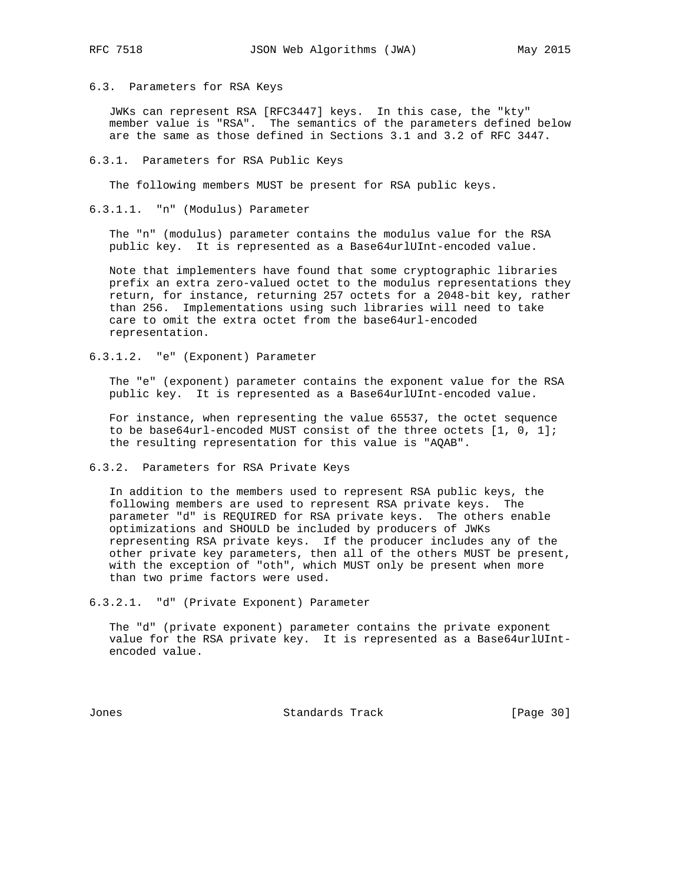### 6.3. Parameters for RSA Keys

JWKs can represent RSA [RFC3447] keys. In this case, the "kty" member value is "RSA". The semantics of the parameters defined below are the same as those defined in Sections 3.1 and 3.2 of RFC 3447.

#### 6.3.1. Parameters for RSA Public Keys

The following members MUST be present for RSA public keys.

##### 6.3.1.1. "n" (Modulus) Parameter

The "n" (modulus) parameter contains the modulus value for the RSA public key. It is represented as a Base64urlUInt-encoded value.

Note that implementers have found that some cryptographic libraries prefix an extra zero-valued octet to the modulus representations they return, for instance, returning 257 octets for a 2048-bit key, rather than 256. Implementations using such libraries will need to take care to omit the extra octet from the base64url-encoded representation.

##### 6.3.1.2. "e" (Exponent) Parameter

The "e" (exponent) parameter contains the exponent value for the RSA public key. It is represented as a Base64urlUInt-encoded value.

For instance, when representing the value 65537, the octet sequence to be base64url-encoded MUST consist of the three octets [1, 0, 1]; the resulting representation for this value is "AQAB".

#### 6.3.2. Parameters for RSA Private Keys

In addition to the members used to represent RSA public keys, the following members are used to represent RSA private keys. The parameter "d" is REQUIRED for RSA private keys. The others enable optimizations and SHOULD be included by producers of JWKs representing RSA private keys. If the producer includes any of the other private key parameters, then all of the others MUST be present, with the exception of "oth", which MUST only be present when more than two prime factors were used.

##### 6.3.2.1. "d" (Private Exponent) Parameter

The "d" (private exponent) parameter contains the private exponent value for the RSA private key. It is represented as a Base64urlUInt-encoded value.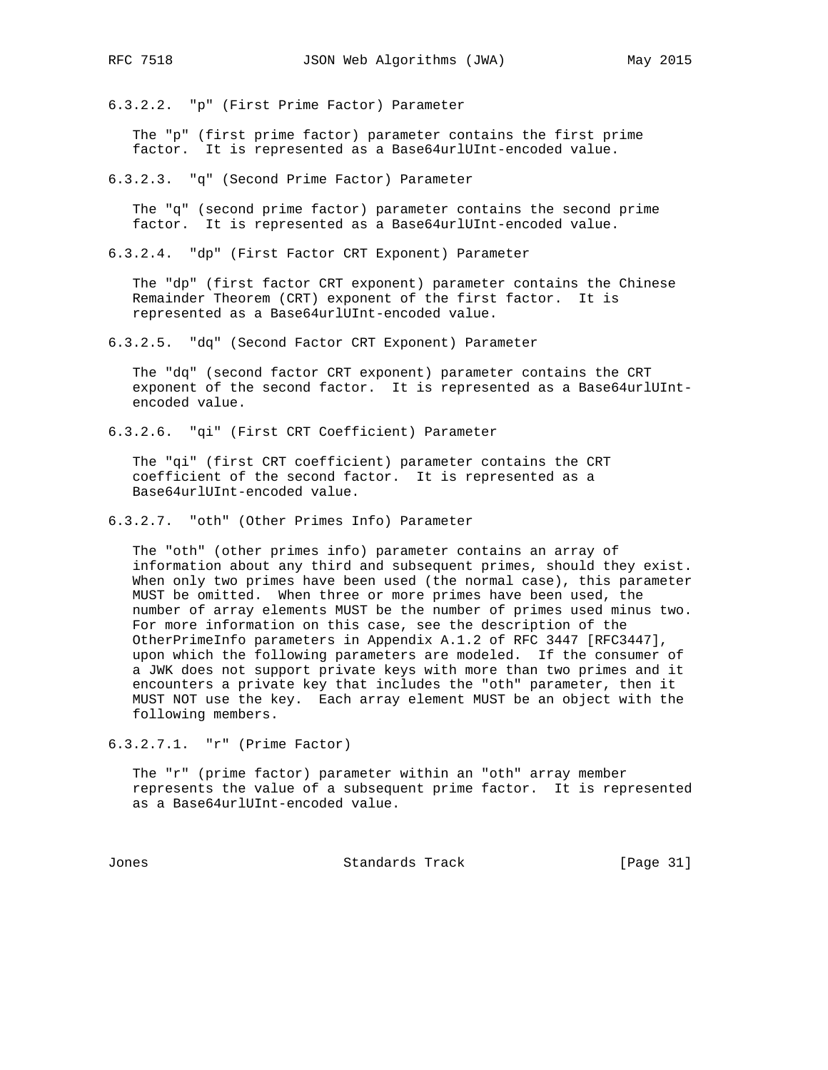#### 6.3.2.2. "p" (First Prime Factor) Parameter

The "p" (first prime factor) parameter contains the first prime factor. It is represented as a Base64urlUInt-encoded value.

#### 6.3.2.3. "q" (Second Prime Factor) Parameter

The "q" (second prime factor) parameter contains the second prime factor. It is represented as a Base64urlUInt-encoded value.

#### 6.3.2.4. "dp" (First Factor CRT Exponent) Parameter

The "dp" (first factor CRT exponent) parameter contains the Chinese Remainder Theorem (CRT) exponent of the first factor. It is represented as a Base64urlUInt-encoded value.

#### 6.3.2.5. "dq" (Second Factor CRT Exponent) Parameter

The "dq" (second factor CRT exponent) parameter contains the CRT exponent of the second factor. It is represented as a Base64urlUInt-encoded value.

#### 6.3.2.6. "qi" (First CRT Coefficient) Parameter

The "qi" (first CRT coefficient) parameter contains the CRT coefficient of the second factor. It is represented as a Base64urlUInt-encoded value.

#### 6.3.2.7. "oth" (Other Primes Info) Parameter

The "oth" (other primes info) parameter contains an array of information about any third and subsequent primes, should they exist. When only two primes have been used (the normal case), this parameter MUST be omitted. When three or more primes have been used, the number of array elements MUST be the number of primes used minus two. For more information on this case, see the description of the OtherPrimeInfo parameters in Appendix A.1.2 of RFC 3447 [RFC3447], upon which the following parameters are modeled. If the consumer of a JWK does not support private keys with more than two primes and it encounters a private key that includes the "oth" parameter, then it MUST NOT use the key. Each array element MUST be an object with the following members.

##### 6.3.2.7.1. "r" (Prime Factor)

The "r" (prime factor) parameter within an "oth" array member represents the value of a subsequent prime factor. It is represented as a Base64urlUInt-encoded value.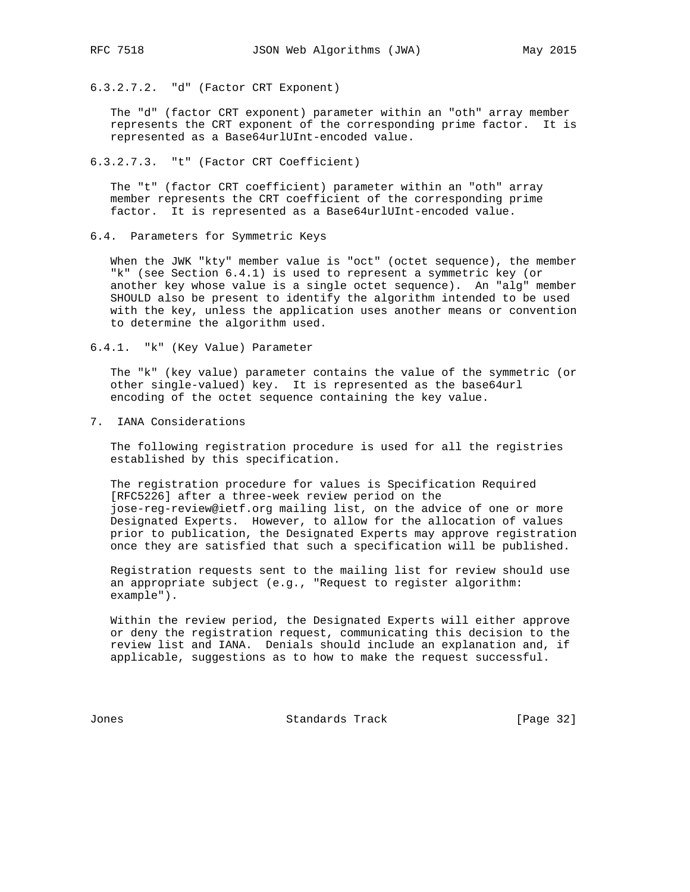#### 6.3.2.7.2. "d" (Factor CRT Exponent)

The "d" (factor CRT exponent) parameter within an "oth" array member represents the CRT exponent of the corresponding prime factor. It is represented as a Base64urlUInt-encoded value.

#### 6.3.2.7.3. "t" (Factor CRT Coefficient)

The "t" (factor CRT coefficient) parameter within an "oth" array member represents the CRT coefficient of the corresponding prime factor. It is represented as a Base64urlUInt-encoded value.

### 6.4. Parameters for Symmetric Keys

When the JWK "kty" member value is "oct" (octet sequence), the member "k" (see Section 6.4.1) is used to represent a symmetric key (or another key whose value is a single octet sequence). An "alg" member SHOULD also be present to identify the algorithm intended to be used with the key, unless the application uses another means or convention to determine the algorithm used.

#### 6.4.1. "k" (Key Value) Parameter

The "k" (key value) parameter contains the value of the symmetric (or other single-valued) key. It is represented as the base64url encoding of the octet sequence containing the key value.

## 7. IANA Considerations

The following registration procedure is used for all the registries established by this specification.

The registration procedure for values is Specification Required [RFC5226] after a three-week review period on the jose-reg-review@ietf.org mailing list, on the advice of one or more Designated Experts. However, to allow for the allocation of values prior to publication, the Designated Experts may approve registration once they are satisfied that such a specification will be published.

Registration requests sent to the mailing list for review should use an appropriate subject (e.g., "Request to register algorithm: example").

Within the review period, the Designated Experts will either approve or deny the registration request, communicating this decision to the review list and IANA. Denials should include an explanation and, if applicable, suggestions as to how to make the request successful.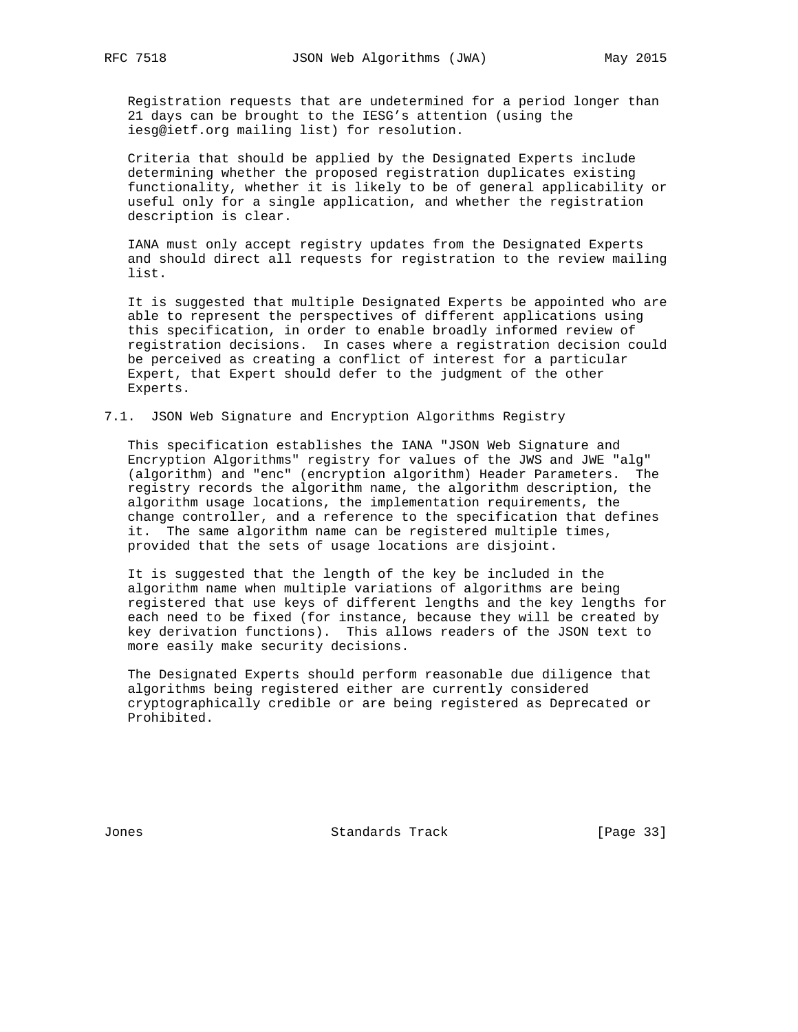Registration requests that are undetermined for a period longer than 21 days can be brought to the IESG's attention (using the iesg@ietf.org mailing list) for resolution.

Criteria that should be applied by the Designated Experts include determining whether the proposed registration duplicates existing functionality, whether it is likely to be of general applicability or useful only for a single application, and whether the registration description is clear.

IANA must only accept registry updates from the Designated Experts and should direct all requests for registration to the review mailing list.

It is suggested that multiple Designated Experts be appointed who are able to represent the perspectives of different applications using this specification, in order to enable broadly informed review of registration decisions. In cases where a registration decision could be perceived as creating a conflict of interest for a particular Expert, that Expert should defer to the judgment of the other Experts.

## 7.1. JSON Web Signature and Encryption Algorithms Registry

This specification establishes the IANA "JSON Web Signature and Encryption Algorithms" registry for values of the JWS and JWE "alg" (algorithm) and "enc" (encryption algorithm) Header Parameters. The registry records the algorithm name, the algorithm description, the algorithm usage locations, the implementation requirements, the change controller, and a reference to the specification that defines it. The same algorithm name can be registered multiple times, provided that the sets of usage locations are disjoint.

It is suggested that the length of the key be included in the algorithm name when multiple variations of algorithms are being registered that use keys of different lengths and the key lengths for each need to be fixed (for instance, because they will be created by key derivation functions). This allows readers of the JSON text to more easily make security decisions.

The Designated Experts should perform reasonable due diligence that algorithms being registered either are currently considered cryptographically credible or are being registered as Deprecated or Prohibited.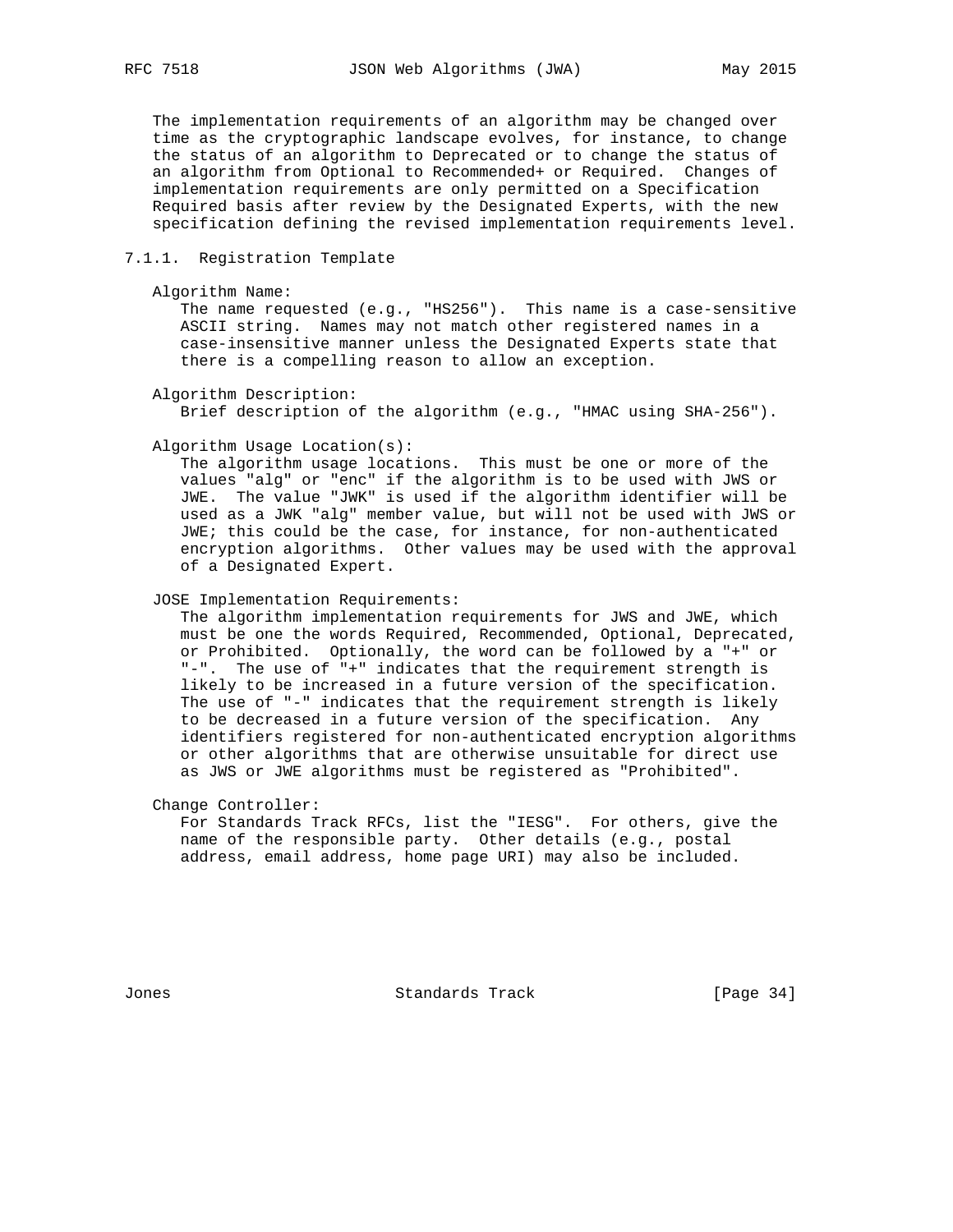The implementation requirements of an algorithm may be changed over time as the cryptographic landscape evolves, for instance, to change the status of an algorithm to Deprecated or to change the status of an algorithm from Optional to Recommended+ or Required. Changes of implementation requirements are only permitted on a Specification Required basis after review by the Designated Experts, with the new specification defining the revised implementation requirements level.

#### 7.1.1. Registration Template

Algorithm Name:
: The name requested (e.g., "HS256"). This name is a case-sensitive ASCII string. Names may not match other registered names in a case-insensitive manner unless the Designated Experts state that there is a compelling reason to allow an exception.

Algorithm Description:
: Brief description of the algorithm (e.g., "HMAC using SHA-256").

Algorithm Usage Location(s):
: The algorithm usage locations. This must be one or more of the values "alg" or "enc" if the algorithm is to be used with JWS or JWE. The value "JWK" is used if the algorithm identifier will be used as a JWK "alg" member value, but will not be used with JWS or JWE; this could be the case, for instance, for non-authenticated encryption algorithms. Other values may be used with the approval of a Designated Expert.

JOSE Implementation Requirements:
: The algorithm implementation requirements for JWS and JWE, which must be one the words Required, Recommended, Optional, Deprecated, or Prohibited. Optionally, the word can be followed by a "+" or "-". The use of "+" indicates that the requirement strength is likely to be increased in a future version of the specification. The use of "-" indicates that the requirement strength is likely to be decreased in a future version of the specification. Any identifiers registered for non-authenticated encryption algorithms or other algorithms that are otherwise unsuitable for direct use as JWS or JWE algorithms must be registered as "Prohibited".

Change Controller:
: For Standards Track RFCs, list the "IESG". For others, give the name of the responsible party. Other details (e.g., postal address, email address, home page URI) may also be included.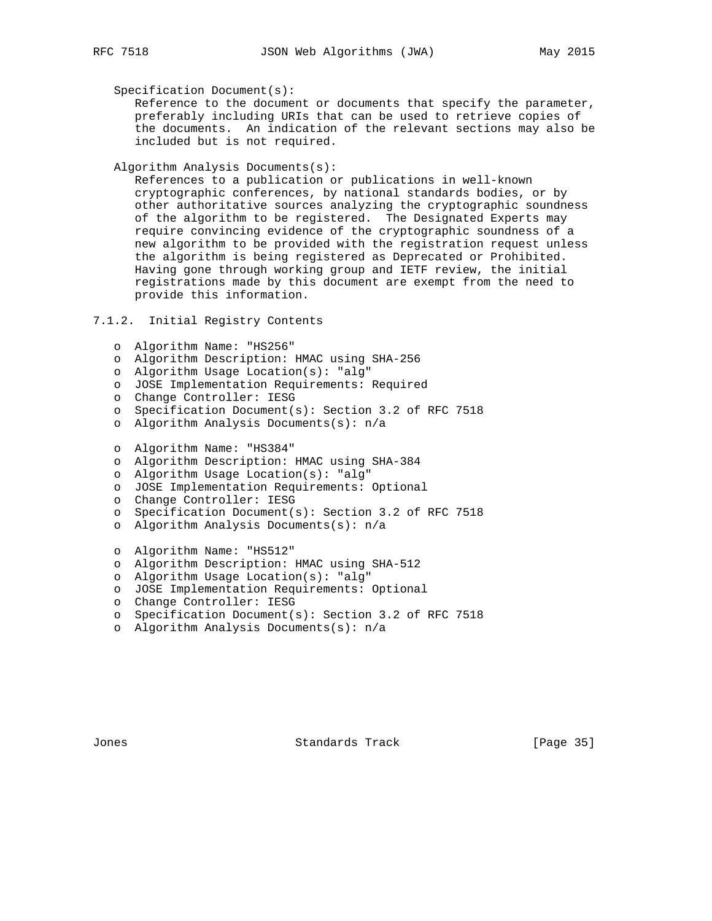Specification Document(s):
Reference to the document or documents that specify the parameter, preferably including URIs that can be used to retrieve copies of the documents. An indication of the relevant sections may also be included but is not required.

Algorithm Analysis Documents(s):
References to a publication or publications in well-known cryptographic conferences, by national standards bodies, or by other authoritative sources analyzing the cryptographic soundness of the algorithm to be registered. The Designated Experts may require convincing evidence of the cryptographic soundness of a new algorithm to be provided with the registration request unless the algorithm is being registered as Deprecated or Prohibited. Having gone through working group and IETF review, the initial registrations made by this document are exempt from the need to provide this information.

### 7.1.2. Initial Registry Contents

- Algorithm Name: "HS256"
- Algorithm Description: HMAC using SHA-256
- Algorithm Usage Location(s): "alg"
- JOSE Implementation Requirements: Required
- Change Controller: IESG
- Specification Document(s): Section 3.2 of RFC 7518
- Algorithm Analysis Documents(s): n/a

- Algorithm Name: "HS384"
- Algorithm Description: HMAC using SHA-384
- Algorithm Usage Location(s): "alg"
- JOSE Implementation Requirements: Optional
- Change Controller: IESG
- Specification Document(s): Section 3.2 of RFC 7518
- Algorithm Analysis Documents(s): n/a

- Algorithm Name: "HS512"
- Algorithm Description: HMAC using SHA-512
- Algorithm Usage Location(s): "alg"
- JOSE Implementation Requirements: Optional
- Change Controller: IESG
- Specification Document(s): Section 3.2 of RFC 7518
- Algorithm Analysis Documents(s): n/a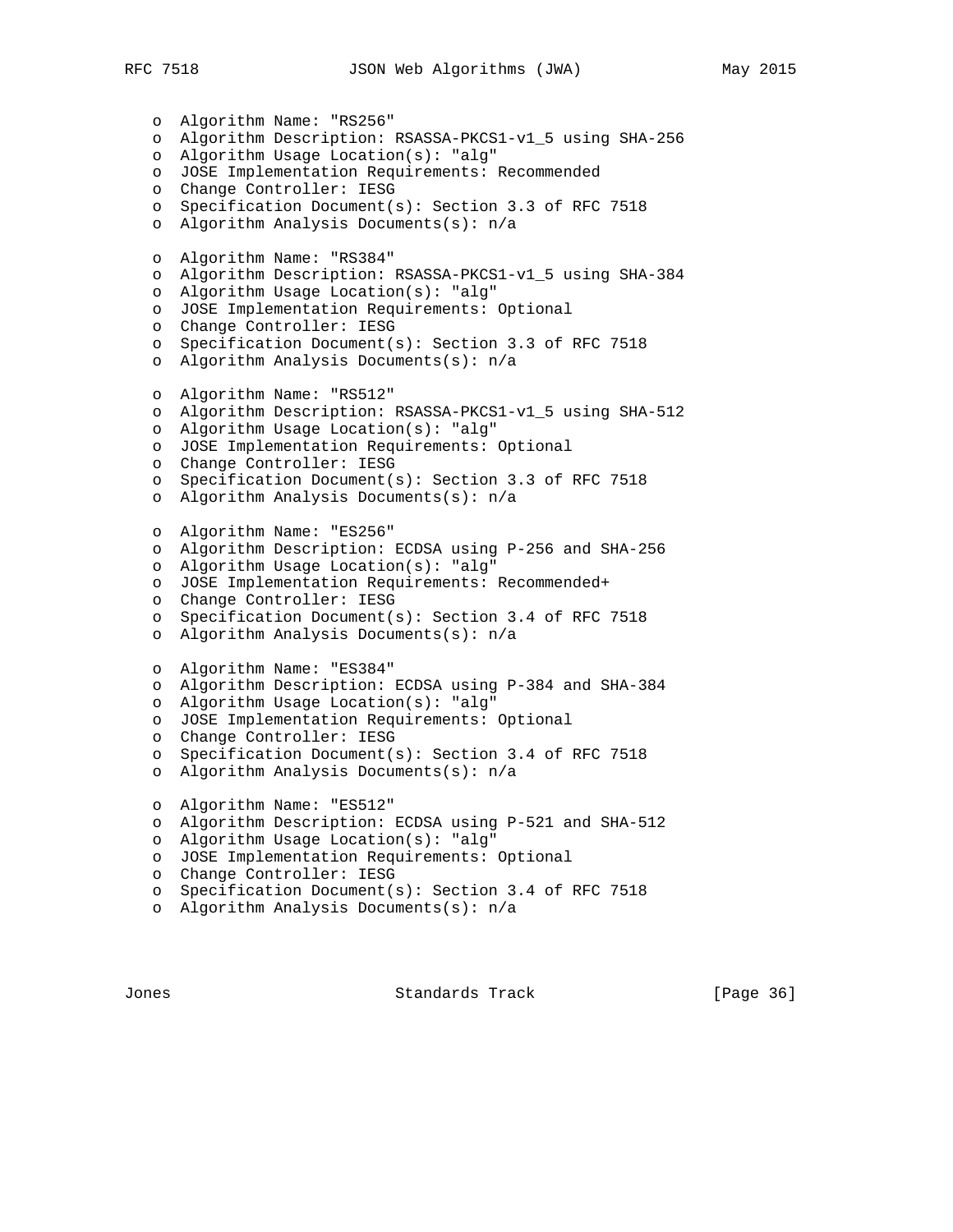- Algorithm Name: "RS256"
- Algorithm Description: RSASSA-PKCS1-v1_5 using SHA-256
- Algorithm Usage Location(s): "alg"
- JOSE Implementation Requirements: Recommended
- Change Controller: IESG
- Specification Document(s): Section 3.3 of RFC 7518
- Algorithm Analysis Documents(s): n/a

- Algorithm Name: "RS384"
- Algorithm Description: RSASSA-PKCS1-v1_5 using SHA-384
- Algorithm Usage Location(s): "alg"
- JOSE Implementation Requirements: Optional
- Change Controller: IESG
- Specification Document(s): Section 3.3 of RFC 7518
- Algorithm Analysis Documents(s): n/a

- Algorithm Name: "RS512"
- Algorithm Description: RSASSA-PKCS1-v1_5 using SHA-512
- Algorithm Usage Location(s): "alg"
- JOSE Implementation Requirements: Optional
- Change Controller: IESG
- Specification Document(s): Section 3.3 of RFC 7518
- Algorithm Analysis Documents(s): n/a

- Algorithm Name: "ES256"
- Algorithm Description: ECDSA using P-256 and SHA-256
- Algorithm Usage Location(s): "alg"
- JOSE Implementation Requirements: Recommended+
- Change Controller: IESG
- Specification Document(s): Section 3.4 of RFC 7518
- Algorithm Analysis Documents(s): n/a

- Algorithm Name: "ES384"
- Algorithm Description: ECDSA using P-384 and SHA-384
- Algorithm Usage Location(s): "alg"
- JOSE Implementation Requirements: Optional
- Change Controller: IESG
- Specification Document(s): Section 3.4 of RFC 7518
- Algorithm Analysis Documents(s): n/a

- Algorithm Name: "ES512"
- Algorithm Description: ECDSA using P-521 and SHA-512
- Algorithm Usage Location(s): "alg"
- JOSE Implementation Requirements: Optional
- Change Controller: IESG
- Specification Document(s): Section 3.4 of RFC 7518
- Algorithm Analysis Documents(s): n/a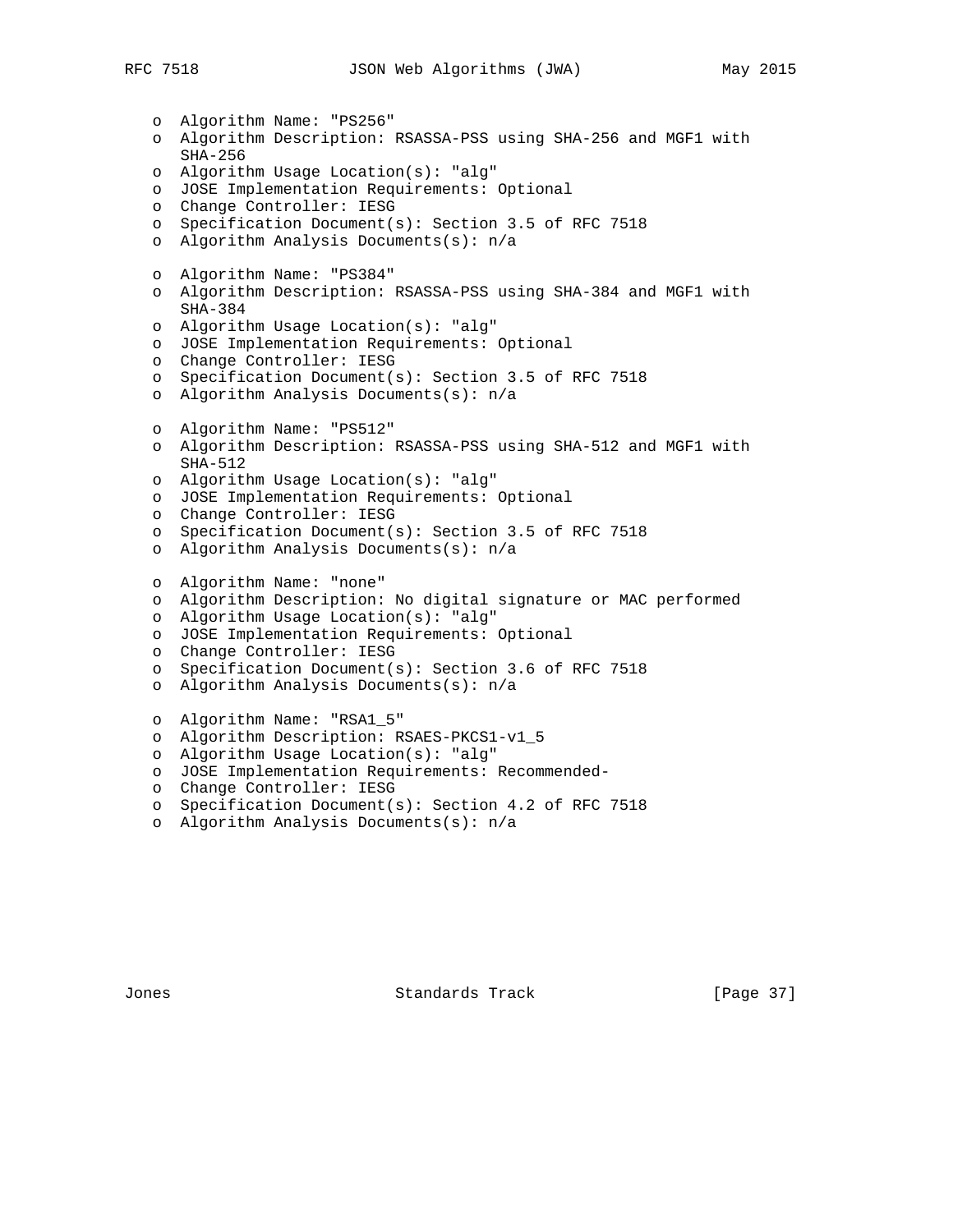- Algorithm Name: "PS256"
- Algorithm Description: RSASSA-PSS using SHA-256 and MGF1 with SHA-256
- Algorithm Usage Location(s): "alg"
- JOSE Implementation Requirements: Optional
- Change Controller: IESG
- Specification Document(s): Section 3.5 of RFC 7518
- Algorithm Analysis Documents(s): n/a

- Algorithm Name: "PS384"
- Algorithm Description: RSASSA-PSS using SHA-384 and MGF1 with SHA-384
- Algorithm Usage Location(s): "alg"
- JOSE Implementation Requirements: Optional
- Change Controller: IESG
- Specification Document(s): Section 3.5 of RFC 7518
- Algorithm Analysis Documents(s): n/a

- Algorithm Name: "PS512"
- Algorithm Description: RSASSA-PSS using SHA-512 and MGF1 with SHA-512
- Algorithm Usage Location(s): "alg"
- JOSE Implementation Requirements: Optional
- Change Controller: IESG
- Specification Document(s): Section 3.5 of RFC 7518
- Algorithm Analysis Documents(s): n/a

- Algorithm Name: "none"
- Algorithm Description: No digital signature or MAC performed
- Algorithm Usage Location(s): "alg"
- JOSE Implementation Requirements: Optional
- Change Controller: IESG
- Specification Document(s): Section 3.6 of RFC 7518
- Algorithm Analysis Documents(s): n/a

- Algorithm Name: "RSA1_5"
- Algorithm Description: RSAES-PKCS1-v1_5
- Algorithm Usage Location(s): "alg"
- JOSE Implementation Requirements: Recommended-
- Change Controller: IESG
- Specification Document(s): Section 4.2 of RFC 7518
- Algorithm Analysis Documents(s): n/a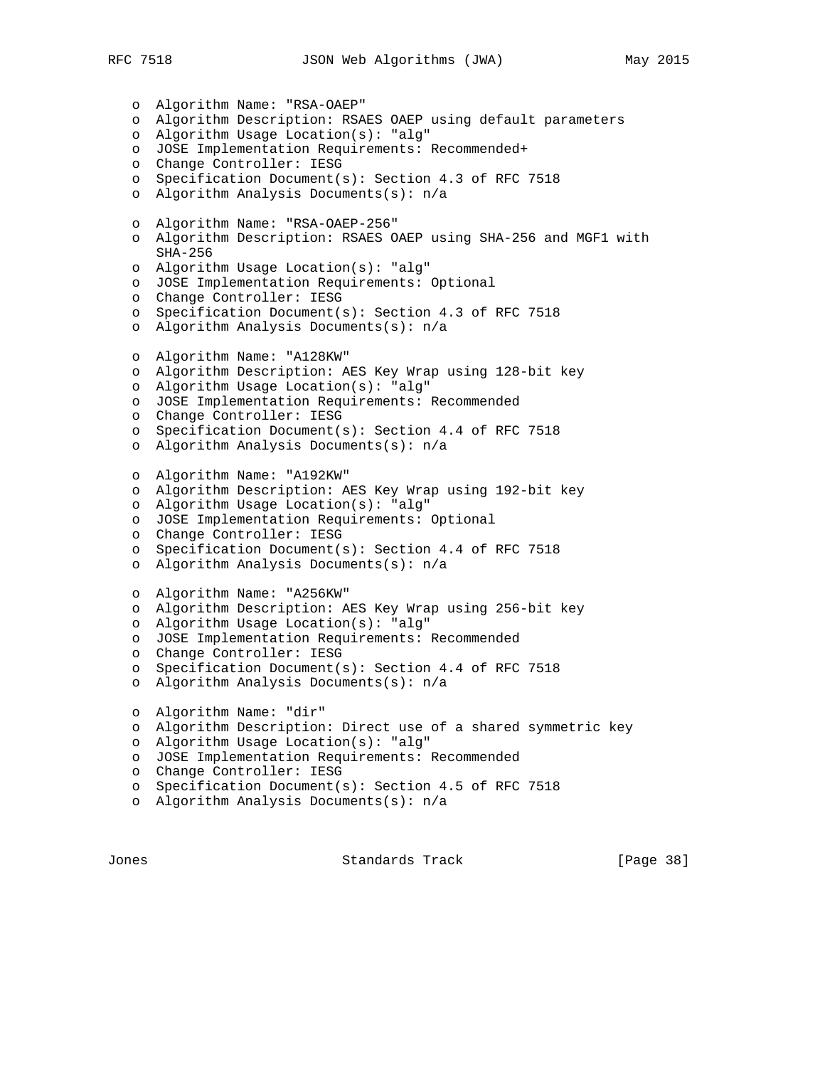- Algorithm Name: "RSA-OAEP"
- Algorithm Description: RSAES OAEP using default parameters
- Algorithm Usage Location(s): "alg"
- JOSE Implementation Requirements: Recommended+
- Change Controller: IESG
- Specification Document(s): Section 4.3 of RFC 7518
- Algorithm Analysis Documents(s): n/a

- Algorithm Name: "RSA-OAEP-256"
- Algorithm Description: RSAES OAEP using SHA-256 and MGF1 with SHA-256
- Algorithm Usage Location(s): "alg"
- JOSE Implementation Requirements: Optional
- Change Controller: IESG
- Specification Document(s): Section 4.3 of RFC 7518
- Algorithm Analysis Documents(s): n/a

- Algorithm Name: "A128KW"
- Algorithm Description: AES Key Wrap using 128-bit key
- Algorithm Usage Location(s): "alg"
- JOSE Implementation Requirements: Recommended
- Change Controller: IESG
- Specification Document(s): Section 4.4 of RFC 7518
- Algorithm Analysis Documents(s): n/a

- Algorithm Name: "A192KW"
- Algorithm Description: AES Key Wrap using 192-bit key
- Algorithm Usage Location(s): "alg"
- JOSE Implementation Requirements: Optional
- Change Controller: IESG
- Specification Document(s): Section 4.4 of RFC 7518
- Algorithm Analysis Documents(s): n/a

- Algorithm Name: "A256KW"
- Algorithm Description: AES Key Wrap using 256-bit key
- Algorithm Usage Location(s): "alg"
- JOSE Implementation Requirements: Recommended
- Change Controller: IESG
- Specification Document(s): Section 4.4 of RFC 7518
- Algorithm Analysis Documents(s): n/a

- Algorithm Name: "dir"
- Algorithm Description: Direct use of a shared symmetric key
- Algorithm Usage Location(s): "alg"
- JOSE Implementation Requirements: Recommended
- Change Controller: IESG
- Specification Document(s): Section 4.5 of RFC 7518
- Algorithm Analysis Documents(s): n/a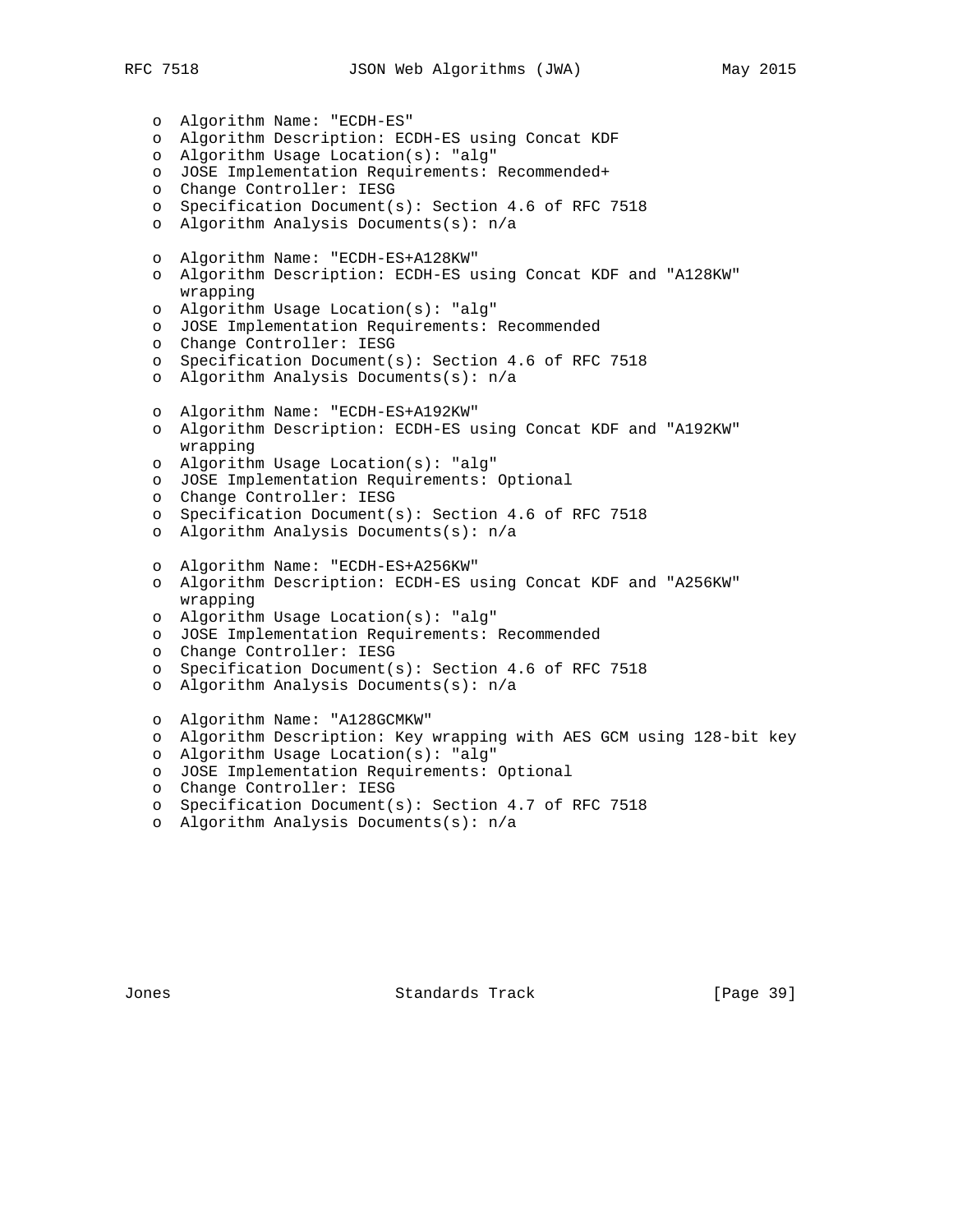- Algorithm Name: "ECDH-ES"
- Algorithm Description: ECDH-ES using Concat KDF
- Algorithm Usage Location(s): "alg"
- JOSE Implementation Requirements: Recommended+
- Change Controller: IESG
- Specification Document(s): Section 4.6 of RFC 7518
- Algorithm Analysis Documents(s): n/a

- Algorithm Name: "ECDH-ES+A128KW"
- Algorithm Description: ECDH-ES using Concat KDF and "A128KW" wrapping
- Algorithm Usage Location(s): "alg"
- JOSE Implementation Requirements: Recommended
- Change Controller: IESG
- Specification Document(s): Section 4.6 of RFC 7518
- Algorithm Analysis Documents(s): n/a

- Algorithm Name: "ECDH-ES+A192KW"
- Algorithm Description: ECDH-ES using Concat KDF and "A192KW" wrapping
- Algorithm Usage Location(s): "alg"
- JOSE Implementation Requirements: Optional
- Change Controller: IESG
- Specification Document(s): Section 4.6 of RFC 7518
- Algorithm Analysis Documents(s): n/a

- Algorithm Name: "ECDH-ES+A256KW"
- Algorithm Description: ECDH-ES using Concat KDF and "A256KW" wrapping
- Algorithm Usage Location(s): "alg"
- JOSE Implementation Requirements: Recommended
- Change Controller: IESG
- Specification Document(s): Section 4.6 of RFC 7518
- Algorithm Analysis Documents(s): n/a

- Algorithm Name: "A128GCMKW"
- Algorithm Description: Key wrapping with AES GCM using 128-bit key
- Algorithm Usage Location(s): "alg"
- JOSE Implementation Requirements: Optional
- Change Controller: IESG
- Specification Document(s): Section 4.7 of RFC 7518
- Algorithm Analysis Documents(s): n/a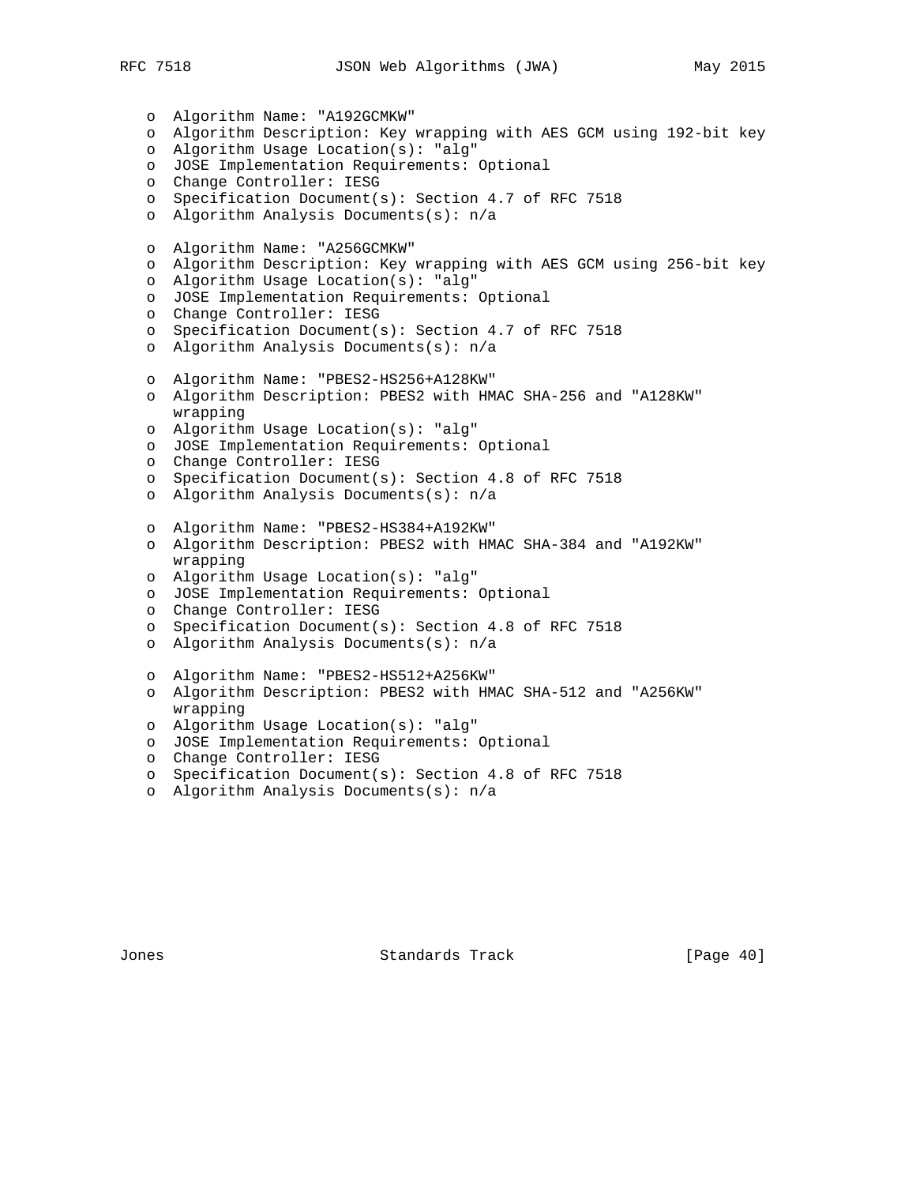- Algorithm Name: "A192GCMKW"
- Algorithm Description: Key wrapping with AES GCM using 192-bit key
- Algorithm Usage Location(s): "alg"
- JOSE Implementation Requirements: Optional
- Change Controller: IESG
- Specification Document(s): Section 4.7 of RFC 7518
- Algorithm Analysis Documents(s): n/a

- Algorithm Name: "A256GCMKW"
- Algorithm Description: Key wrapping with AES GCM using 256-bit key
- Algorithm Usage Location(s): "alg"
- JOSE Implementation Requirements: Optional
- Change Controller: IESG
- Specification Document(s): Section 4.7 of RFC 7518
- Algorithm Analysis Documents(s): n/a

- Algorithm Name: "PBES2-HS256+A128KW"
- Algorithm Description: PBES2 with HMAC SHA-256 and "A128KW" wrapping
- Algorithm Usage Location(s): "alg"
- JOSE Implementation Requirements: Optional
- Change Controller: IESG
- Specification Document(s): Section 4.8 of RFC 7518
- Algorithm Analysis Documents(s): n/a

- Algorithm Name: "PBES2-HS384+A192KW"
- Algorithm Description: PBES2 with HMAC SHA-384 and "A192KW" wrapping
- Algorithm Usage Location(s): "alg"
- JOSE Implementation Requirements: Optional
- Change Controller: IESG
- Specification Document(s): Section 4.8 of RFC 7518
- Algorithm Analysis Documents(s): n/a

- Algorithm Name: "PBES2-HS512+A256KW"
- Algorithm Description: PBES2 with HMAC SHA-512 and "A256KW" wrapping
- Algorithm Usage Location(s): "alg"
- JOSE Implementation Requirements: Optional
- Change Controller: IESG
- Specification Document(s): Section 4.8 of RFC 7518
- Algorithm Analysis Documents(s): n/a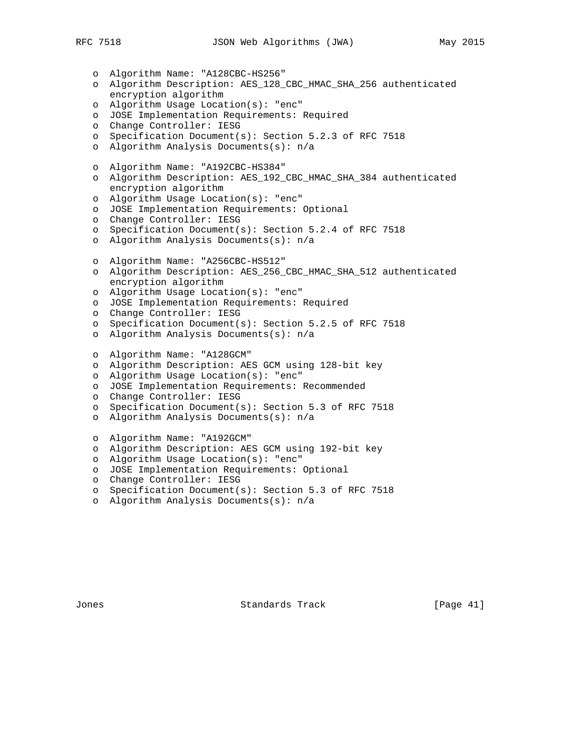- Algorithm Name: "A128CBC-HS256"
- Algorithm Description: AES_128_CBC_HMAC_SHA_256 authenticated encryption algorithm
- Algorithm Usage Location(s): "enc"
- JOSE Implementation Requirements: Required
- Change Controller: IESG
- Specification Document(s): Section 5.2.3 of RFC 7518
- Algorithm Analysis Documents(s): n/a

- Algorithm Name: "A192CBC-HS384"
- Algorithm Description: AES_192_CBC_HMAC_SHA_384 authenticated encryption algorithm
- Algorithm Usage Location(s): "enc"
- JOSE Implementation Requirements: Optional
- Change Controller: IESG
- Specification Document(s): Section 5.2.4 of RFC 7518
- Algorithm Analysis Documents(s): n/a

- Algorithm Name: "A256CBC-HS512"
- Algorithm Description: AES_256_CBC_HMAC_SHA_512 authenticated encryption algorithm
- Algorithm Usage Location(s): "enc"
- JOSE Implementation Requirements: Required
- Change Controller: IESG
- Specification Document(s): Section 5.2.5 of RFC 7518
- Algorithm Analysis Documents(s): n/a

- Algorithm Name: "A128GCM"
- Algorithm Description: AES GCM using 128-bit key
- Algorithm Usage Location(s): "enc"
- JOSE Implementation Requirements: Recommended
- Change Controller: IESG
- Specification Document(s): Section 5.3 of RFC 7518
- Algorithm Analysis Documents(s): n/a

- Algorithm Name: "A192GCM"
- Algorithm Description: AES GCM using 192-bit key
- Algorithm Usage Location(s): "enc"
- JOSE Implementation Requirements: Optional
- Change Controller: IESG
- Specification Document(s): Section 5.3 of RFC 7518
- Algorithm Analysis Documents(s): n/a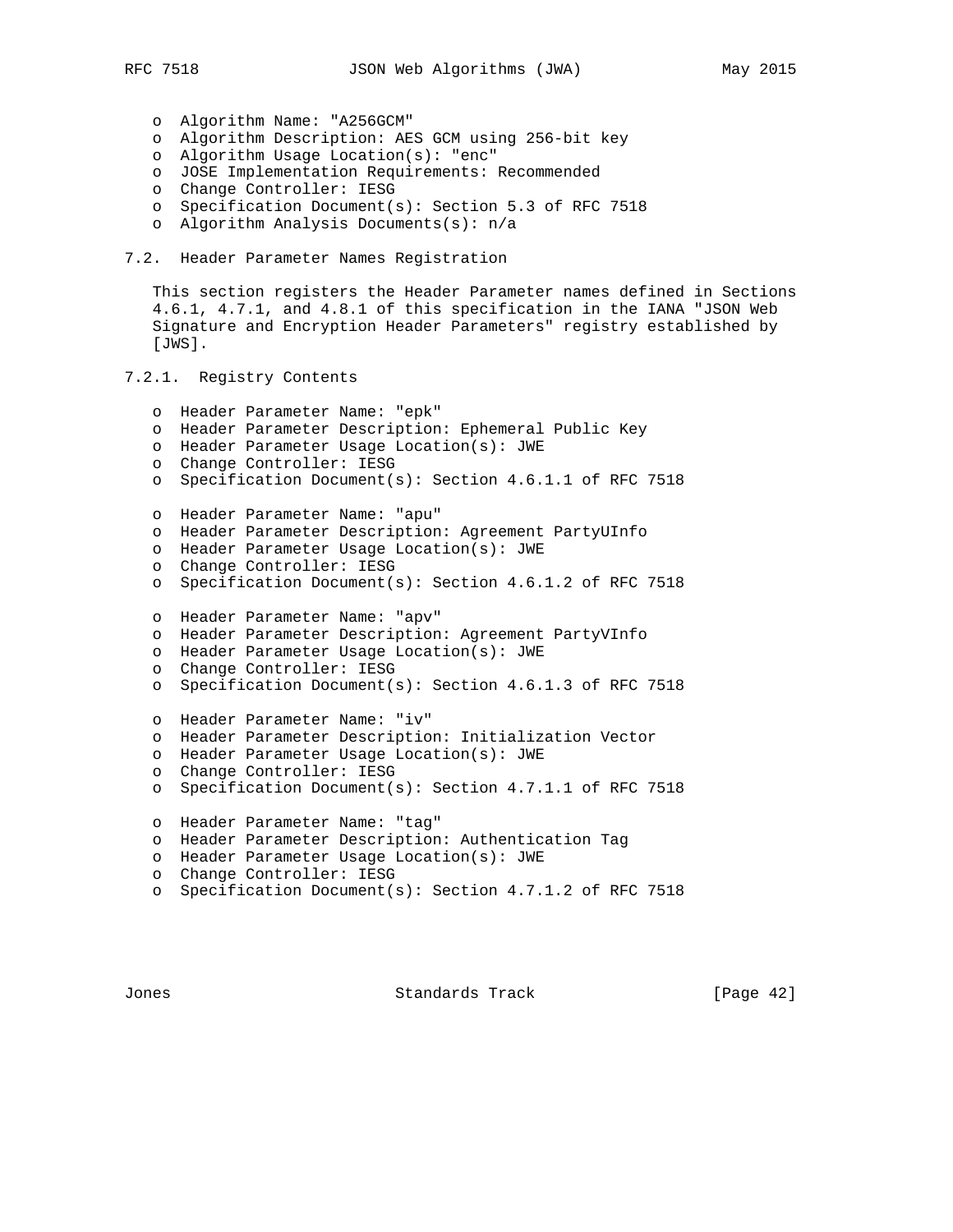- Algorithm Name: "A256GCM"
- Algorithm Description: AES GCM using 256-bit key
- Algorithm Usage Location(s): "enc"
- JOSE Implementation Requirements: Recommended
- Change Controller: IESG
- Specification Document(s): Section 5.3 of RFC 7518
- Algorithm Analysis Documents(s): n/a

## 7.2. Header Parameter Names Registration

This section registers the Header Parameter names defined in Sections 4.6.1, 4.7.1, and 4.8.1 of this specification in the IANA "JSON Web Signature and Encryption Header Parameters" registry established by [JWS].

### 7.2.1. Registry Contents

- Header Parameter Name: "epk"
- Header Parameter Description: Ephemeral Public Key
- Header Parameter Usage Location(s): JWE
- Change Controller: IESG
- Specification Document(s): Section 4.6.1.1 of RFC 7518

- Header Parameter Name: "apu"
- Header Parameter Description: Agreement PartyUInfo
- Header Parameter Usage Location(s): JWE
- Change Controller: IESG
- Specification Document(s): Section 4.6.1.2 of RFC 7518

- Header Parameter Name: "apv"
- Header Parameter Description: Agreement PartyVInfo
- Header Parameter Usage Location(s): JWE
- Change Controller: IESG
- Specification Document(s): Section 4.6.1.3 of RFC 7518

- Header Parameter Name: "iv"
- Header Parameter Description: Initialization Vector
- Header Parameter Usage Location(s): JWE
- Change Controller: IESG
- Specification Document(s): Section 4.7.1.1 of RFC 7518

- Header Parameter Name: "tag"
- Header Parameter Description: Authentication Tag
- Header Parameter Usage Location(s): JWE
- Change Controller: IESG
- Specification Document(s): Section 4.7.1.2 of RFC 7518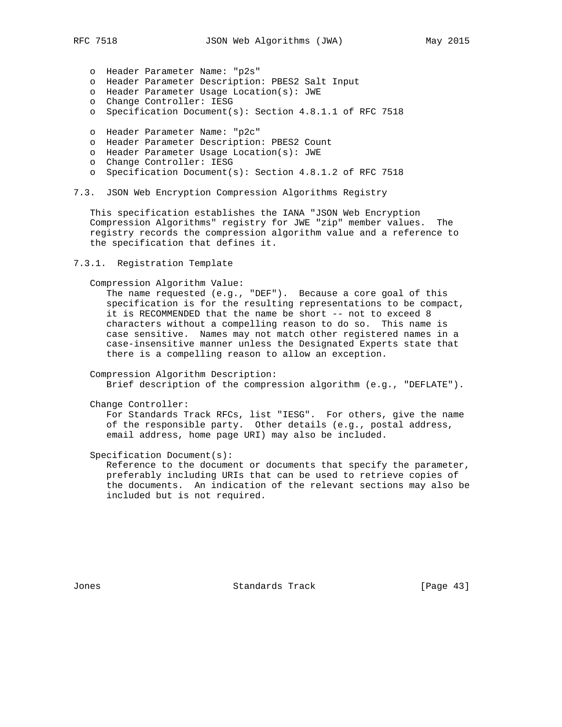- Header Parameter Name: "p2s"
- Header Parameter Description: PBES2 Salt Input
- Header Parameter Usage Location(s): JWE
- Change Controller: IESG
- Specification Document(s): Section 4.8.1.1 of RFC 7518

- Header Parameter Name: "p2c"
- Header Parameter Description: PBES2 Count
- Header Parameter Usage Location(s): JWE
- Change Controller: IESG
- Specification Document(s): Section 4.8.1.2 of RFC 7518

## 7.3. JSON Web Encryption Compression Algorithms Registry

This specification establishes the IANA "JSON Web Encryption Compression Algorithms" registry for JWE "zip" member values. The registry records the compression algorithm value and a reference to the specification that defines it.

### 7.3.1. Registration Template

Compression Algorithm Value:
The name requested (e.g., "DEF"). Because a core goal of this specification is for the resulting representations to be compact, it is RECOMMENDED that the name be short -- not to exceed 8 characters without a compelling reason to do so. This name is case sensitive. Names may not match other registered names in a case-insensitive manner unless the Designated Experts state that there is a compelling reason to allow an exception.

Compression Algorithm Description:
Brief description of the compression algorithm (e.g., "DEFLATE").

Change Controller:
For Standards Track RFCs, list "IESG". For others, give the name of the responsible party. Other details (e.g., postal address, email address, home page URI) may also be included.

Specification Document(s):
Reference to the document or documents that specify the parameter, preferably including URIs that can be used to retrieve copies of the documents. An indication of the relevant sections may also be included but is not required.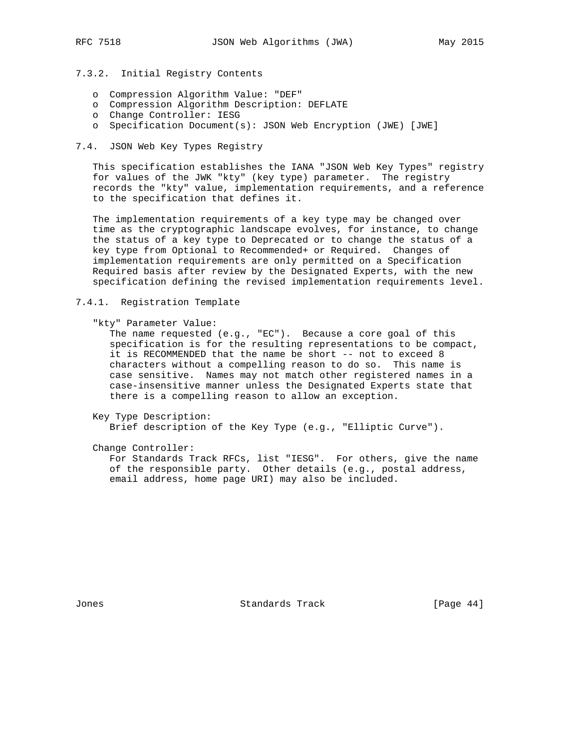### 7.3.2. Initial Registry Contents

- Compression Algorithm Value: "DEF"
- Compression Algorithm Description: DEFLATE
- Change Controller: IESG
- Specification Document(s): JSON Web Encryption (JWE) [JWE]

## 7.4. JSON Web Key Types Registry

This specification establishes the IANA "JSON Web Key Types" registry for values of the JWK "kty" (key type) parameter. The registry records the "kty" value, implementation requirements, and a reference to the specification that defines it.

The implementation requirements of a key type may be changed over time as the cryptographic landscape evolves, for instance, to change the status of a key type to Deprecated or to change the status of a key type from Optional to Recommended+ or Required. Changes of implementation requirements are only permitted on a Specification Required basis after review by the Designated Experts, with the new specification defining the revised implementation requirements level.

### 7.4.1. Registration Template

"kty" Parameter Value:
: The name requested (e.g., "EC"). Because a core goal of this specification is for the resulting representations to be compact, it is RECOMMENDED that the name be short -- not to exceed 8 characters without a compelling reason to do so. This name is case sensitive. Names may not match other registered names in a case-insensitive manner unless the Designated Experts state that there is a compelling reason to allow an exception.

Key Type Description:
: Brief description of the Key Type (e.g., "Elliptic Curve").

Change Controller:
: For Standards Track RFCs, list "IESG". For others, give the name of the responsible party. Other details (e.g., postal address, email address, home page URI) may also be included.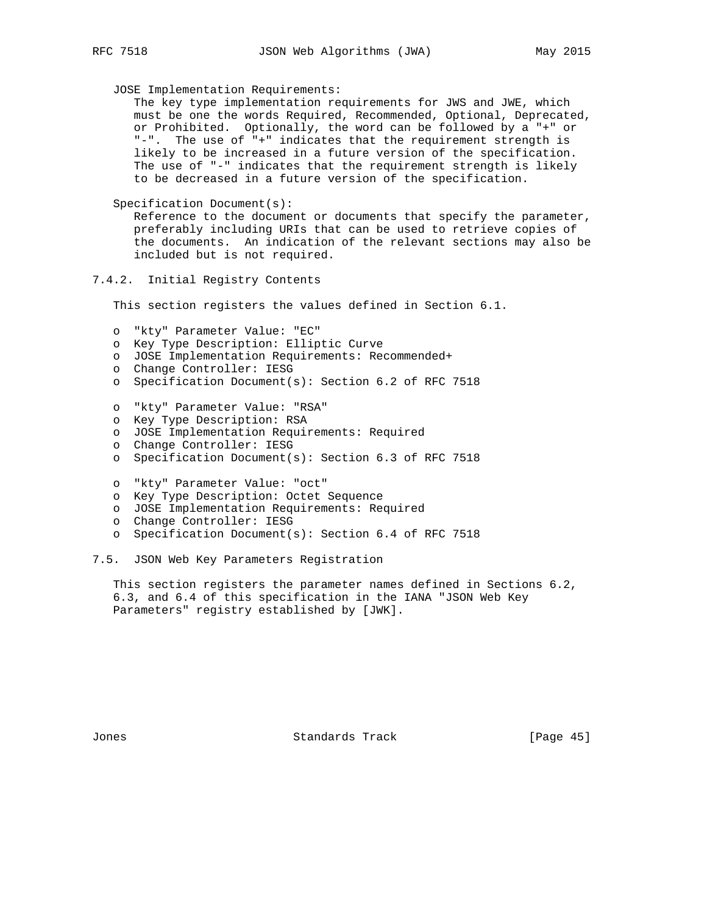JOSE Implementation Requirements:
The key type implementation requirements for JWS and JWE, which must be one the words Required, Recommended, Optional, Deprecated, or Prohibited. Optionally, the word can be followed by a "+" or "-". The use of "+" indicates that the requirement strength is likely to be increased in a future version of the specification. The use of "-" indicates that the requirement strength is likely to be decreased in a future version of the specification.

Specification Document(s):
Reference to the document or documents that specify the parameter, preferably including URIs that can be used to retrieve copies of the documents. An indication of the relevant sections may also be included but is not required.

### 7.4.2. Initial Registry Contents

This section registers the values defined in Section 6.1.

- "kty" Parameter Value: "EC"
- Key Type Description: Elliptic Curve
- JOSE Implementation Requirements: Recommended+
- Change Controller: IESG
- Specification Document(s): Section 6.2 of RFC 7518

- "kty" Parameter Value: "RSA"
- Key Type Description: RSA
- JOSE Implementation Requirements: Required
- Change Controller: IESG
- Specification Document(s): Section 6.3 of RFC 7518

- "kty" Parameter Value: "oct"
- Key Type Description: Octet Sequence
- JOSE Implementation Requirements: Required
- Change Controller: IESG
- Specification Document(s): Section 6.4 of RFC 7518

## 7.5. JSON Web Key Parameters Registration

This section registers the parameter names defined in Sections 6.2, 6.3, and 6.4 of this specification in the IANA "JSON Web Key Parameters" registry established by [JWK].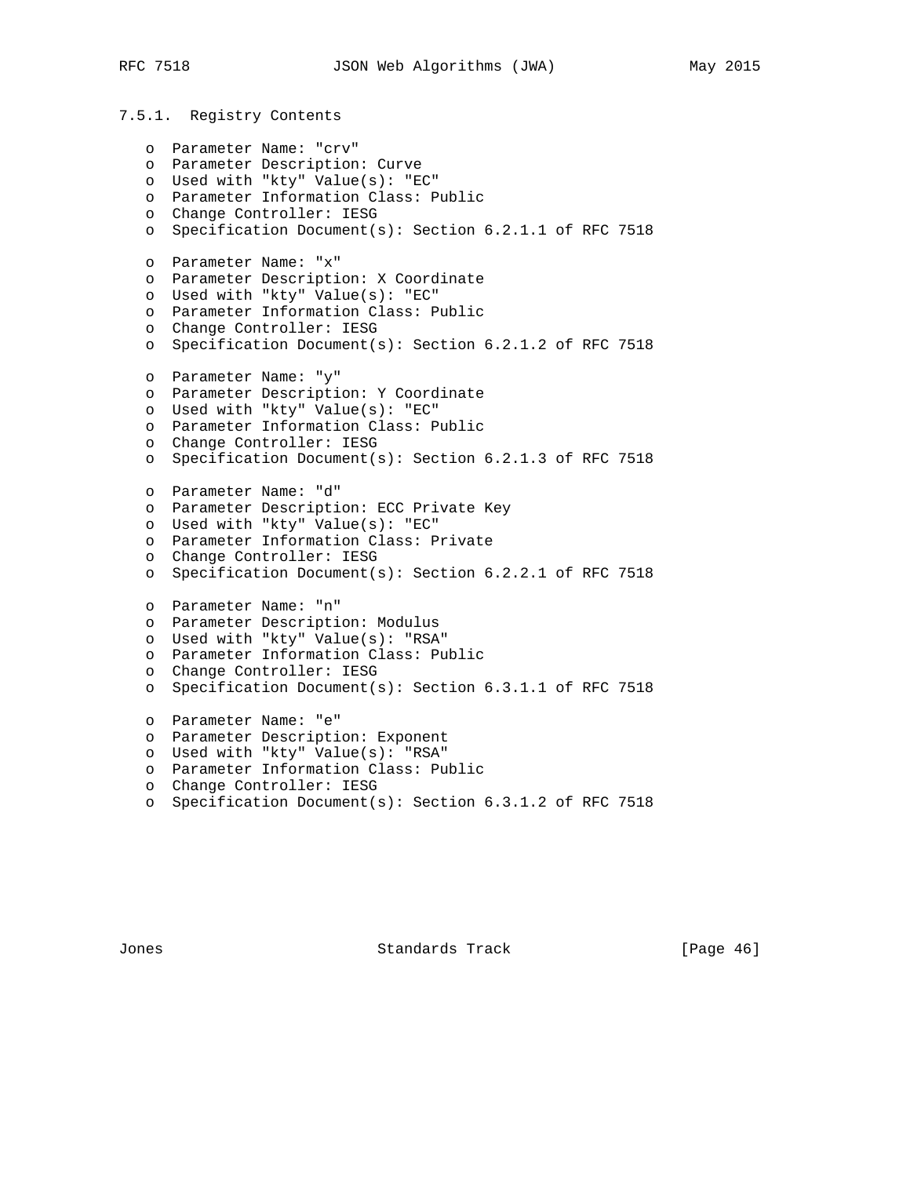#### 7.5.1. Registry Contents

- Parameter Name: "crv"
- Parameter Description: Curve
- Used with "kty" Value(s): "EC"
- Parameter Information Class: Public
- Change Controller: IESG
- Specification Document(s): Section 6.2.1.1 of RFC 7518

- Parameter Name: "x"
- Parameter Description: X Coordinate
- Used with "kty" Value(s): "EC"
- Parameter Information Class: Public
- Change Controller: IESG
- Specification Document(s): Section 6.2.1.2 of RFC 7518

- Parameter Name: "y"
- Parameter Description: Y Coordinate
- Used with "kty" Value(s): "EC"
- Parameter Information Class: Public
- Change Controller: IESG
- Specification Document(s): Section 6.2.1.3 of RFC 7518

- Parameter Name: "d"
- Parameter Description: ECC Private Key
- Used with "kty" Value(s): "EC"
- Parameter Information Class: Private
- Change Controller: IESG
- Specification Document(s): Section 6.2.2.1 of RFC 7518

- Parameter Name: "n"
- Parameter Description: Modulus
- Used with "kty" Value(s): "RSA"
- Parameter Information Class: Public
- Change Controller: IESG
- Specification Document(s): Section 6.3.1.1 of RFC 7518

- Parameter Name: "e"
- Parameter Description: Exponent
- Used with "kty" Value(s): "RSA"
- Parameter Information Class: Public
- Change Controller: IESG
- Specification Document(s): Section 6.3.1.2 of RFC 7518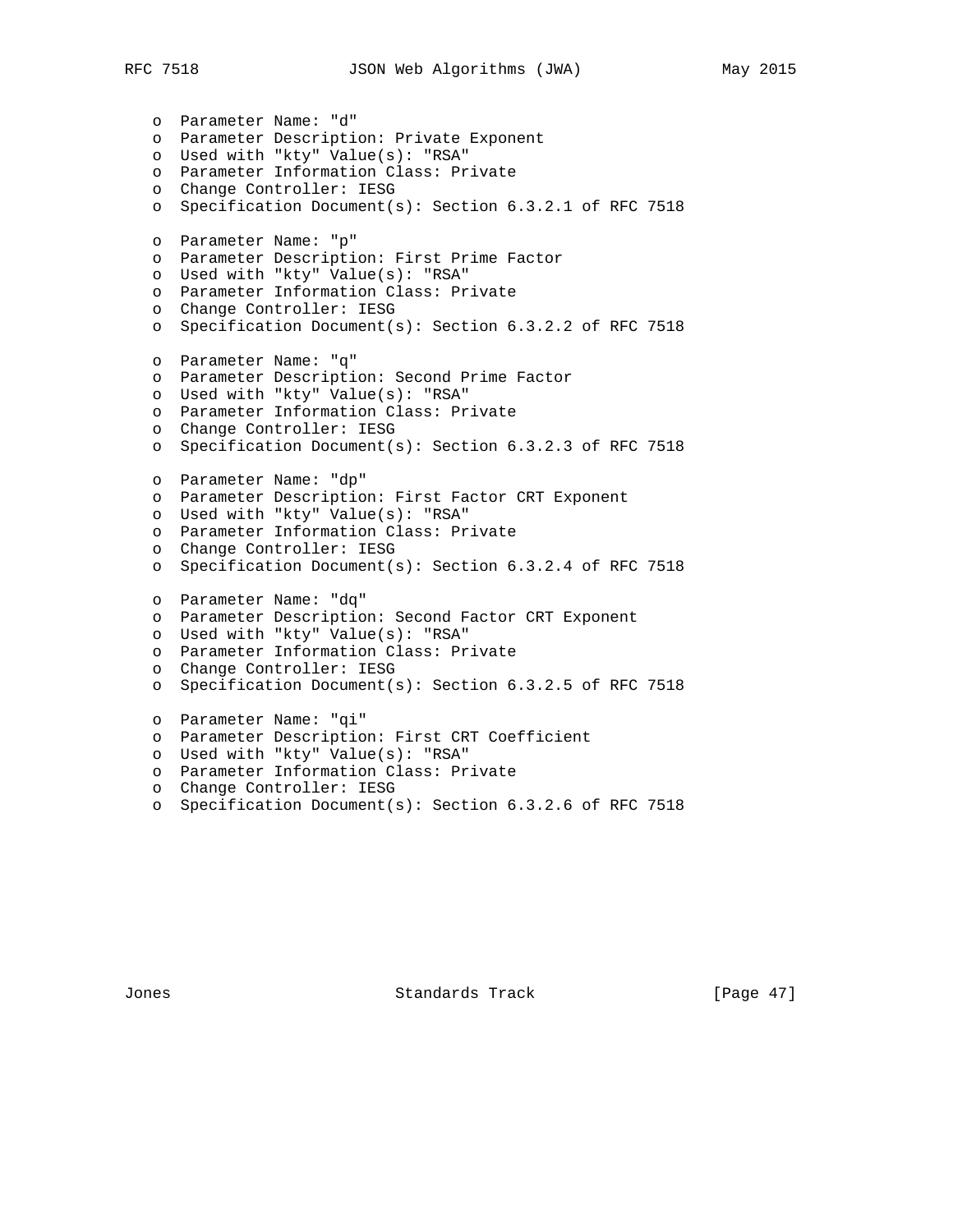- Parameter Name: "d"
- Parameter Description: Private Exponent
- Used with "kty" Value(s): "RSA"
- Parameter Information Class: Private
- Change Controller: IESG
- Specification Document(s): Section 6.3.2.1 of RFC 7518

- Parameter Name: "p"
- Parameter Description: First Prime Factor
- Used with "kty" Value(s): "RSA"
- Parameter Information Class: Private
- Change Controller: IESG
- Specification Document(s): Section 6.3.2.2 of RFC 7518

- Parameter Name: "q"
- Parameter Description: Second Prime Factor
- Used with "kty" Value(s): "RSA"
- Parameter Information Class: Private
- Change Controller: IESG
- Specification Document(s): Section 6.3.2.3 of RFC 7518

- Parameter Name: "dp"
- Parameter Description: First Factor CRT Exponent
- Used with "kty" Value(s): "RSA"
- Parameter Information Class: Private
- Change Controller: IESG
- Specification Document(s): Section 6.3.2.4 of RFC 7518

- Parameter Name: "dq"
- Parameter Description: Second Factor CRT Exponent
- Used with "kty" Value(s): "RSA"
- Parameter Information Class: Private
- Change Controller: IESG
- Specification Document(s): Section 6.3.2.5 of RFC 7518

- Parameter Name: "qi"
- Parameter Description: First CRT Coefficient
- Used with "kty" Value(s): "RSA"
- Parameter Information Class: Private
- Change Controller: IESG
- Specification Document(s): Section 6.3.2.6 of RFC 7518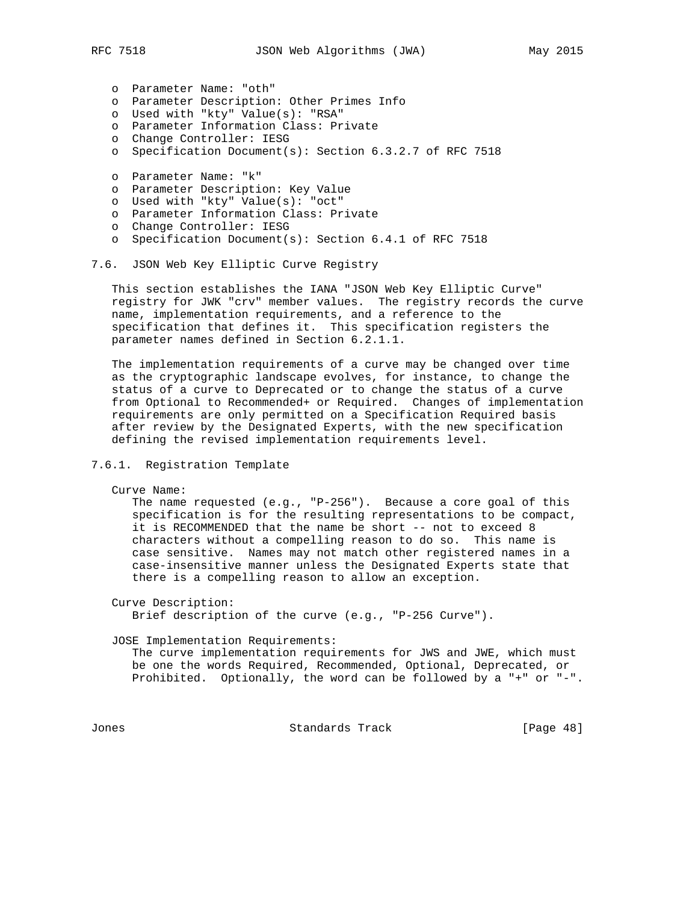- Parameter Name: "oth"
- Parameter Description: Other Primes Info
- Used with "kty" Value(s): "RSA"
- Parameter Information Class: Private
- Change Controller: IESG
- Specification Document(s): Section 6.3.2.7 of RFC 7518

- Parameter Name: "k"
- Parameter Description: Key Value
- Used with "kty" Value(s): "oct"
- Parameter Information Class: Private
- Change Controller: IESG
- Specification Document(s): Section 6.4.1 of RFC 7518

## 7.6. JSON Web Key Elliptic Curve Registry

This section establishes the IANA "JSON Web Key Elliptic Curve" registry for JWK "crv" member values. The registry records the curve name, implementation requirements, and a reference to the specification that defines it. This specification registers the parameter names defined in Section 6.2.1.1.

The implementation requirements of a curve may be changed over time as the cryptographic landscape evolves, for instance, to change the status of a curve to Deprecated or to change the status of a curve from Optional to Recommended+ or Required. Changes of implementation requirements are only permitted on a Specification Required basis after review by the Designated Experts, with the new specification defining the revised implementation requirements level.

### 7.6.1. Registration Template

Curve Name:
The name requested (e.g., "P-256"). Because a core goal of this specification is for the resulting representations to be compact, it is RECOMMENDED that the name be short -- not to exceed 8 characters without a compelling reason to do so. This name is case sensitive. Names may not match other registered names in a case-insensitive manner unless the Designated Experts state that there is a compelling reason to allow an exception.

Curve Description:
Brief description of the curve (e.g., "P-256 Curve").

JOSE Implementation Requirements:
The curve implementation requirements for JWS and JWE, which must be one the words Required, Recommended, Optional, Deprecated, or Prohibited. Optionally, the word can be followed by a "+" or "-".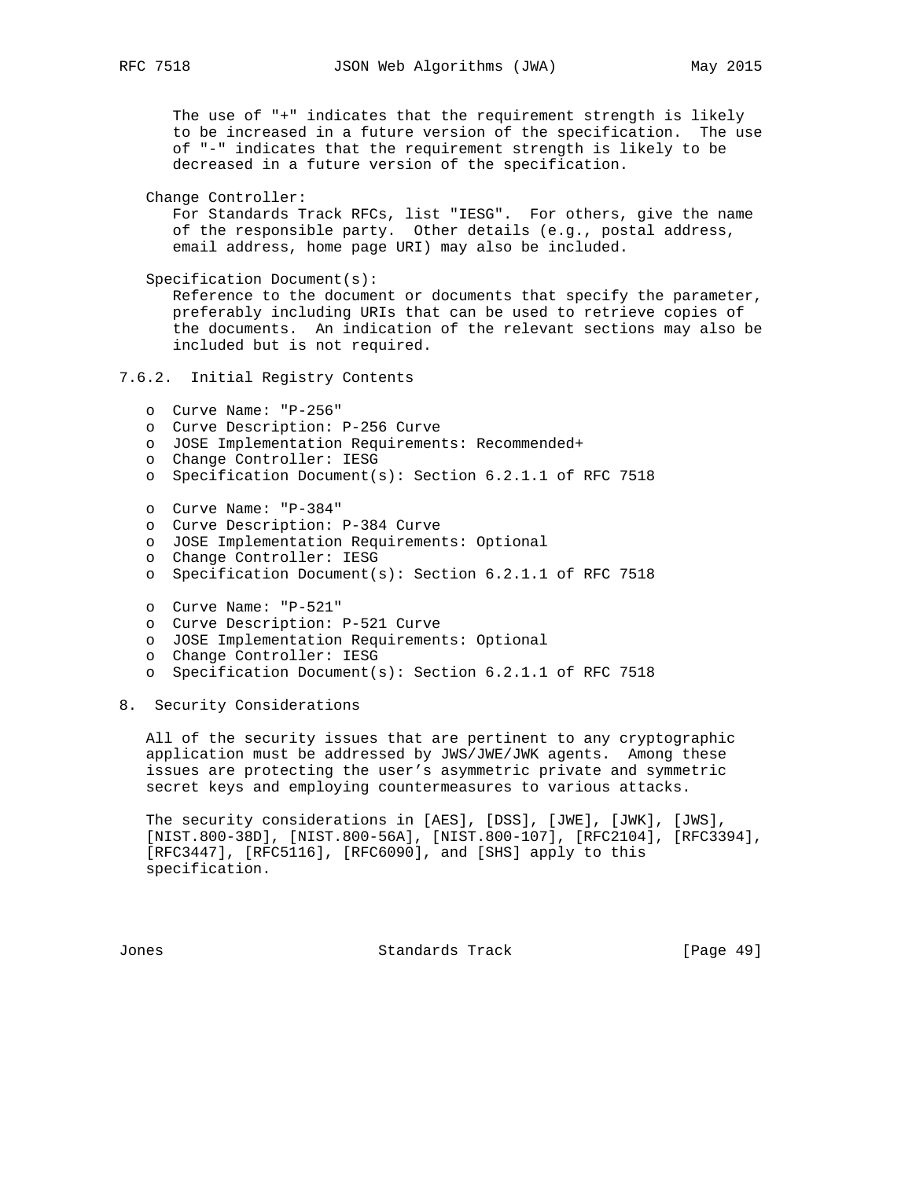The use of "+" indicates that the requirement strength is likely to be increased in a future version of the specification. The use of "-" indicates that the requirement strength is likely to be decreased in a future version of the specification.

Change Controller:
For Standards Track RFCs, list "IESG". For others, give the name of the responsible party. Other details (e.g., postal address, email address, home page URI) may also be included.

Specification Document(s):
Reference to the document or documents that specify the parameter, preferably including URIs that can be used to retrieve copies of the documents. An indication of the relevant sections may also be included but is not required.

### 7.6.2. Initial Registry Contents

- Curve Name: "P-256"
- Curve Description: P-256 Curve
- JOSE Implementation Requirements: Recommended+
- Change Controller: IESG
- Specification Document(s): Section 6.2.1.1 of RFC 7518

- Curve Name: "P-384"
- Curve Description: P-384 Curve
- JOSE Implementation Requirements: Optional
- Change Controller: IESG
- Specification Document(s): Section 6.2.1.1 of RFC 7518

- Curve Name: "P-521"
- Curve Description: P-521 Curve
- JOSE Implementation Requirements: Optional
- Change Controller: IESG
- Specification Document(s): Section 6.2.1.1 of RFC 7518

## 8. Security Considerations

All of the security issues that are pertinent to any cryptographic application must be addressed by JWS/JWE/JWK agents. Among these issues are protecting the user's asymmetric private and symmetric secret keys and employing countermeasures to various attacks.

The security considerations in [AES], [DSS], [JWE], [JWK], [JWS], [NIST.800-38D], [NIST.800-56A], [NIST.800-107], [RFC2104], [RFC3394], [RFC3447], [RFC5116], [RFC6090], and [SHS] apply to this specification.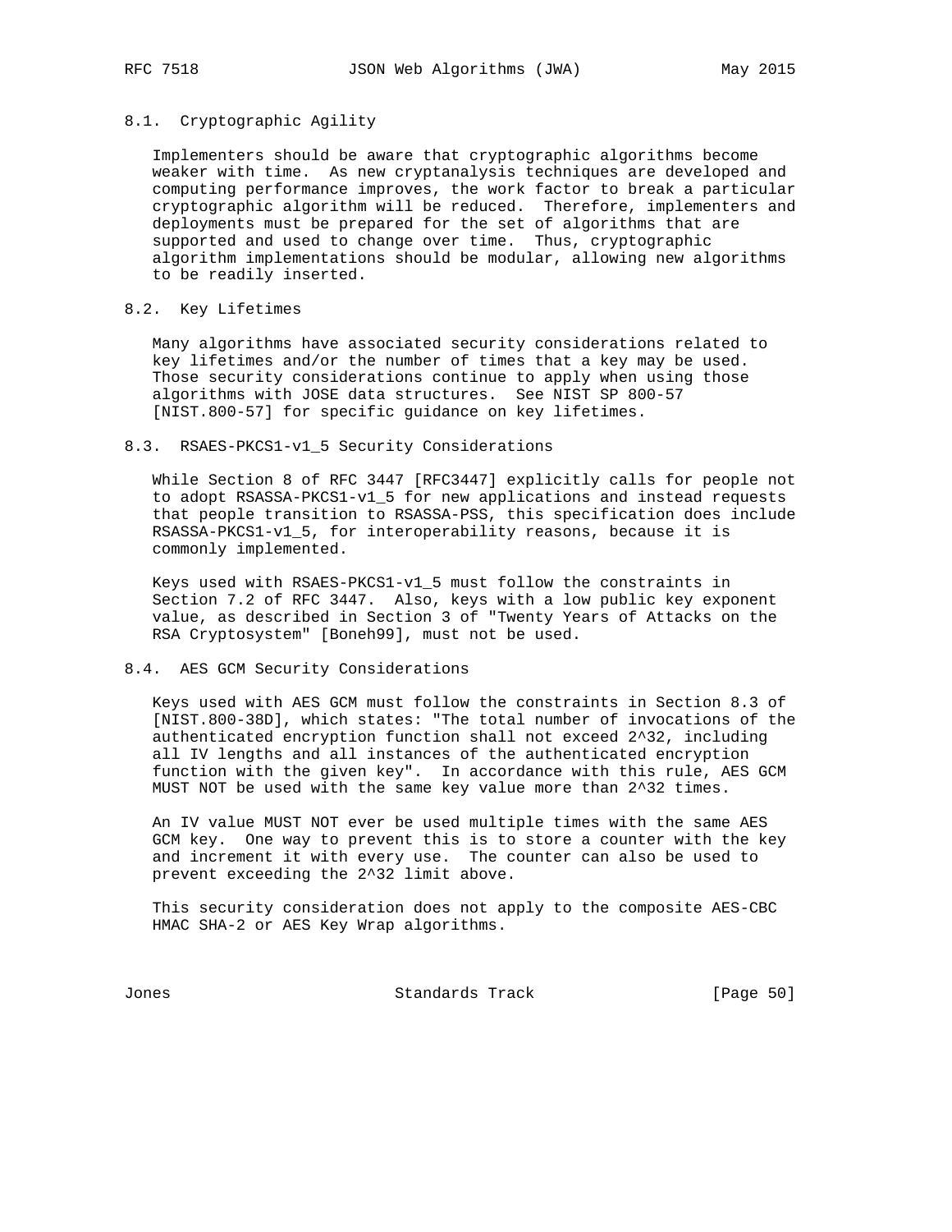### 8.1. Cryptographic Agility

Implementers should be aware that cryptographic algorithms become weaker with time. As new cryptanalysis techniques are developed and computing performance improves, the work factor to break a particular cryptographic algorithm will be reduced. Therefore, implementers and deployments must be prepared for the set of algorithms that are supported and used to change over time. Thus, cryptographic algorithm implementations should be modular, allowing new algorithms to be readily inserted.

### 8.2. Key Lifetimes

Many algorithms have associated security considerations related to key lifetimes and/or the number of times that a key may be used. Those security considerations continue to apply when using those algorithms with JOSE data structures. See NIST SP 800-57 [NIST.800-57] for specific guidance on key lifetimes.

### 8.3. RSAES-PKCS1-v1_5 Security Considerations

While Section 8 of RFC 3447 [RFC3447] explicitly calls for people not to adopt RSASSA-PKCS1-v1_5 for new applications and instead requests that people transition to RSASSA-PSS, this specification does include RSASSA-PKCS1-v1_5, for interoperability reasons, because it is commonly implemented.

Keys used with RSAES-PKCS1-v1_5 must follow the constraints in Section 7.2 of RFC 3447. Also, keys with a low public key exponent value, as described in Section 3 of "Twenty Years of Attacks on the RSA Cryptosystem" [Boneh99], must not be used.

### 8.4. AES GCM Security Considerations

Keys used with AES GCM must follow the constraints in Section 8.3 of [NIST.800-38D], which states: "The total number of invocations of the authenticated encryption function shall not exceed 2^32, including all IV lengths and all instances of the authenticated encryption function with the given key". In accordance with this rule, AES GCM MUST NOT be used with the same key value more than 2^32 times.

An IV value MUST NOT ever be used multiple times with the same AES GCM key. One way to prevent this is to store a counter with the key and increment it with every use. The counter can also be used to prevent exceeding the 2^32 limit above.

This security consideration does not apply to the composite AES-CBC HMAC SHA-2 or AES Key Wrap algorithms.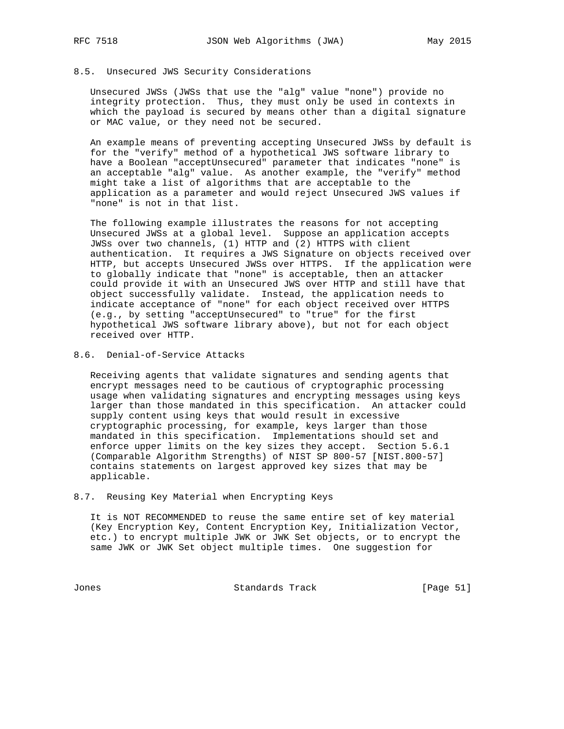### 8.5. Unsecured JWS Security Considerations

Unsecured JWSs (JWSs that use the "alg" value "none") provide no integrity protection. Thus, they must only be used in contexts in which the payload is secured by means other than a digital signature or MAC value, or they need not be secured.

An example means of preventing accepting Unsecured JWSs by default is for the "verify" method of a hypothetical JWS software library to have a Boolean "acceptUnsecured" parameter that indicates "none" is an acceptable "alg" value. As another example, the "verify" method might take a list of algorithms that are acceptable to the application as a parameter and would reject Unsecured JWS values if "none" is not in that list.

The following example illustrates the reasons for not accepting Unsecured JWSs at a global level. Suppose an application accepts JWSs over two channels, (1) HTTP and (2) HTTPS with client authentication. It requires a JWS Signature on objects received over HTTP, but accepts Unsecured JWSs over HTTPS. If the application were to globally indicate that "none" is acceptable, then an attacker could provide it with an Unsecured JWS over HTTP and still have that object successfully validate. Instead, the application needs to indicate acceptance of "none" for each object received over HTTPS (e.g., by setting "acceptUnsecured" to "true" for the first hypothetical JWS software library above), but not for each object received over HTTP.

### 8.6. Denial-of-Service Attacks

Receiving agents that validate signatures and sending agents that encrypt messages need to be cautious of cryptographic processing usage when validating signatures and encrypting messages using keys larger than those mandated in this specification. An attacker could supply content using keys that would result in excessive cryptographic processing, for example, keys larger than those mandated in this specification. Implementations should set and enforce upper limits on the key sizes they accept. Section 5.6.1 (Comparable Algorithm Strengths) of NIST SP 800-57 [NIST.800-57] contains statements on largest approved key sizes that may be applicable.

### 8.7. Reusing Key Material when Encrypting Keys

It is NOT RECOMMENDED to reuse the same entire set of key material (Key Encryption Key, Content Encryption Key, Initialization Vector, etc.) to encrypt multiple JWK or JWK Set objects, or to encrypt the same JWK or JWK Set object multiple times. One suggestion for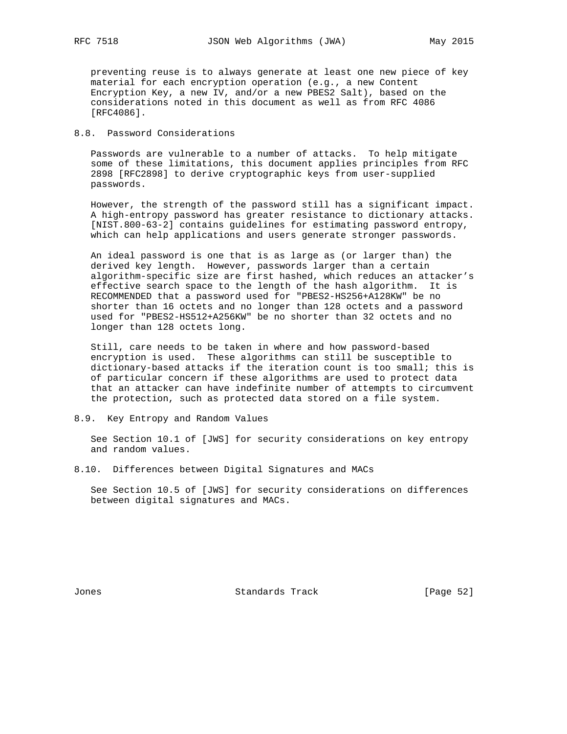preventing reuse is to always generate at least one new piece of key material for each encryption operation (e.g., a new Content Encryption Key, a new IV, and/or a new PBES2 Salt), based on the considerations noted in this document as well as from RFC 4086 [RFC4086].

## 8.8. Password Considerations

Passwords are vulnerable to a number of attacks. To help mitigate some of these limitations, this document applies principles from RFC 2898 [RFC2898] to derive cryptographic keys from user-supplied passwords.

However, the strength of the password still has a significant impact. A high-entropy password has greater resistance to dictionary attacks. [NIST.800-63-2] contains guidelines for estimating password entropy, which can help applications and users generate stronger passwords.

An ideal password is one that is as large as (or larger than) the derived key length. However, passwords larger than a certain algorithm-specific size are first hashed, which reduces an attacker's effective search space to the length of the hash algorithm. It is RECOMMENDED that a password used for "PBES2-HS256+A128KW" be no shorter than 16 octets and no longer than 128 octets and a password used for "PBES2-HS512+A256KW" be no shorter than 32 octets and no longer than 128 octets long.

Still, care needs to be taken in where and how password-based encryption is used. These algorithms can still be susceptible to dictionary-based attacks if the iteration count is too small; this is of particular concern if these algorithms are used to protect data that an attacker can have indefinite number of attempts to circumvent the protection, such as protected data stored on a file system.

## 8.9. Key Entropy and Random Values

See Section 10.1 of [JWS] for security considerations on key entropy and random values.

## 8.10. Differences between Digital Signatures and MACs

See Section 10.5 of [JWS] for security considerations on differences between digital signatures and MACs.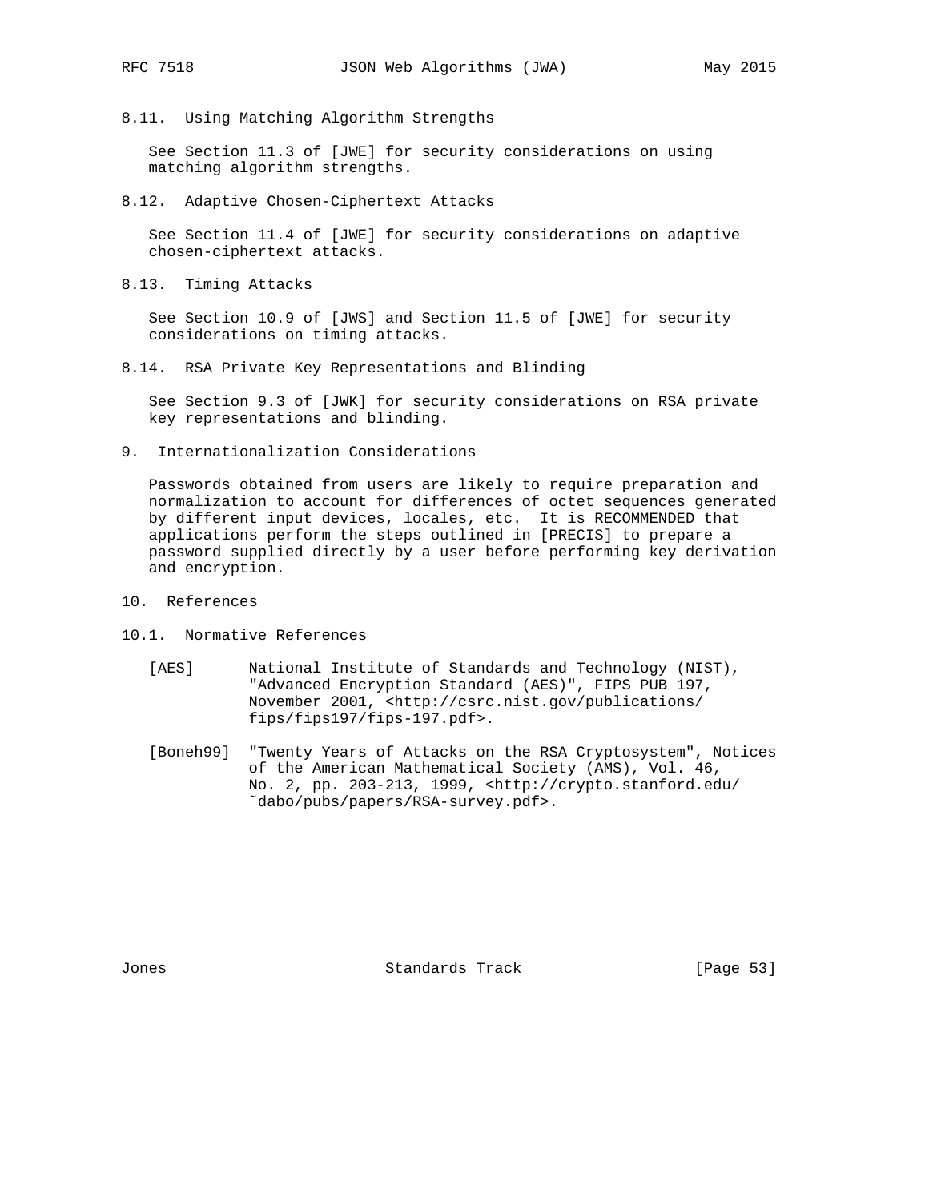### 8.11. Using Matching Algorithm Strengths

See Section 11.3 of [JWE] for security considerations on using matching algorithm strengths.

### 8.12. Adaptive Chosen-Ciphertext Attacks

See Section 11.4 of [JWE] for security considerations on adaptive chosen-ciphertext attacks.

### 8.13. Timing Attacks

See Section 10.9 of [JWS] and Section 11.5 of [JWE] for security considerations on timing attacks.

### 8.14. RSA Private Key Representations and Blinding

See Section 9.3 of [JWK] for security considerations on RSA private key representations and blinding.

## 9. Internationalization Considerations

Passwords obtained from users are likely to require preparation and normalization to account for differences of octet sequences generated by different input devices, locales, etc. It is RECOMMENDED that applications perform the steps outlined in [PRECIS] to prepare a password supplied directly by a user before performing key derivation and encryption.

## 10. References

### 10.1. Normative References

[AES] National Institute of Standards and Technology (NIST), "Advanced Encryption Standard (AES)", FIPS PUB 197, November 2001, <http://csrc.nist.gov/publications/fips/fips197/fips-197.pdf>.

[Boneh99] "Twenty Years of Attacks on the RSA Cryptosystem", Notices of the American Mathematical Society (AMS), Vol. 46, No. 2, pp. 203-213, 1999, <http://crypto.stanford.edu/~dabo/pubs/papers/RSA-survey.pdf>.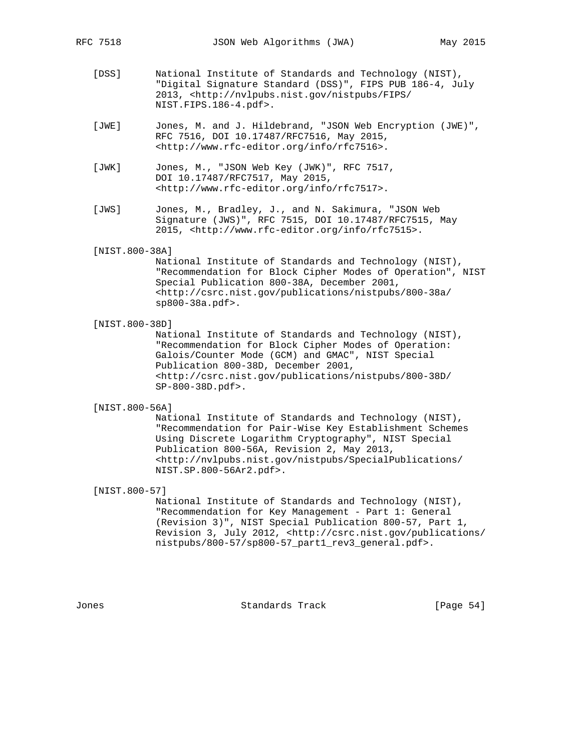[DSS] National Institute of Standards and Technology (NIST), "Digital Signature Standard (DSS)", FIPS PUB 186-4, July 2013, <http://nvlpubs.nist.gov/nistpubs/FIPS/NIST.FIPS.186-4.pdf>.

[JWE] Jones, M. and J. Hildebrand, "JSON Web Encryption (JWE)", RFC 7516, DOI 10.17487/RFC7516, May 2015, <http://www.rfc-editor.org/info/rfc7516>.

[JWK] Jones, M., "JSON Web Key (JWK)", RFC 7517, DOI 10.17487/RFC7517, May 2015, <http://www.rfc-editor.org/info/rfc7517>.

[JWS] Jones, M., Bradley, J., and N. Sakimura, "JSON Web Signature (JWS)", RFC 7515, DOI 10.17487/RFC7515, May 2015, <http://www.rfc-editor.org/info/rfc7515>.

[NIST.800-38A]
National Institute of Standards and Technology (NIST), "Recommendation for Block Cipher Modes of Operation", NIST Special Publication 800-38A, December 2001, <http://csrc.nist.gov/publications/nistpubs/800-38a/sp800-38a.pdf>.

[NIST.800-38D]
National Institute of Standards and Technology (NIST), "Recommendation for Block Cipher Modes of Operation: Galois/Counter Mode (GCM) and GMAC", NIST Special Publication 800-38D, December 2001, <http://csrc.nist.gov/publications/nistpubs/800-38D/SP-800-38D.pdf>.

[NIST.800-56A]
National Institute of Standards and Technology (NIST), "Recommendation for Pair-Wise Key Establishment Schemes Using Discrete Logarithm Cryptography", NIST Special Publication 800-56A, Revision 2, May 2013, <http://nvlpubs.nist.gov/nistpubs/SpecialPublications/NIST.SP.800-56Ar2.pdf>.

[NIST.800-57]
National Institute of Standards and Technology (NIST), "Recommendation for Key Management - Part 1: General (Revision 3)", NIST Special Publication 800-57, Part 1, Revision 3, July 2012, <http://csrc.nist.gov/publications/nistpubs/800-57/sp800-57_part1_rev3_general.pdf>.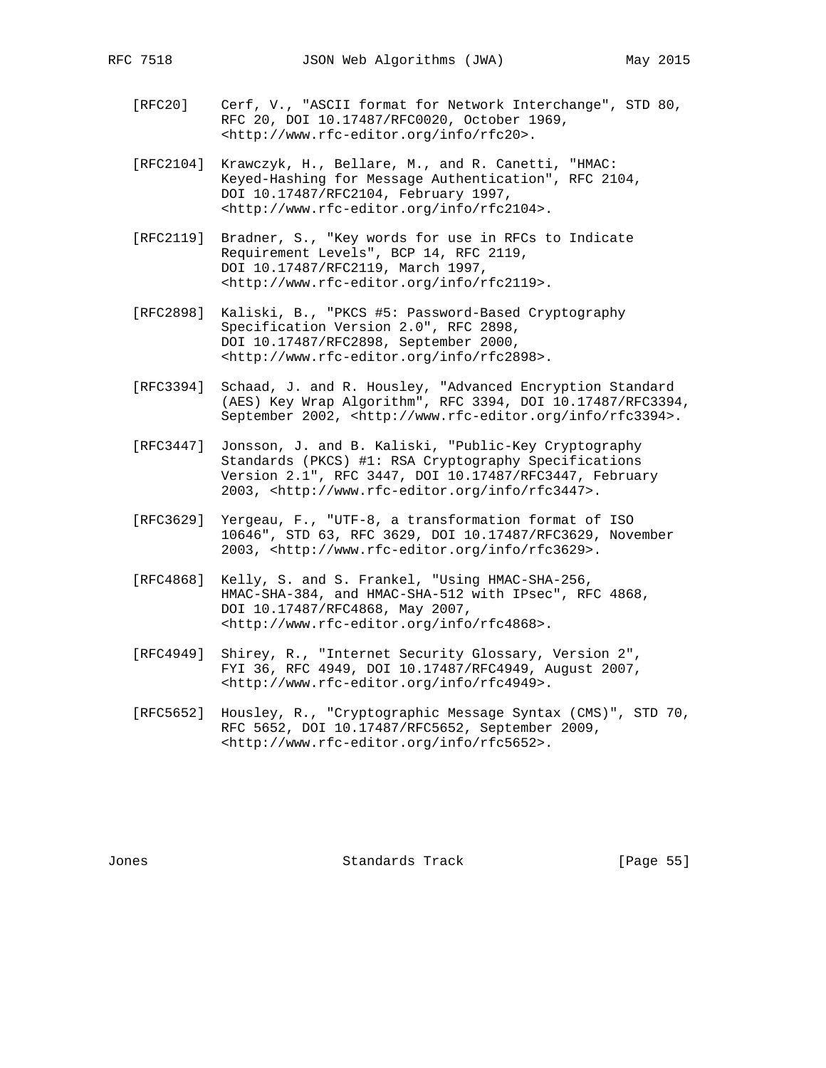[RFC20] Cerf, V., "ASCII format for Network Interchange", STD 80, RFC 20, DOI 10.17487/RFC0020, October 1969, <http://www.rfc-editor.org/info/rfc20>.

[RFC2104] Krawczyk, H., Bellare, M., and R. Canetti, "HMAC: Keyed-Hashing for Message Authentication", RFC 2104, DOI 10.17487/RFC2104, February 1997, <http://www.rfc-editor.org/info/rfc2104>.

[RFC2119] Bradner, S., "Key words for use in RFCs to Indicate Requirement Levels", BCP 14, RFC 2119, DOI 10.17487/RFC2119, March 1997, <http://www.rfc-editor.org/info/rfc2119>.

[RFC2898] Kaliski, B., "PKCS #5: Password-Based Cryptography Specification Version 2.0", RFC 2898, DOI 10.17487/RFC2898, September 2000, <http://www.rfc-editor.org/info/rfc2898>.

[RFC3394] Schaad, J. and R. Housley, "Advanced Encryption Standard (AES) Key Wrap Algorithm", RFC 3394, DOI 10.17487/RFC3394, September 2002, <http://www.rfc-editor.org/info/rfc3394>.

[RFC3447] Jonsson, J. and B. Kaliski, "Public-Key Cryptography Standards (PKCS) #1: RSA Cryptography Specifications Version 2.1", RFC 3447, DOI 10.17487/RFC3447, February 2003, <http://www.rfc-editor.org/info/rfc3447>.

[RFC3629] Yergeau, F., "UTF-8, a transformation format of ISO 10646", STD 63, RFC 3629, DOI 10.17487/RFC3629, November 2003, <http://www.rfc-editor.org/info/rfc3629>.

[RFC4868] Kelly, S. and S. Frankel, "Using HMAC-SHA-256, HMAC-SHA-384, and HMAC-SHA-512 with IPsec", RFC 4868, DOI 10.17487/RFC4868, May 2007, <http://www.rfc-editor.org/info/rfc4868>.

[RFC4949] Shirey, R., "Internet Security Glossary, Version 2", FYI 36, RFC 4949, DOI 10.17487/RFC4949, August 2007, <http://www.rfc-editor.org/info/rfc4949>.

[RFC5652] Housley, R., "Cryptographic Message Syntax (CMS)", STD 70, RFC 5652, DOI 10.17487/RFC5652, September 2009, <http://www.rfc-editor.org/info/rfc5652>.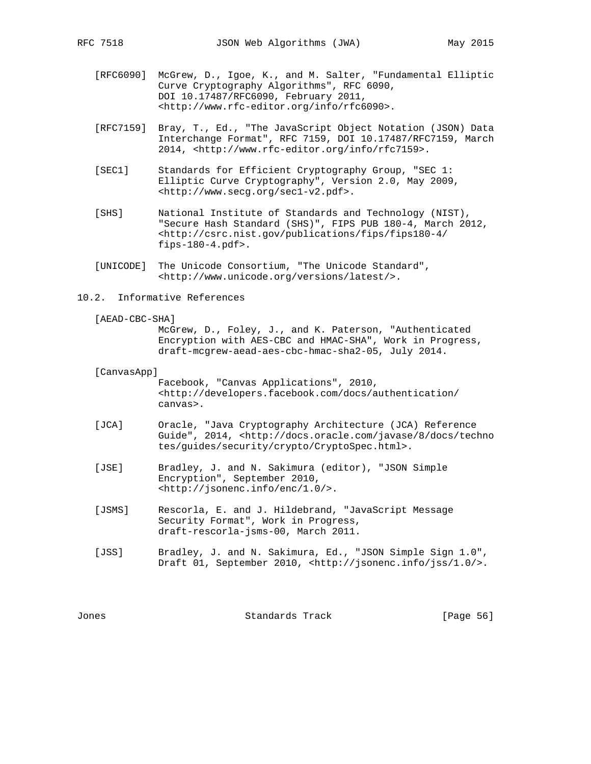[RFC6090] McGrew, D., Igoe, K., and M. Salter, "Fundamental Elliptic Curve Cryptography Algorithms", RFC 6090, DOI 10.17487/RFC6090, February 2011, <http://www.rfc-editor.org/info/rfc6090>.

[RFC7159] Bray, T., Ed., "The JavaScript Object Notation (JSON) Data Interchange Format", RFC 7159, DOI 10.17487/RFC7159, March 2014, <http://www.rfc-editor.org/info/rfc7159>.

[SEC1] Standards for Efficient Cryptography Group, "SEC 1: Elliptic Curve Cryptography", Version 2.0, May 2009, <http://www.secg.org/sec1-v2.pdf>.

[SHS] National Institute of Standards and Technology (NIST), "Secure Hash Standard (SHS)", FIPS PUB 180-4, March 2012, <http://csrc.nist.gov/publications/fips/fips180-4/fips-180-4.pdf>.

[UNICODE] The Unicode Consortium, "The Unicode Standard", <http://www.unicode.org/versions/latest/>.

## 10.2. Informative References

[AEAD-CBC-SHA]
McGrew, D., Foley, J., and K. Paterson, "Authenticated Encryption with AES-CBC and HMAC-SHA", Work in Progress, draft-mcgrew-aead-aes-cbc-hmac-sha2-05, July 2014.

[CanvasApp]
Facebook, "Canvas Applications", 2010, <http://developers.facebook.com/docs/authentication/canvas>.

[JCA] Oracle, "Java Cryptography Architecture (JCA) Reference Guide", 2014, <http://docs.oracle.com/javase/8/docs/technotes/guides/security/crypto/CryptoSpec.html>.

[JSE] Bradley, J. and N. Sakimura (editor), "JSON Simple Encryption", September 2010, <http://jsonenc.info/enc/1.0/>.

[JSMS] Rescorla, E. and J. Hildebrand, "JavaScript Message Security Format", Work in Progress, draft-rescorla-jsms-00, March 2011.

[JSS] Bradley, J. and N. Sakimura, Ed., "JSON Simple Sign 1.0", Draft 01, September 2010, <http://jsonenc.info/jss/1.0/>.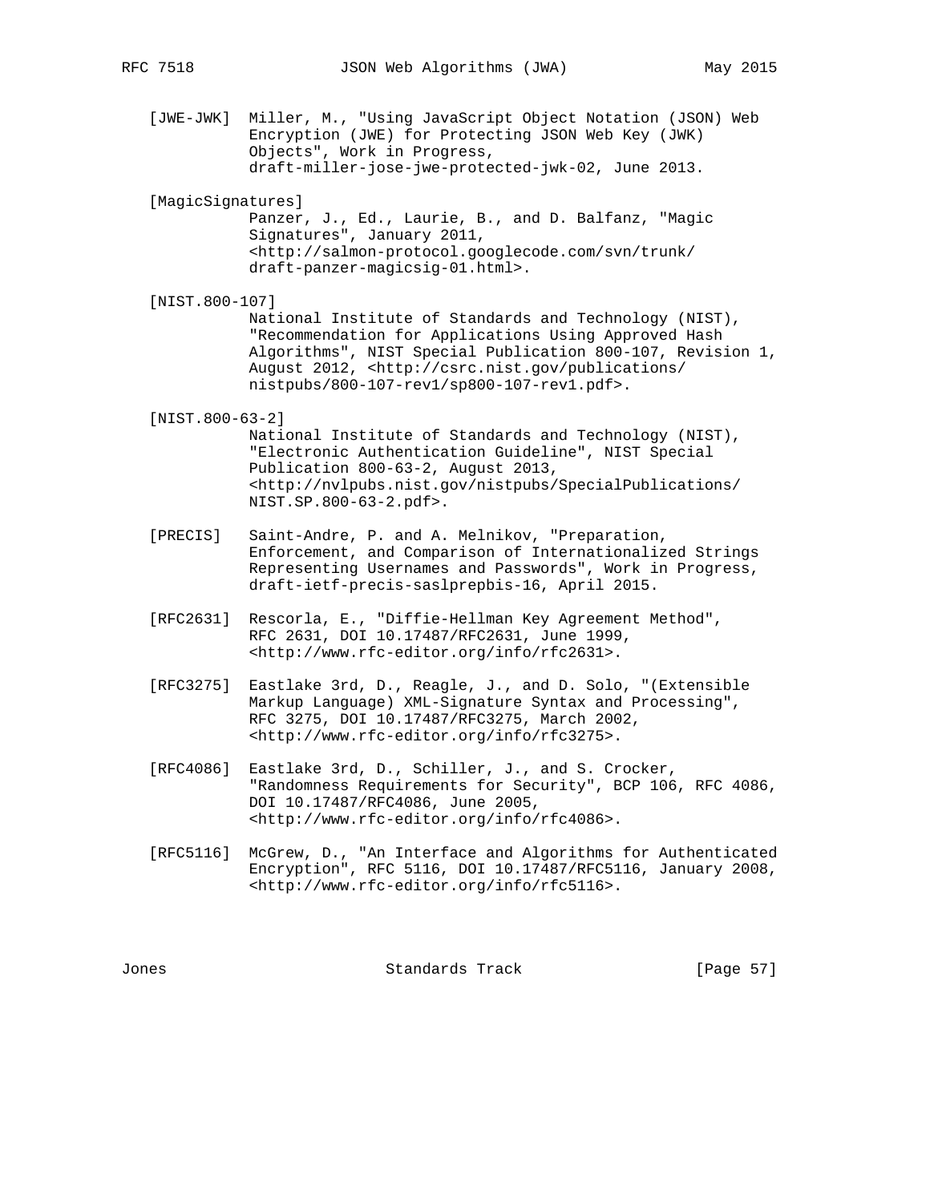[JWE-JWK] Miller, M., "Using JavaScript Object Notation (JSON) Web Encryption (JWE) for Protecting JSON Web Key (JWK) Objects", Work in Progress, draft-miller-jose-jwe-protected-jwk-02, June 2013.

[MagicSignatures] Panzer, J., Ed., Laurie, B., and D. Balfanz, "Magic Signatures", January 2011, <http://salmon-protocol.googlecode.com/svn/trunk/draft-panzer-magicsig-01.html>.

[NIST.800-107] National Institute of Standards and Technology (NIST), "Recommendation for Applications Using Approved Hash Algorithms", NIST Special Publication 800-107, Revision 1, August 2012, <http://csrc.nist.gov/publications/nistpubs/800-107-rev1/sp800-107-rev1.pdf>.

[NIST.800-63-2] National Institute of Standards and Technology (NIST), "Electronic Authentication Guideline", NIST Special Publication 800-63-2, August 2013, <http://nvlpubs.nist.gov/nistpubs/SpecialPublications/NIST.SP.800-63-2.pdf>.

[PRECIS] Saint-Andre, P. and A. Melnikov, "Preparation, Enforcement, and Comparison of Internationalized Strings Representing Usernames and Passwords", Work in Progress, draft-ietf-precis-saslprepbis-16, April 2015.

[RFC2631] Rescorla, E., "Diffie-Hellman Key Agreement Method", RFC 2631, DOI 10.17487/RFC2631, June 1999, <http://www.rfc-editor.org/info/rfc2631>.

[RFC3275] Eastlake 3rd, D., Reagle, J., and D. Solo, "(Extensible Markup Language) XML-Signature Syntax and Processing", RFC 3275, DOI 10.17487/RFC3275, March 2002, <http://www.rfc-editor.org/info/rfc3275>.

[RFC4086] Eastlake 3rd, D., Schiller, J., and S. Crocker, "Randomness Requirements for Security", BCP 106, RFC 4086, DOI 10.17487/RFC4086, June 2005, <http://www.rfc-editor.org/info/rfc4086>.

[RFC5116] McGrew, D., "An Interface and Algorithms for Authenticated Encryption", RFC 5116, DOI 10.17487/RFC5116, January 2008, <http://www.rfc-editor.org/info/rfc5116>.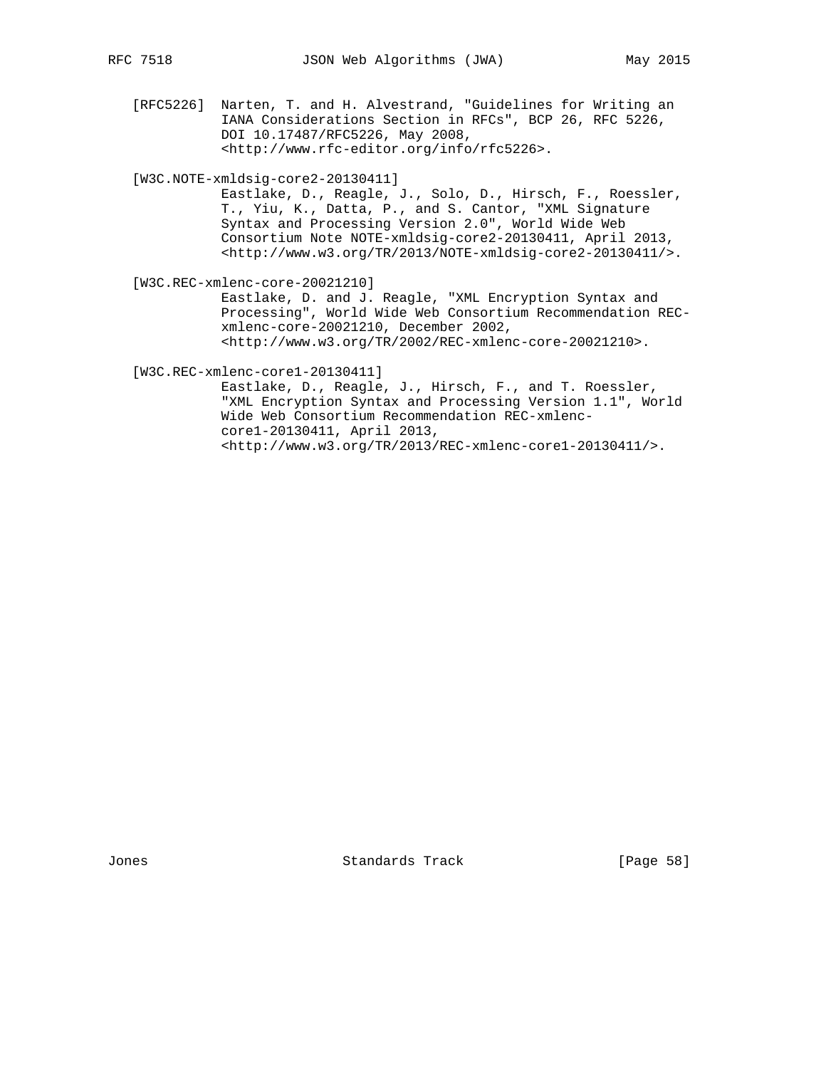[RFC5226] Narten, T. and H. Alvestrand, "Guidelines for Writing an IANA Considerations Section in RFCs", BCP 26, RFC 5226, DOI 10.17487/RFC5226, May 2008, <http://www.rfc-editor.org/info/rfc5226>.

[W3C.NOTE-xmldsig-core2-20130411] Eastlake, D., Reagle, J., Solo, D., Hirsch, F., Roessler, T., Yiu, K., Datta, P., and S. Cantor, "XML Signature Syntax and Processing Version 2.0", World Wide Web Consortium Note NOTE-xmldsig-core2-20130411, April 2013, <http://www.w3.org/TR/2013/NOTE-xmldsig-core2-20130411/>.

[W3C.REC-xmlenc-core-20021210] Eastlake, D. and J. Reagle, "XML Encryption Syntax and Processing", World Wide Web Consortium Recommendation REC-xmlenc-core-20021210, December 2002, <http://www.w3.org/TR/2002/REC-xmlenc-core-20021210>.

[W3C.REC-xmlenc-core1-20130411] Eastlake, D., Reagle, J., Hirsch, F., and T. Roessler, "XML Encryption Syntax and Processing Version 1.1", World Wide Web Consortium Recommendation REC-xmlenc-core1-20130411, April 2013, <http://www.w3.org/TR/2013/REC-xmlenc-core1-20130411/>.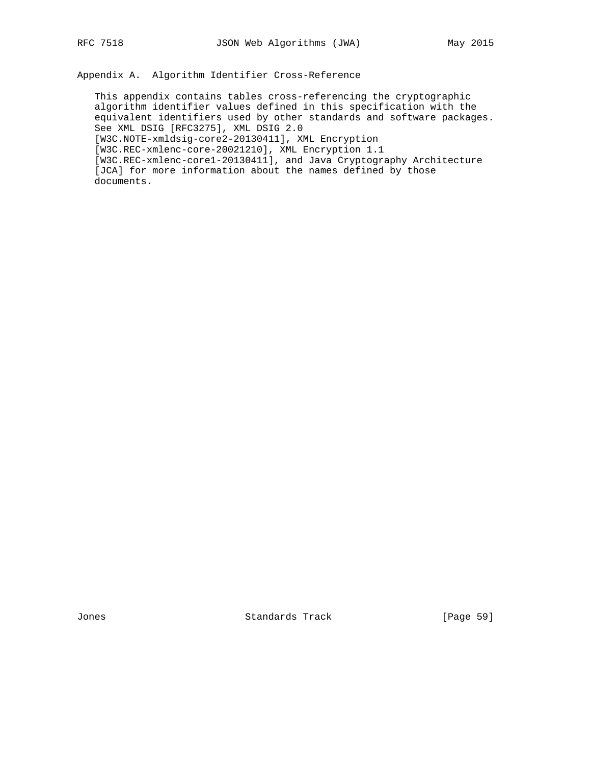## Appendix A. Algorithm Identifier Cross-Reference

This appendix contains tables cross-referencing the cryptographic algorithm identifier values defined in this specification with the equivalent identifiers used by other standards and software packages. See XML DSIG [RFC3275], XML DSIG 2.0 [W3C.NOTE-xmldsig-core2-20130411], XML Encryption [W3C.REC-xmlenc-core-20021210], XML Encryption 1.1 [W3C.REC-xmlenc-core1-20130411], and Java Cryptography Architecture [JCA] for more information about the names defined by those documents.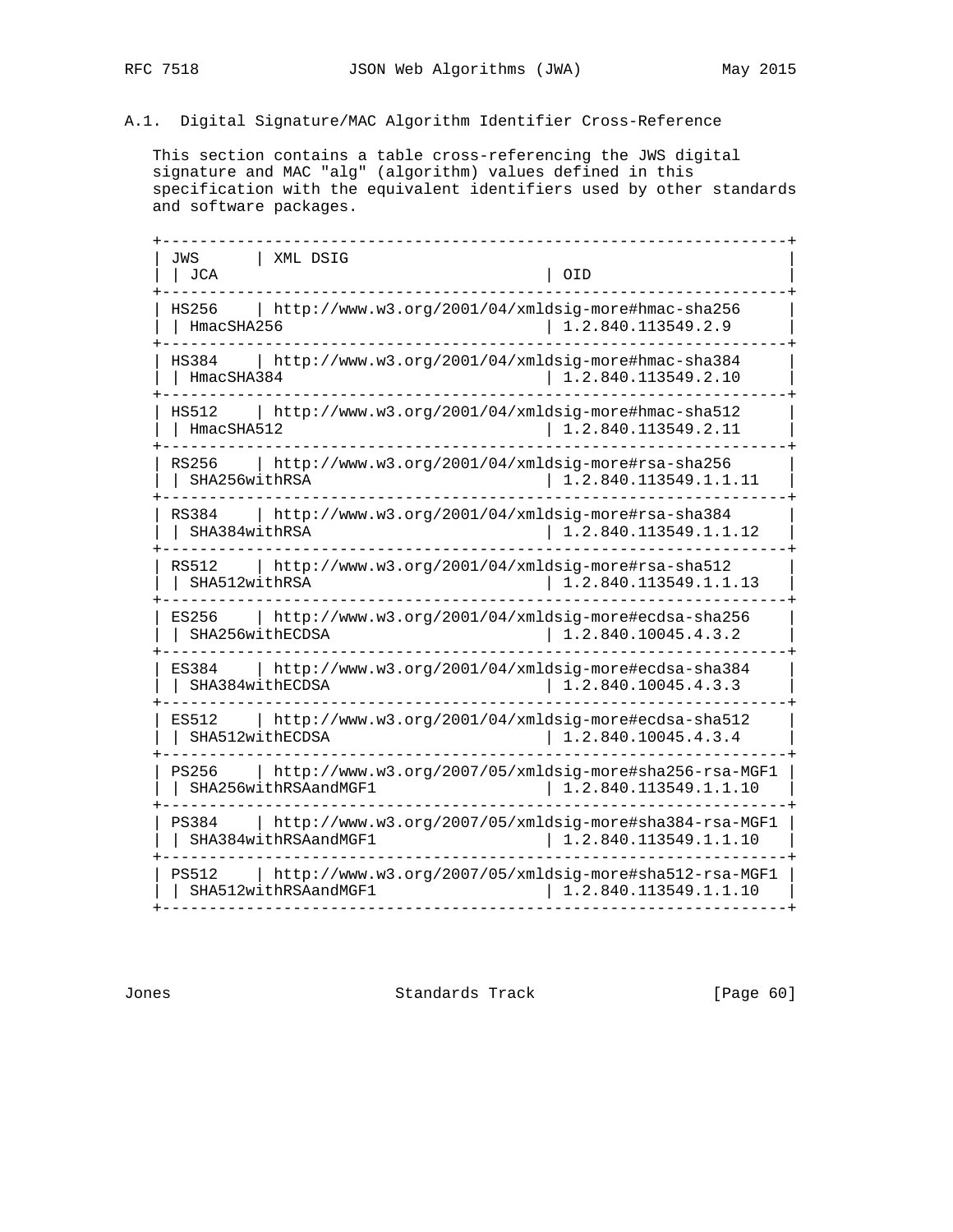### A.1. Digital Signature/MAC Algorithm Identifier Cross-Reference

This section contains a table cross-referencing the JWS digital signature and MAC "alg" (algorithm) values defined in this specification with the equivalent identifiers used by other standards and software packages.

| JWS | XML DSIG | JCA | OID |
|---|---|---|---|
| HS256 | http://www.w3.org/2001/04/xmldsig-more#hmac-sha256 | HmacSHA256 | 1.2.840.113549.2.9 |
| HS384 | http://www.w3.org/2001/04/xmldsig-more#hmac-sha384 | HmacSHA384 | 1.2.840.113549.2.10 |
| HS512 | http://www.w3.org/2001/04/xmldsig-more#hmac-sha512 | HmacSHA512 | 1.2.840.113549.2.11 |
| RS256 | http://www.w3.org/2001/04/xmldsig-more#rsa-sha256 | SHA256withRSA | 1.2.840.113549.1.1.11 |
| RS384 | http://www.w3.org/2001/04/xmldsig-more#rsa-sha384 | SHA384withRSA | 1.2.840.113549.1.1.12 |
| RS512 | http://www.w3.org/2001/04/xmldsig-more#rsa-sha512 | SHA512withRSA | 1.2.840.113549.1.1.13 |
| ES256 | http://www.w3.org/2001/04/xmldsig-more#ecdsa-sha256 | SHA256withECDSA | 1.2.840.10045.4.3.2 |
| ES384 | http://www.w3.org/2001/04/xmldsig-more#ecdsa-sha384 | SHA384withECDSA | 1.2.840.10045.4.3.3 |
| ES512 | http://www.w3.org/2001/04/xmldsig-more#ecdsa-sha512 | SHA512withECDSA | 1.2.840.10045.4.3.4 |
| PS256 | http://www.w3.org/2007/05/xmldsig-more#sha256-rsa-MGF1 | SHA256withRSAandMGF1 | 1.2.840.113549.1.1.10 |
| PS384 | http://www.w3.org/2007/05/xmldsig-more#sha384-rsa-MGF1 | SHA384withRSAandMGF1 | 1.2.840.113549.1.1.10 |
| PS512 | http://www.w3.org/2007/05/xmldsig-more#sha512-rsa-MGF1 | SHA512withRSAandMGF1 | 1.2.840.113549.1.1.10 |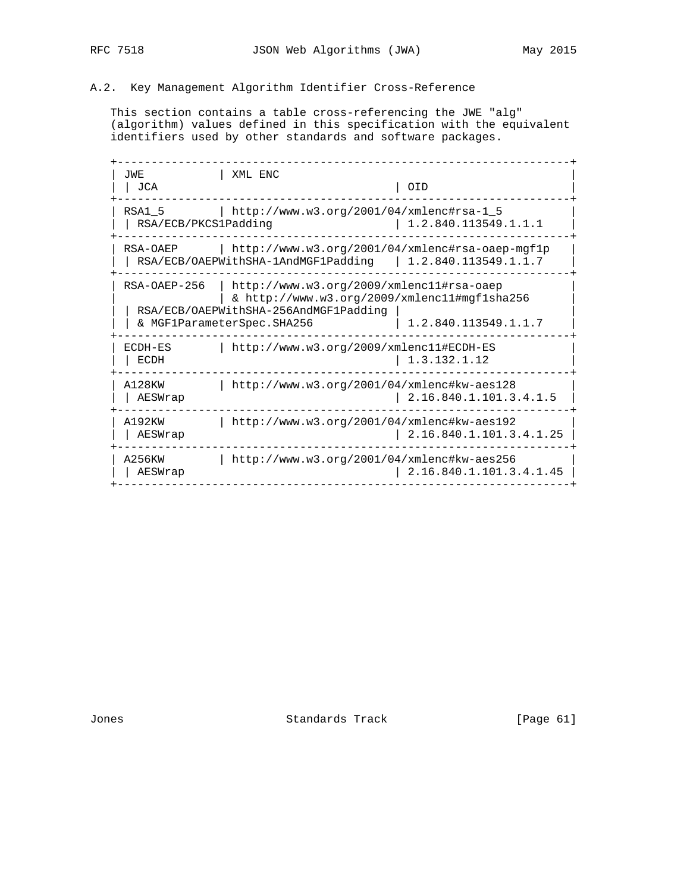## A.2. Key Management Algorithm Identifier Cross-Reference

This section contains a table cross-referencing the JWE "alg" (algorithm) values defined in this specification with the equivalent identifiers used by other standards and software packages.

| JWE | XML ENC | JCA | OID |
|---|---|---|---|
| RSA1_5 | http://www.w3.org/2001/04/xmlenc#rsa-1_5 | RSA/ECB/PKCS1Padding | 1.2.840.113549.1.1.1 |
| RSA-OAEP | http://www.w3.org/2001/04/xmlenc#rsa-oaep-mgf1p | RSA/ECB/OAEPWithSHA-1AndMGF1Padding | 1.2.840.113549.1.1.7 |
| RSA-OAEP-256 | http://www.w3.org/2009/xmlenc11#rsa-oaep & http://www.w3.org/2009/xmlenc11#mgf1sha256 | RSA/ECB/OAEPWithSHA-256AndMGF1Padding & MGF1ParameterSpec.SHA256 | 1.2.840.113549.1.1.7 |
| ECDH-ES | http://www.w3.org/2009/xmlenc11#ECDH-ES | ECDH | 1.3.132.1.12 |
| A128KW | http://www.w3.org/2001/04/xmlenc#kw-aes128 | AESWrap | 2.16.840.1.101.3.4.1.5 |
| A192KW | http://www.w3.org/2001/04/xmlenc#kw-aes192 | AESWrap | 2.16.840.1.101.3.4.1.25 |
| A256KW | http://www.w3.org/2001/04/xmlenc#kw-aes256 | AESWrap | 2.16.840.1.101.3.4.1.45 |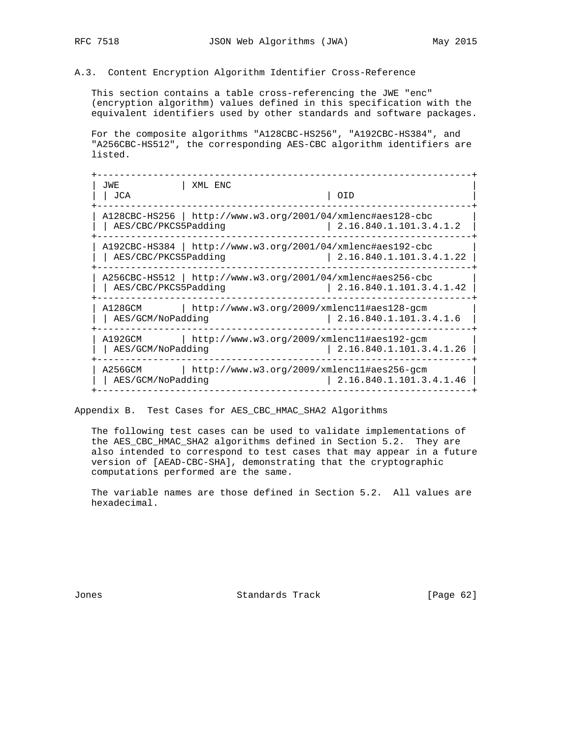### A.3. Content Encryption Algorithm Identifier Cross-Reference

This section contains a table cross-referencing the JWE "enc" (encryption algorithm) values defined in this specification with the equivalent identifiers used by other standards and software packages.

For the composite algorithms "A128CBC-HS256", "A192CBC-HS384", and "A256CBC-HS512", the corresponding AES-CBC algorithm identifiers are listed.

| JWE | XML ENC | JCA | OID |
|---|---|---|---|
| A128CBC-HS256 | http://www.w3.org/2001/04/xmlenc#aes128-cbc | AES/CBC/PKCS5Padding | 2.16.840.1.101.3.4.1.2 |
| A192CBC-HS384 | http://www.w3.org/2001/04/xmlenc#aes192-cbc | AES/CBC/PKCS5Padding | 2.16.840.1.101.3.4.1.22 |
| A256CBC-HS512 | http://www.w3.org/2001/04/xmlenc#aes256-cbc | AES/CBC/PKCS5Padding | 2.16.840.1.101.3.4.1.42 |
| A128GCM | http://www.w3.org/2009/xmlenc11#aes128-gcm | AES/GCM/NoPadding | 2.16.840.1.101.3.4.1.6 |
| A192GCM | http://www.w3.org/2009/xmlenc11#aes192-gcm | AES/GCM/NoPadding | 2.16.840.1.101.3.4.1.26 |
| A256GCM | http://www.w3.org/2009/xmlenc11#aes256-gcm | AES/GCM/NoPadding | 2.16.840.1.101.3.4.1.46 |

## Appendix B. Test Cases for AES_CBC_HMAC_SHA2 Algorithms

The following test cases can be used to validate implementations of the AES_CBC_HMAC_SHA2 algorithms defined in Section 5.2. They are also intended to correspond to test cases that may appear in a future version of [AEAD-CBC-SHA], demonstrating that the cryptographic computations performed are the same.

The variable names are those defined in Section 5.2. All values are hexadecimal.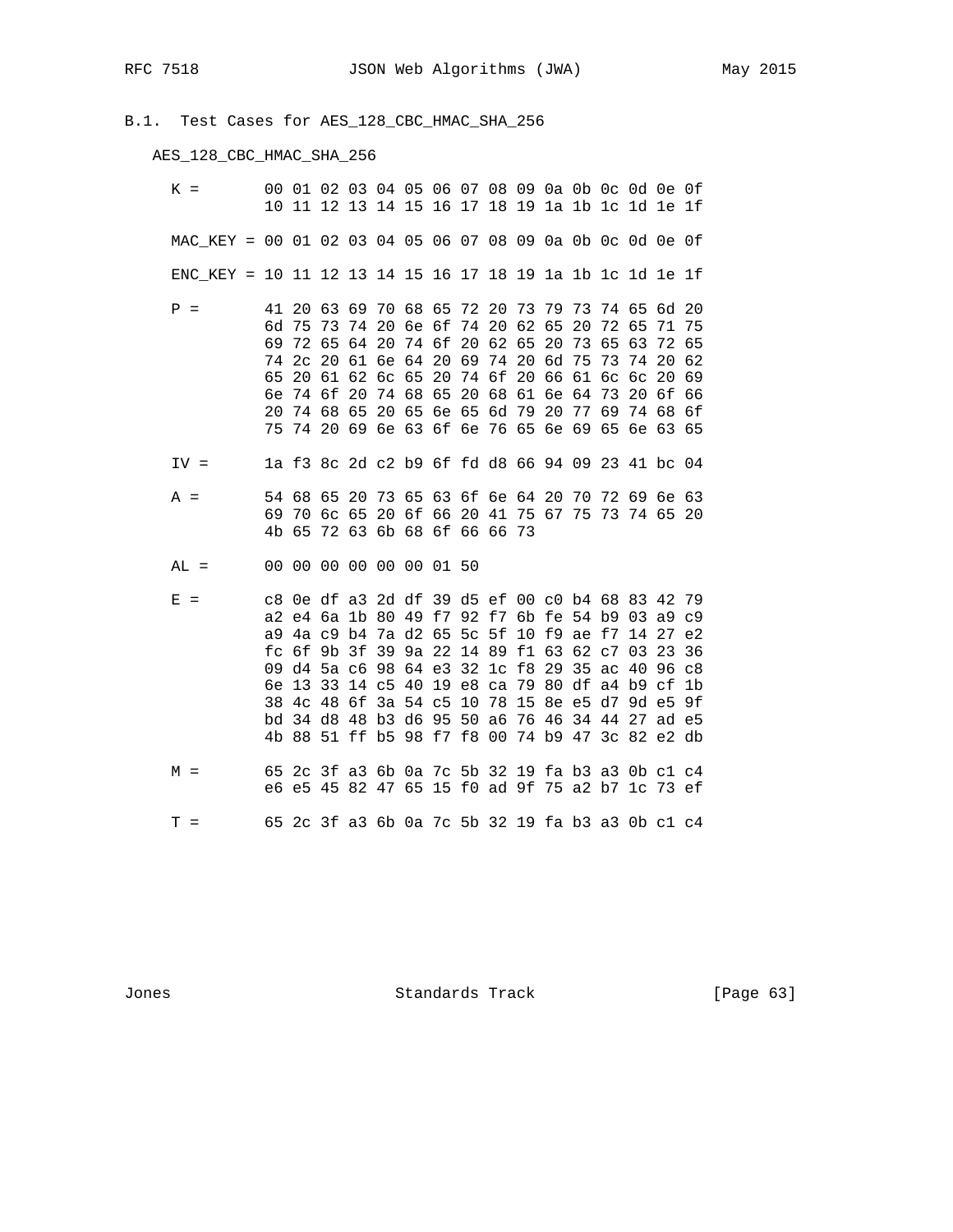### B.1. Test Cases for AES_128_CBC_HMAC_SHA_256

AES_128_CBC_HMAC_SHA_256

```
K =       00 01 02 03 04 05 06 07 08 09 0a 0b 0c 0d 0e 0f
          10 11 12 13 14 15 16 17 18 19 1a 1b 1c 1d 1e 1f

MAC_KEY = 00 01 02 03 04 05 06 07 08 09 0a 0b 0c 0d 0e 0f

ENC_KEY = 10 11 12 13 14 15 16 17 18 19 1a 1b 1c 1d 1e 1f

P =       41 20 63 69 70 68 65 72 20 73 79 73 74 65 6d 20
          6d 75 73 74 20 6e 6f 74 20 62 65 20 72 65 71 75
          69 72 65 64 20 74 6f 20 62 65 20 73 65 63 72 65
          74 2c 20 61 6e 64 20 69 74 20 6d 75 73 74 20 62
          65 20 61 62 6c 65 20 74 6f 20 66 61 6c 6c 20 69
          6e 74 6f 20 74 68 65 20 68 61 6e 64 73 20 6f 66
          20 74 68 65 20 65 6e 65 6d 79 20 77 69 74 68 6f
          75 74 20 69 6e 63 6f 6e 76 65 6e 69 65 6e 63 65

IV =      1a f3 8c 2d c2 b9 6f fd d8 66 94 09 23 41 bc 04

A =       54 68 65 20 73 65 63 6f 6e 64 20 70 72 69 6e 63
          69 70 6c 65 20 6f 66 20 41 75 67 75 73 74 65 20
          4b 65 72 63 6b 68 6f 66 66 73

AL =      00 00 00 00 00 00 01 50

E =       c8 0e df a3 2d df 39 d5 ef 00 c0 b4 68 83 42 79
          a2 e4 6a 1b 80 49 f7 92 f7 6b fe 54 b9 03 a9 c9
          a9 4a c9 b4 7a d2 65 5c 5f 10 f9 ae f7 14 27 e2
          fc 6f 9b 3f 39 9a 22 14 89 f1 63 62 c7 03 23 36
          09 d4 5a c6 98 64 e3 32 1c f8 29 35 ac 40 96 c8
          6e 13 33 14 c5 40 19 e8 ca 79 80 df a4 b9 cf 1b
          38 4c 48 6f 3a 54 c5 10 78 15 8e e5 d7 9d e5 9f
          bd 34 d8 48 b3 d6 95 50 a6 76 46 34 44 27 ad e5
          4b 88 51 ff b5 98 f7 f8 00 74 b9 47 3c 82 e2 db

M =       65 2c 3f a3 6b 0a 7c 5b 32 19 fa b3 a3 0b c1 c4
          e6 e5 45 82 47 65 15 f0 ad 9f 75 a2 b7 1c 73 ef

T =       65 2c 3f a3 6b 0a 7c 5b 32 19 fa b3 a3 0b c1 c4
```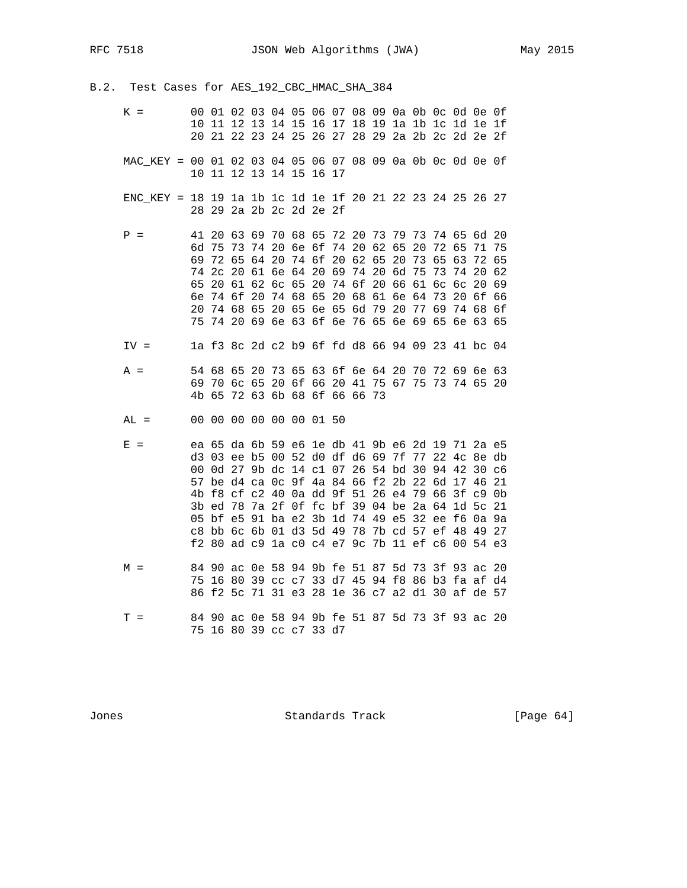### B.2. Test Cases for AES_192_CBC_HMAC_SHA_384

```
   K =       00 01 02 03 04 05 06 07 08 09 0a 0b 0c 0d 0e 0f
             10 11 12 13 14 15 16 17 18 19 1a 1b 1c 1d 1e 1f
             20 21 22 23 24 25 26 27 28 29 2a 2b 2c 2d 2e 2f

   MAC_KEY = 00 01 02 03 04 05 06 07 08 09 0a 0b 0c 0d 0e 0f
             10 11 12 13 14 15 16 17

   ENC_KEY = 18 19 1a 1b 1c 1d 1e 1f 20 21 22 23 24 25 26 27
             28 29 2a 2b 2c 2d 2e 2f

   P =       41 20 63 69 70 68 65 72 20 73 79 73 74 65 6d 20
             6d 75 73 74 20 6e 6f 74 20 62 65 20 72 65 71 75
             69 72 65 64 20 74 6f 20 62 65 20 73 65 63 72 65
             74 2c 20 61 6e 64 20 69 74 20 6d 75 73 74 20 62
             65 20 61 62 6c 65 20 74 6f 20 66 61 6c 6c 20 69
             6e 74 6f 20 74 68 65 20 68 61 6e 64 73 20 6f 66
             20 74 68 65 20 65 6e 65 6d 79 20 77 69 74 68 6f
             75 74 20 69 6e 63 6f 6e 76 65 6e 69 65 6e 63 65

   IV =      1a f3 8c 2d c2 b9 6f fd d8 66 94 09 23 41 bc 04

   A =       54 68 65 20 73 65 63 6f 6e 64 20 70 72 69 6e 63
             69 70 6c 65 20 6f 66 20 41 75 67 75 73 74 65 20
             4b 65 72 63 6b 68 6f 66 66 73

   AL =      00 00 00 00 00 00 01 50

   E =       ea 65 da 6b 59 e6 1e db 41 9b e6 2d 19 71 2a e5
             d3 03 ee b5 00 52 d0 df d6 69 7f 77 22 4c 8e db
             00 0d 27 9b dc 14 c1 07 26 54 bd 30 94 42 30 c6
             57 be d4 ca 0c 9f 4a 84 66 f2 2b 22 6d 17 46 21
             4b f8 cf c2 40 0a dd 9f 51 26 e4 79 66 3f c9 0b
             3b ed 78 7a 2f 0f fc bf 39 04 be 2a 64 1d 5c 21
             05 bf e5 91 ba e2 3b 1d 74 49 e5 32 ee f6 0a 9a
             c8 bb 6c 6b 01 d3 5d 49 78 7b cd 57 ef 48 49 27
             f2 80 ad c9 1a c0 c4 e7 9c 7b 11 ef c6 00 54 e3

   M =       84 90 ac 0e 58 94 9b fe 51 87 5d 73 3f 93 ac 20
             75 16 80 39 cc c7 33 d7 45 94 f8 86 b3 fa af d4
             86 f2 5c 71 31 e3 28 1e 36 c7 a2 d1 30 af de 57

   T =       84 90 ac 0e 58 94 9b fe 51 87 5d 73 3f 93 ac 20
             75 16 80 39 cc c7 33 d7
```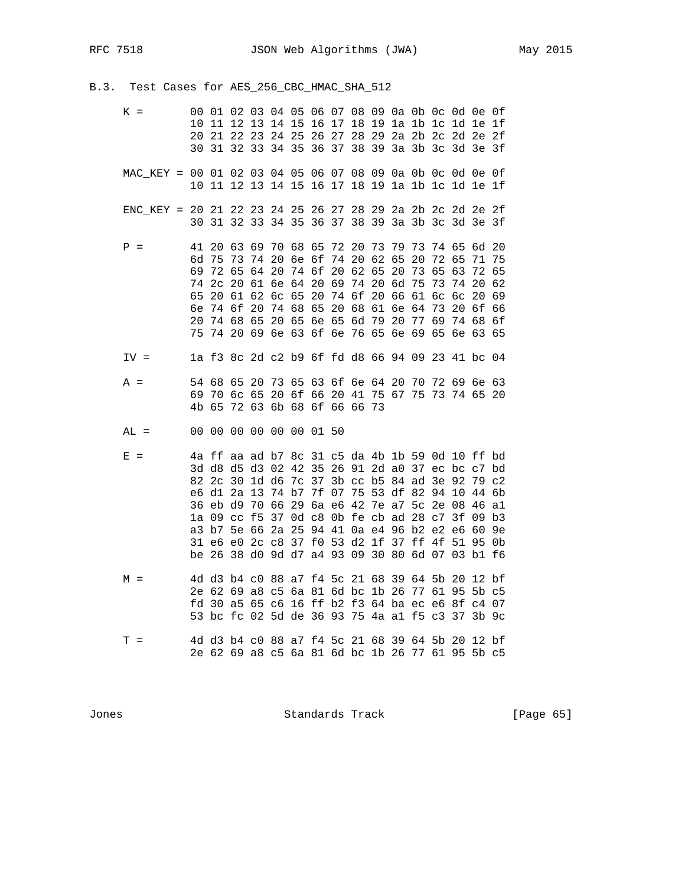### B.3. Test Cases for AES_256_CBC_HMAC_SHA_512

```
   K =       00 01 02 03 04 05 06 07 08 09 0a 0b 0c 0d 0e 0f
             10 11 12 13 14 15 16 17 18 19 1a 1b 1c 1d 1e 1f
             20 21 22 23 24 25 26 27 28 29 2a 2b 2c 2d 2e 2f
             30 31 32 33 34 35 36 37 38 39 3a 3b 3c 3d 3e 3f

   MAC_KEY = 00 01 02 03 04 05 06 07 08 09 0a 0b 0c 0d 0e 0f
             10 11 12 13 14 15 16 17 18 19 1a 1b 1c 1d 1e 1f

   ENC_KEY = 20 21 22 23 24 25 26 27 28 29 2a 2b 2c 2d 2e 2f
             30 31 32 33 34 35 36 37 38 39 3a 3b 3c 3d 3e 3f

   P =       41 20 63 69 70 68 65 72 20 73 79 73 74 65 6d 20
             6d 75 73 74 20 6e 6f 74 20 62 65 20 72 65 71 75
             69 72 65 64 20 74 6f 20 62 65 20 73 65 63 72 65
             74 2c 20 61 6e 64 20 69 74 20 6d 75 73 74 20 62
             65 20 61 62 6c 65 20 74 6f 20 66 61 6c 6c 20 69
             6e 74 6f 20 74 68 65 20 68 61 6e 64 73 20 6f 66
             20 74 68 65 20 65 6e 65 6d 79 20 77 69 74 68 6f
             75 74 20 69 6e 63 6f 6e 76 65 6e 69 65 6e 63 65

   IV =      1a f3 8c 2d c2 b9 6f fd d8 66 94 09 23 41 bc 04

   A =       54 68 65 20 73 65 63 6f 6e 64 20 70 72 69 6e 63
             69 70 6c 65 20 6f 66 20 41 75 67 75 73 74 65 20
             4b 65 72 63 6b 68 6f 66 66 73

   AL =      00 00 00 00 00 00 01 50

   E =       4a ff aa ad b7 8c 31 c5 da 4b 1b 59 0d 10 ff bd
             3d d8 d5 d3 02 42 35 26 91 2d a0 37 ec bc c7 bd
             82 2c 30 1d d6 7c 37 3b cc b5 84 ad 3e 92 79 c2
             e6 d1 2a 13 74 b7 7f 07 75 53 df 82 94 10 44 6b
             36 eb d9 70 66 29 6a e6 42 7e a7 5c 2e 08 46 a1
             1a 09 cc f5 37 0d c8 0b fe cb ad 28 c7 3f 09 b3
             a3 b7 5e 66 2a 25 94 41 0a e4 96 b2 e2 e6 60 9e
             31 e6 e0 2c c8 37 f0 53 d2 1f 37 ff 4f 51 95 0b
             be 26 38 d0 9d d7 a4 93 09 30 80 6d 07 03 b1 f6

   M =       4d d3 b4 c0 88 a7 f4 5c 21 68 39 64 5b 20 12 bf
             2e 62 69 a8 c5 6a 81 6d bc 1b 26 77 61 95 5b c5
             fd 30 a5 65 c6 16 ff b2 f3 64 ba ec e6 8f c4 07
             53 bc fc 02 5d de 36 93 75 4a a1 f5 c3 37 3b 9c

   T =       4d d3 b4 c0 88 a7 f4 5c 21 68 39 64 5b 20 12 bf
             2e 62 69 a8 c5 6a 81 6d bc 1b 26 77 61 95 5b c5
```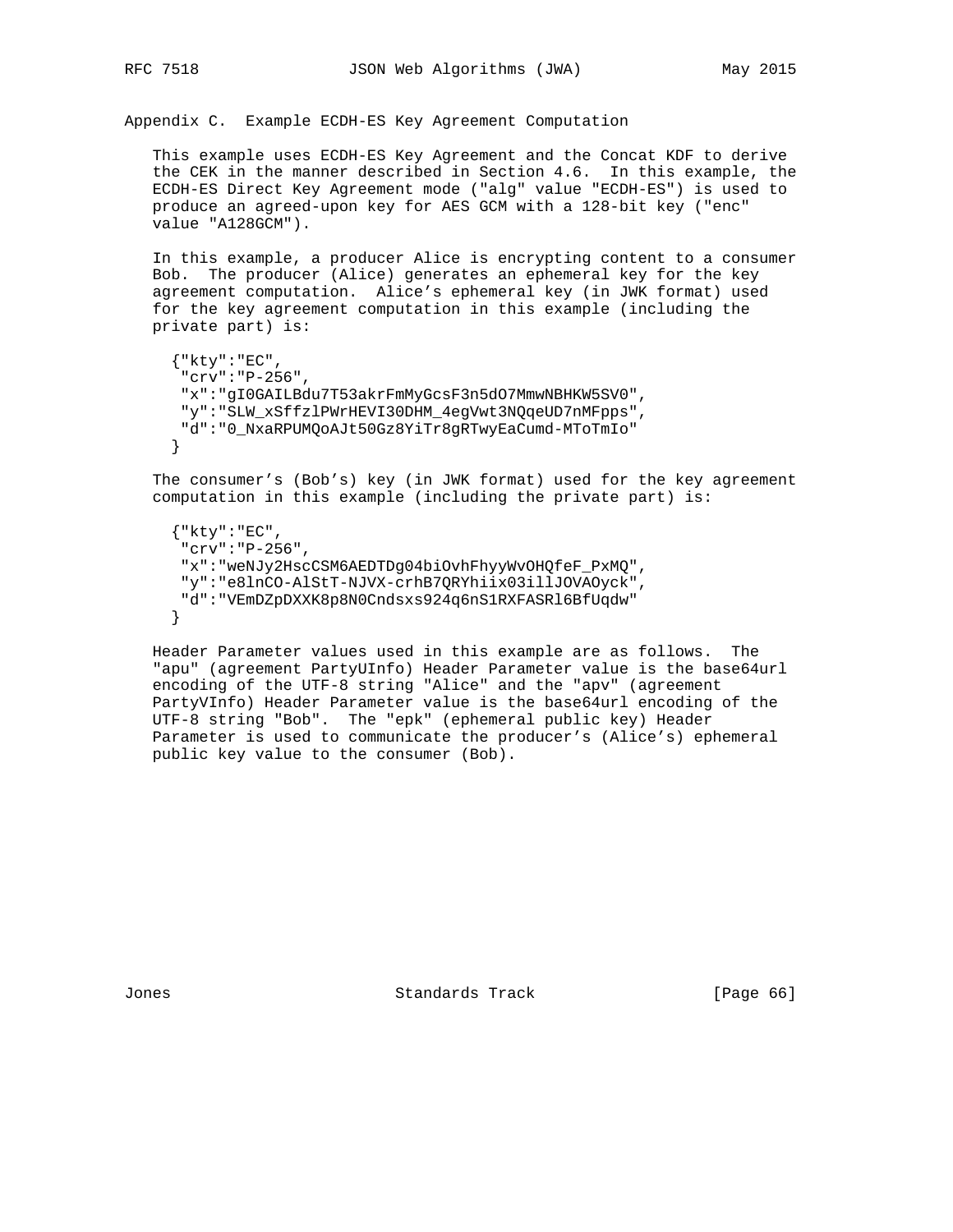## Appendix C. Example ECDH-ES Key Agreement Computation

This example uses ECDH-ES Key Agreement and the Concat KDF to derive the CEK in the manner described in Section 4.6. In this example, the ECDH-ES Direct Key Agreement mode ("alg" value "ECDH-ES") is used to produce an agreed-upon key for AES GCM with a 128-bit key ("enc" value "A128GCM").

In this example, a producer Alice is encrypting content to a consumer Bob. The producer (Alice) generates an ephemeral key for the key agreement computation. Alice's ephemeral key (in JWK format) used for the key agreement computation in this example (including the private part) is:

```
{"kty":"EC",
 "crv":"P-256",
 "x":"gI0GAILBdu7T53akrFmMyGcsF3n5dO7MmwNBHKW5SV0",
 "y":"SLW_xSffzlPWrHEVI30DHM_4egVwt3NQqeUD7nMFpps",
 "d":"0_NxaRPUMQoAJt50Gz8YiTr8gRTwyEaCumd-MToTmIo"
}
```

The consumer's (Bob's) key (in JWK format) used for the key agreement computation in this example (including the private part) is:

```
{"kty":"EC",
 "crv":"P-256",
 "x":"weNJy2HscCSM6AEDTDg04biOvhFhyyWvOHQfeF_PxMQ",
 "y":"e8lnCO-AlStT-NJVX-crhB7QRYhiix03illJOVAOyck",
 "d":"VEmDZpDXXK8p8N0Cndsxs924q6nS1RXFASRl6BfUqdw"
}
```

Header Parameter values used in this example are as follows. The "apu" (agreement PartyUInfo) Header Parameter value is the base64url encoding of the UTF-8 string "Alice" and the "apv" (agreement PartyVInfo) Header Parameter value is the base64url encoding of the UTF-8 string "Bob". The "epk" (ephemeral public key) Header Parameter is used to communicate the producer's (Alice's) ephemeral public key value to the consumer (Bob).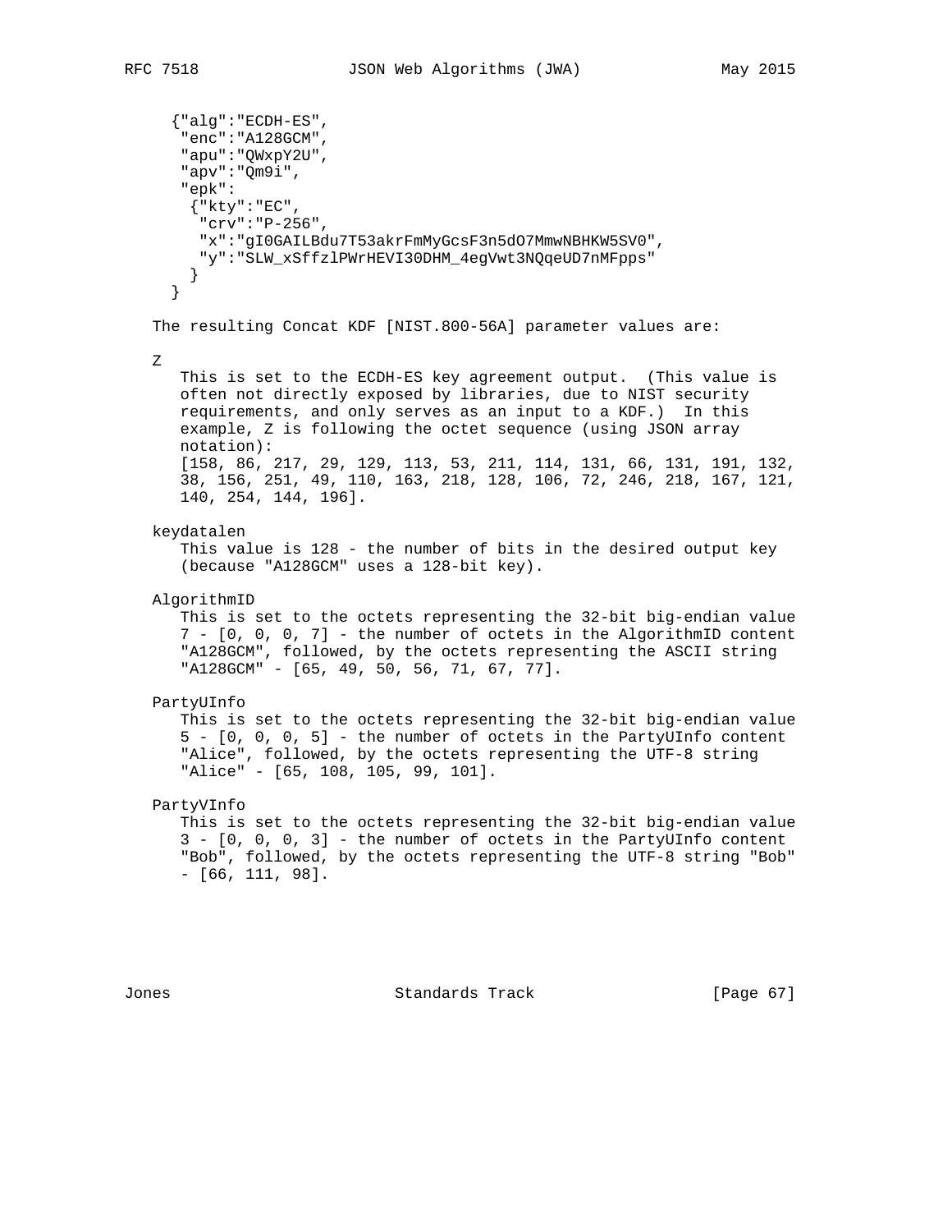```
{"alg":"ECDH-ES",
 "enc":"A128GCM",
 "apu":"QWxpY2U",
 "apv":"Qm9i",
 "epk":
  {"kty":"EC",
   "crv":"P-256",
   "x":"gI0GAILBdu7T53akrFmMyGcsF3n5dO7MmwNBHKW5SV0",
   "y":"SLW_xSffzlPWrHEVI30DHM_4egVwt3NQqeUD7nMFpps"
  }
}
```

The resulting Concat KDF [NIST.800-56A] parameter values are:

Z
  This is set to the ECDH-ES key agreement output. (This value is often not directly exposed by libraries, due to NIST security requirements, and only serves as an input to a KDF.) In this example, Z is following the octet sequence (using JSON array notation):
  [158, 86, 217, 29, 129, 113, 53, 211, 114, 131, 66, 131, 191, 132, 38, 156, 251, 49, 110, 163, 218, 128, 106, 72, 246, 218, 167, 121, 140, 254, 144, 196].

keydatalen
  This value is 128 - the number of bits in the desired output key (because "A128GCM" uses a 128-bit key).

AlgorithmID
  This is set to the octets representing the 32-bit big-endian value 7 - [0, 0, 0, 7] - the number of octets in the AlgorithmID content "A128GCM", followed, by the octets representing the ASCII string "A128GCM" - [65, 49, 50, 56, 71, 67, 77].

PartyUInfo
  This is set to the octets representing the 32-bit big-endian value 5 - [0, 0, 0, 5] - the number of octets in the PartyUInfo content "Alice", followed, by the octets representing the UTF-8 string "Alice" - [65, 108, 105, 99, 101].

PartyVInfo
  This is set to the octets representing the 32-bit big-endian value 3 - [0, 0, 0, 3] - the number of octets in the PartyUInfo content "Bob", followed, by the octets representing the UTF-8 string "Bob" - [66, 111, 98].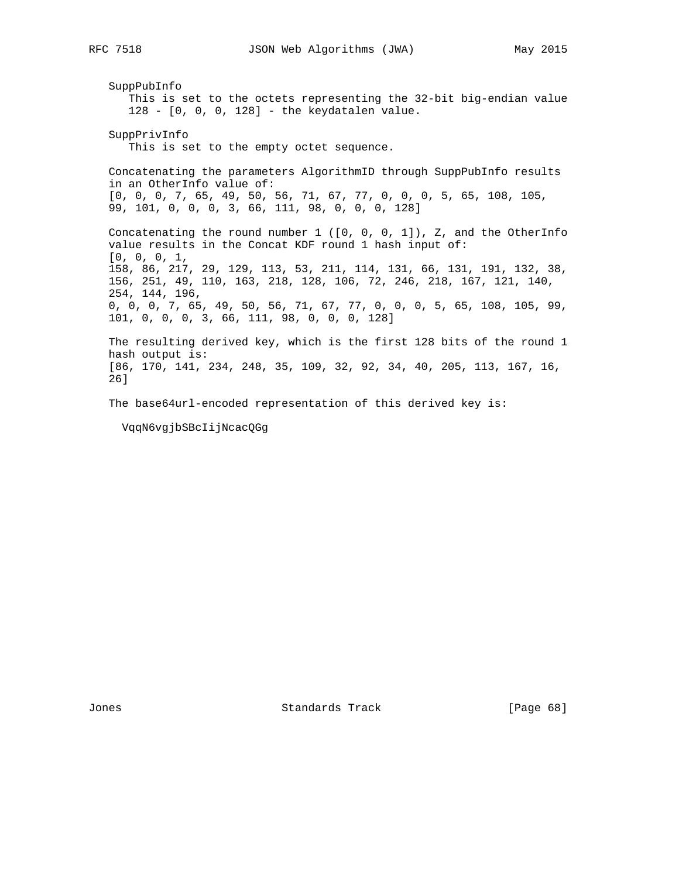SuppPubInfo
   This is set to the octets representing the 32-bit big-endian value 128 - [0, 0, 0, 128] - the keydatalen value.

SuppPrivInfo
   This is set to the empty octet sequence.

Concatenating the parameters AlgorithmID through SuppPubInfo results in an OtherInfo value of:

```
[0, 0, 0, 7, 65, 49, 50, 56, 71, 67, 77, 0, 0, 0, 5, 65, 108, 105,
99, 101, 0, 0, 0, 3, 66, 111, 98, 0, 0, 0, 128]
```

Concatenating the round number 1 ([0, 0, 0, 1]), Z, and the OtherInfo value results in the Concat KDF round 1 hash input of:

```
[0, 0, 0, 1,
158, 86, 217, 29, 129, 113, 53, 211, 114, 131, 66, 131, 191, 132, 38,
156, 251, 49, 110, 163, 218, 128, 106, 72, 246, 218, 167, 121, 140,
254, 144, 196,
0, 0, 0, 7, 65, 49, 50, 56, 71, 67, 77, 0, 0, 0, 5, 65, 108, 105, 99,
101, 0, 0, 0, 3, 66, 111, 98, 0, 0, 0, 128]
```

The resulting derived key, which is the first 128 bits of the round 1 hash output is:

```
[86, 170, 141, 234, 248, 35, 109, 32, 92, 34, 40, 205, 113, 167, 16,
26]
```

The base64url-encoded representation of this derived key is:

```
VqqN6vgjbSBcIijNcacQGg
```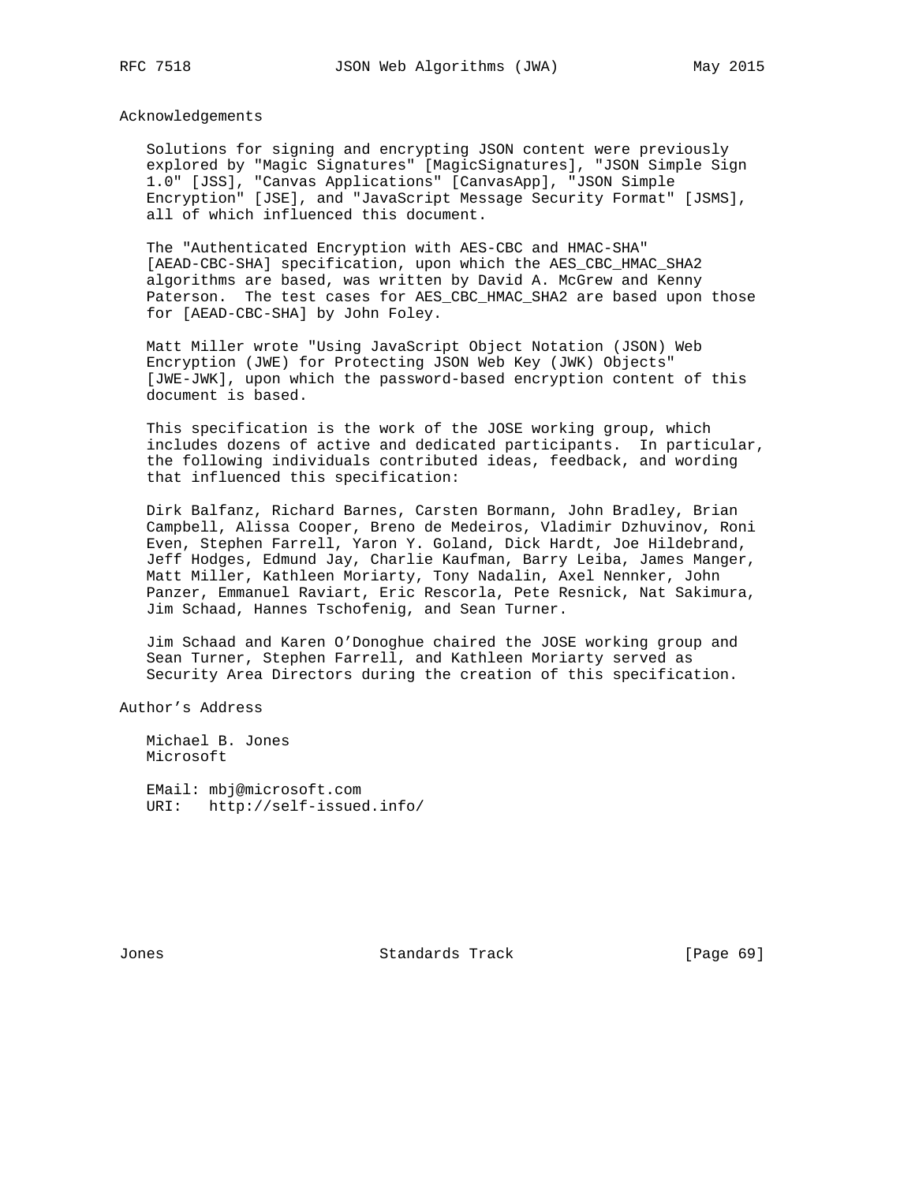## Acknowledgements

Solutions for signing and encrypting JSON content were previously explored by "Magic Signatures" [MagicSignatures], "JSON Simple Sign 1.0" [JSS], "Canvas Applications" [CanvasApp], "JSON Simple Encryption" [JSE], and "JavaScript Message Security Format" [JSMS], all of which influenced this document.

The "Authenticated Encryption with AES-CBC and HMAC-SHA" [AEAD-CBC-SHA] specification, upon which the AES_CBC_HMAC_SHA2 algorithms are based, was written by David A. McGrew and Kenny Paterson. The test cases for AES_CBC_HMAC_SHA2 are based upon those for [AEAD-CBC-SHA] by John Foley.

Matt Miller wrote "Using JavaScript Object Notation (JSON) Web Encryption (JWE) for Protecting JSON Web Key (JWK) Objects" [JWE-JWK], upon which the password-based encryption content of this document is based.

This specification is the work of the JOSE working group, which includes dozens of active and dedicated participants. In particular, the following individuals contributed ideas, feedback, and wording that influenced this specification:

Dirk Balfanz, Richard Barnes, Carsten Bormann, John Bradley, Brian Campbell, Alissa Cooper, Breno de Medeiros, Vladimir Dzhuvinov, Roni Even, Stephen Farrell, Yaron Y. Goland, Dick Hardt, Joe Hildebrand, Jeff Hodges, Edmund Jay, Charlie Kaufman, Barry Leiba, James Manger, Matt Miller, Kathleen Moriarty, Tony Nadalin, Axel Nennker, John Panzer, Emmanuel Raviart, Eric Rescorla, Pete Resnick, Nat Sakimura, Jim Schaad, Hannes Tschofenig, and Sean Turner.

Jim Schaad and Karen O'Donoghue chaired the JOSE working group and Sean Turner, Stephen Farrell, and Kathleen Moriarty served as Security Area Directors during the creation of this specification.

## Author's Address

Michael B. Jones
Microsoft

EMail: mbj@microsoft.com
URI: http://self-issued.info/